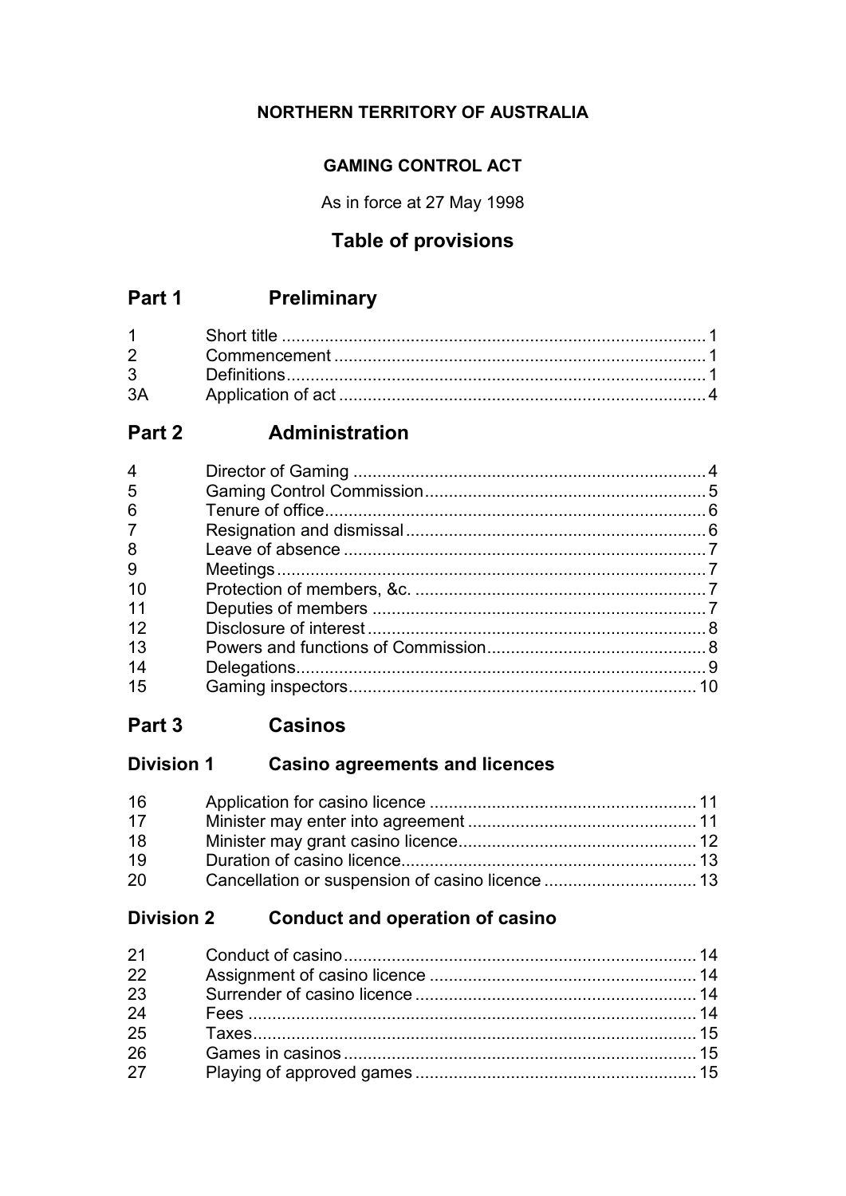**NORTHERN TERRITORY OF AUSTRALIA**

**GAMING CONTROL ACT**

As in force at 27 May 1998

# Table of provisions

## Part 1 Preliminary

| | | |
|---|---|---|
| 1 | Short title | 1 |
| 2 | Commencement | 1 |
| 3 | Definitions | 1 |
| 3A | Application of act | 4 |

## Part 2 Administration

| | | |
|---|---|---|
| 4 | Director of Gaming | 4 |
| 5 | Gaming Control Commission | 5 |
| 6 | Tenure of office | 6 |
| 7 | Resignation and dismissal | 6 |
| 8 | Leave of absence | 7 |
| 9 | Meetings | 7 |
| 10 | Protection of members, &c. | 7 |
| 11 | Deputies of members | 7 |
| 12 | Disclosure of interest | 8 |
| 13 | Powers and functions of Commission | 8 |
| 14 | Delegations | 9 |
| 15 | Gaming inspectors | 10 |

## Part 3 Casinos

### Division 1 Casino agreements and licences

| | | |
|---|---|---|
| 16 | Application for casino licence | 11 |
| 17 | Minister may enter into agreement | 11 |
| 18 | Minister may grant casino licence | 12 |
| 19 | Duration of casino licence | 13 |
| 20 | Cancellation or suspension of casino licence | 13 |

### Division 2 Conduct and operation of casino

| | | |
|---|---|---|
| 21 | Conduct of casino | 14 |
| 22 | Assignment of casino licence | 14 |
| 23 | Surrender of casino licence | 14 |
| 24 | Fees | 14 |
| 25 | Taxes | 15 |
| 26 | Games in casinos | 15 |
| 27 | Playing of approved games | 15 |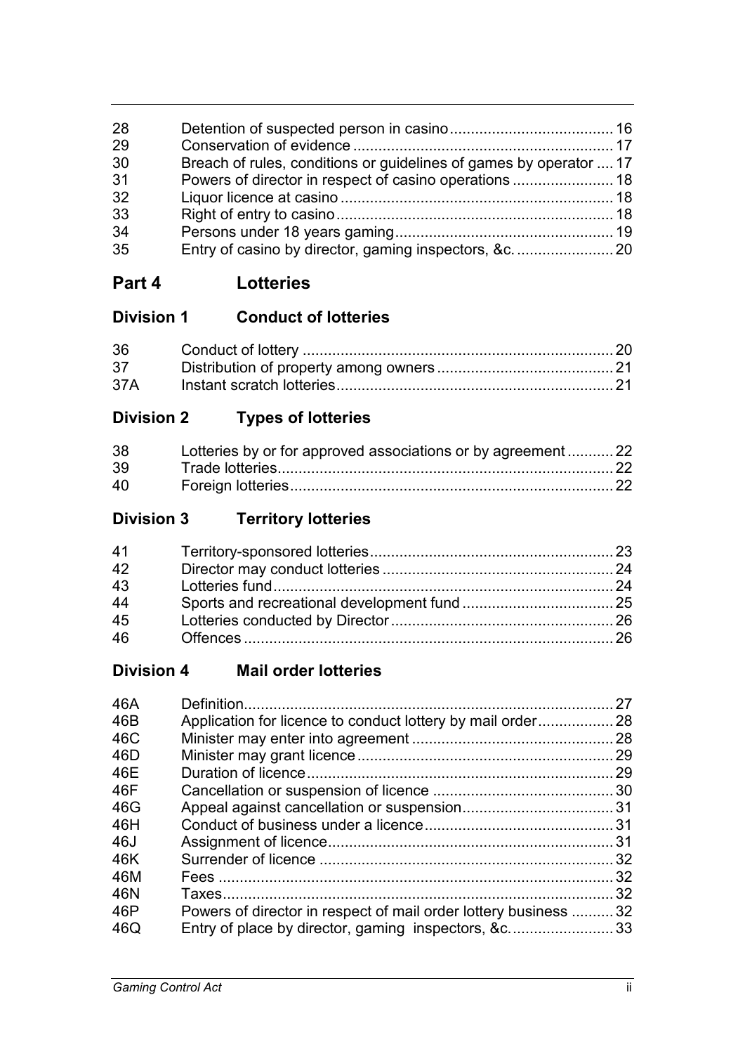| | | |
|---|---|---|
| 28 | Detention of suspected person in casino | 16 |
| 29 | Conservation of evidence | 17 |
| 30 | Breach of rules, conditions or guidelines of games by operator | 17 |
| 31 | Powers of director in respect of casino operations | 18 |
| 32 | Liquor licence at casino | 18 |
| 33 | Right of entry to casino | 18 |
| 34 | Persons under 18 years gaming | 19 |
| 35 | Entry of casino by director, gaming inspectors, &c. | 20 |

## Part 4 Lotteries

### Division 1 Conduct of lotteries

| | | |
|---|---|---|
| 36 | Conduct of lottery | 20 |
| 37 | Distribution of property among owners | 21 |
| 37A | Instant scratch lotteries | 21 |

### Division 2 Types of lotteries

| | | |
|---|---|---|
| 38 | Lotteries by or for approved associations or by agreement | 22 |
| 39 | Trade lotteries | 22 |
| 40 | Foreign lotteries | 22 |

### Division 3 Territory lotteries

| | | |
|---|---|---|
| 41 | Territory-sponsored lotteries | 23 |
| 42 | Director may conduct lotteries | 24 |
| 43 | Lotteries fund | 24 |
| 44 | Sports and recreational development fund | 25 |
| 45 | Lotteries conducted by Director | 26 |
| 46 | Offences | 26 |

### Division 4 Mail order lotteries

| | | |
|---|---|---|
| 46A | Definition | 27 |
| 46B | Application for licence to conduct lottery by mail order | 28 |
| 46C | Minister may enter into agreement | 28 |
| 46D | Minister may grant licence | 29 |
| 46E | Duration of licence | 29 |
| 46F | Cancellation or suspension of licence | 30 |
| 46G | Appeal against cancellation or suspension | 31 |
| 46H | Conduct of business under a licence | 31 |
| 46J | Assignment of licence | 31 |
| 46K | Surrender of licence | 32 |
| 46M | Fees | 32 |
| 46N | Taxes | 32 |
| 46P | Powers of director in respect of mail order lottery business | 32 |
| 46Q | Entry of place by director, gaming inspectors, &c. | 33 |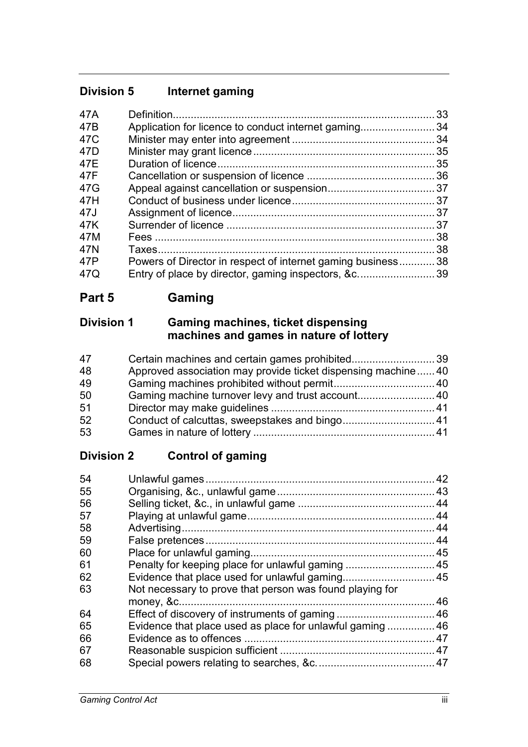## Division 5 Internet gaming

| | | |
|---|---|---|
| 47A | Definition | 33 |
| 47B | Application for licence to conduct internet gaming | 34 |
| 47C | Minister may enter into agreement | 34 |
| 47D | Minister may grant licence | 35 |
| 47E | Duration of licence | 35 |
| 47F | Cancellation or suspension of licence | 36 |
| 47G | Appeal against cancellation or suspension | 37 |
| 47H | Conduct of business under licence | 37 |
| 47J | Assignment of licence | 37 |
| 47K | Surrender of licence | 37 |
| 47M | Fees | 38 |
| 47N | Taxes | 38 |
| 47P | Powers of Director in respect of internet gaming business | 38 |
| 47Q | Entry of place by director, gaming inspectors, &c. | 39 |

# Part 5 Gaming

## Division 1 Gaming machines, ticket dispensing machines and games in nature of lottery

| | | |
|---|---|---|
| 47 | Certain machines and certain games prohibited | 39 |
| 48 | Approved association may provide ticket dispensing machine | 40 |
| 49 | Gaming machines prohibited without permit | 40 |
| 50 | Gaming machine turnover levy and trust account | 40 |
| 51 | Director may make guidelines | 41 |
| 52 | Conduct of calcuttas, sweepstakes and bingo | 41 |
| 53 | Games in nature of lottery | 41 |

## Division 2 Control of gaming

| | | |
|---|---|---|
| 54 | Unlawful games | 42 |
| 55 | Organising, &c., unlawful game | 43 |
| 56 | Selling ticket, &c., in unlawful game | 44 |
| 57 | Playing at unlawful game | 44 |
| 58 | Advertising | 44 |
| 59 | False pretences | 44 |
| 60 | Place for unlawful gaming | 45 |
| 61 | Penalty for keeping place for unlawful gaming | 45 |
| 62 | Evidence that place used for unlawful gaming | 45 |
| 63 | Not necessary to prove that person was found playing for money, &c. | 46 |
| 64 | Effect of discovery of instruments of gaming | 46 |
| 65 | Evidence that place used as place for unlawful gaming | 46 |
| 66 | Evidence as to offences | 47 |
| 67 | Reasonable suspicion sufficient | 47 |
| 68 | Special powers relating to searches, &c. | 47 |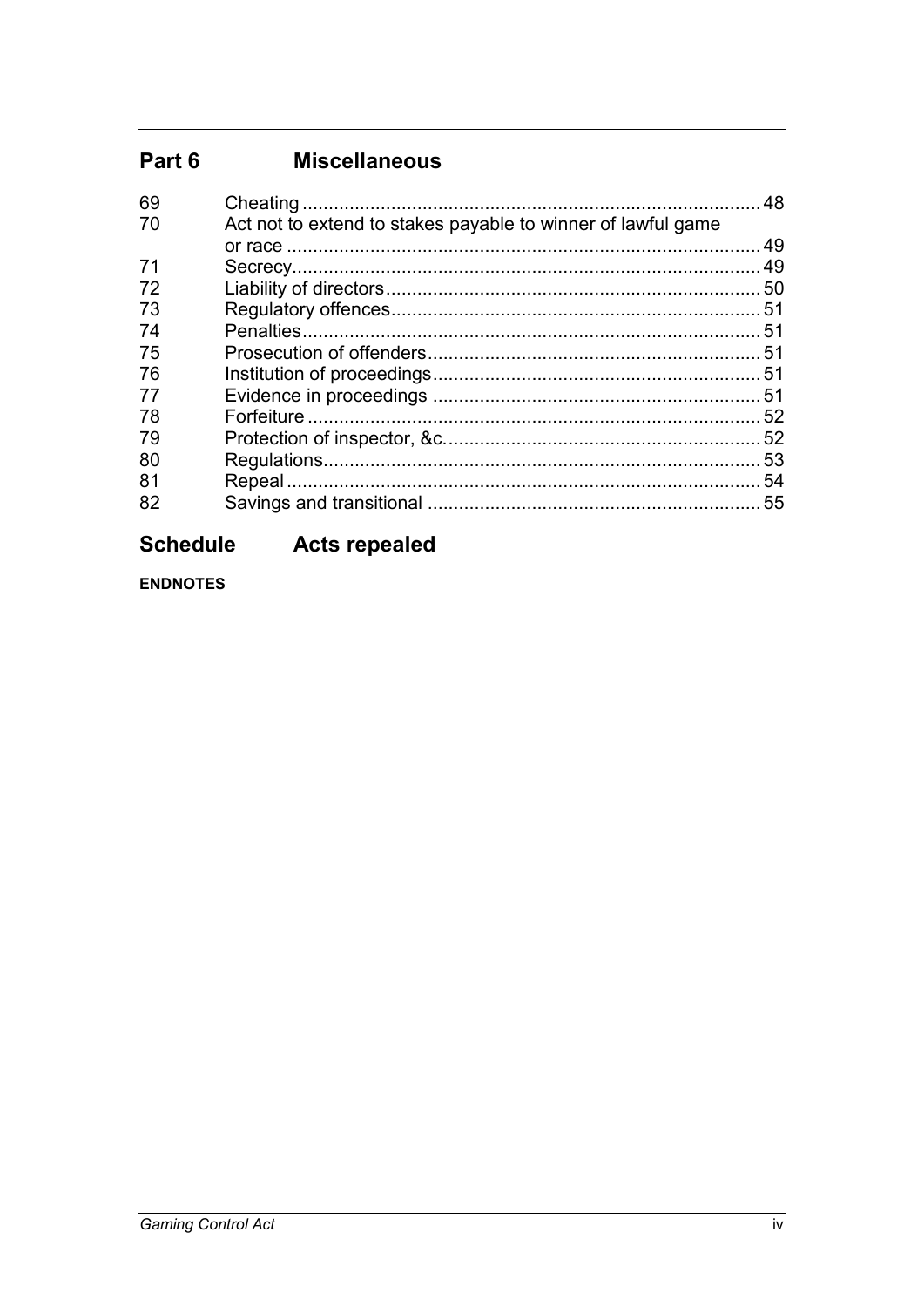## Part 6 Miscellaneous

| | | |
|---|---|---|
| 69 | Cheating | 48 |
| 70 | Act not to extend to stakes payable to winner of lawful game or race | 49 |
| 71 | Secrecy | 49 |
| 72 | Liability of directors | 50 |
| 73 | Regulatory offences | 51 |
| 74 | Penalties | 51 |
| 75 | Prosecution of offenders | 51 |
| 76 | Institution of proceedings | 51 |
| 77 | Evidence in proceedings | 51 |
| 78 | Forfeiture | 52 |
| 79 | Protection of inspector, &c. | 52 |
| 80 | Regulations | 53 |
| 81 | Repeal | 54 |
| 82 | Savings and transitional | 55 |

## Schedule Acts repealed

**ENDNOTES**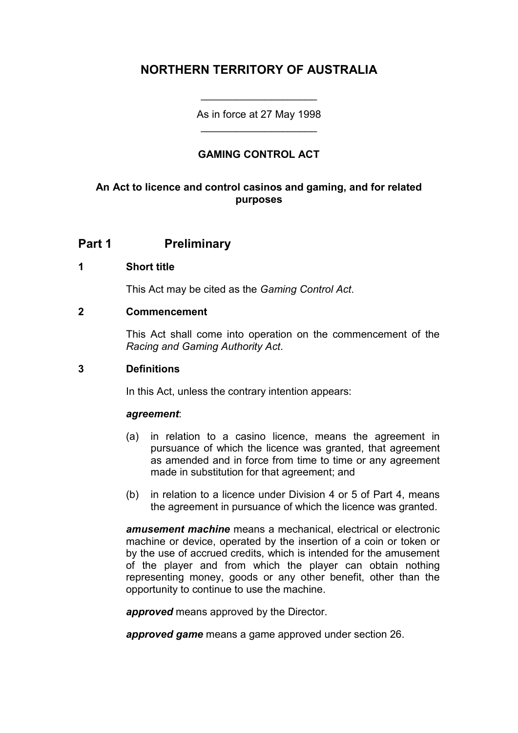# NORTHERN TERRITORY OF AUSTRALIA

As in force at 27 May 1998

**GAMING CONTROL ACT**

**An Act to licence and control casinos and gaming, and for related purposes**

## Part 1 Preliminary

### 1 Short title

This Act may be cited as the *Gaming Control Act*.

### 2 Commencement

This Act shall come into operation on the commencement of the *Racing and Gaming Authority Act*.

### 3 Definitions

In this Act, unless the contrary intention appears:

***agreement***:

(a) in relation to a casino licence, means the agreement in pursuance of which the licence was granted, that agreement as amended and in force from time to time or any agreement made in substitution for that agreement; and

(b) in relation to a licence under Division 4 or 5 of Part 4, means the agreement in pursuance of which the licence was granted.

***amusement machine*** means a mechanical, electrical or electronic machine or device, operated by the insertion of a coin or token or by the use of accrued credits, which is intended for the amusement of the player and from which the player can obtain nothing representing money, goods or any other benefit, other than the opportunity to continue to use the machine.

***approved*** means approved by the Director.

***approved game*** means a game approved under section 26.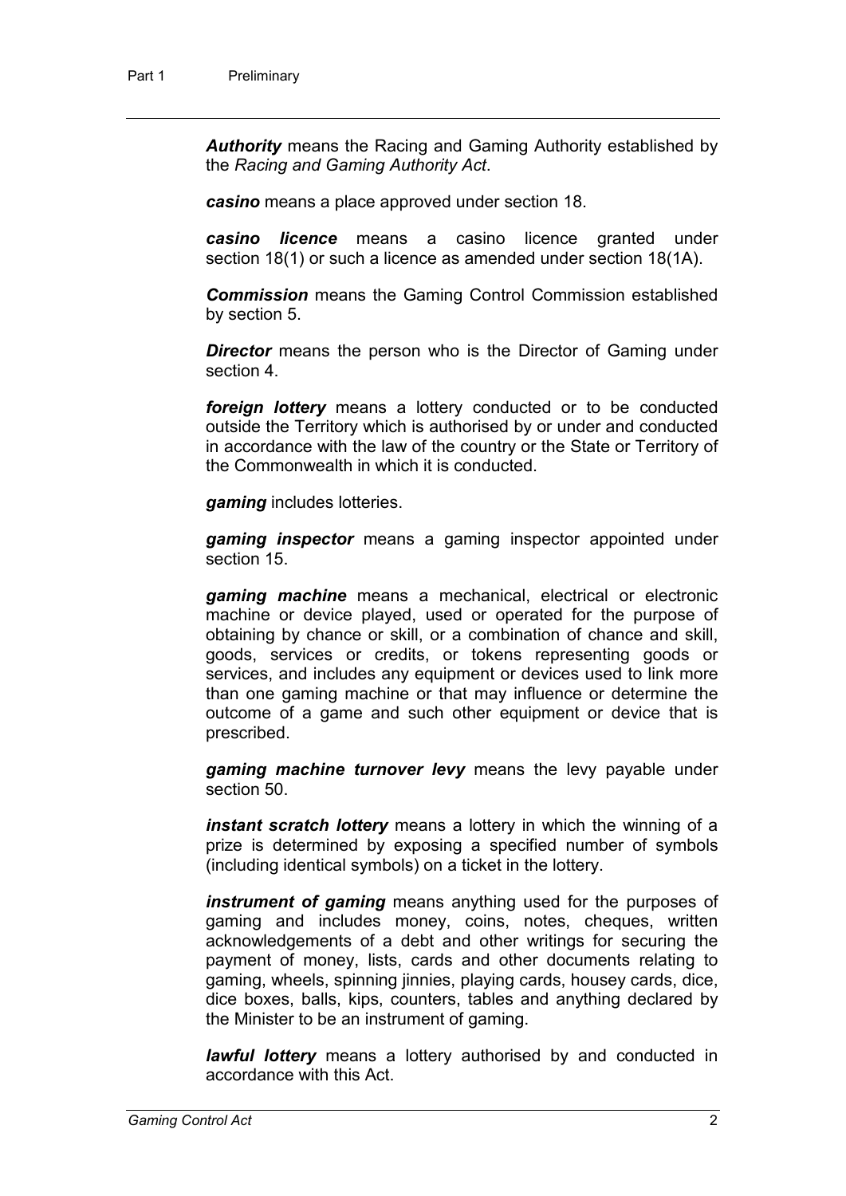***Authority*** means the Racing and Gaming Authority established by the *Racing and Gaming Authority Act*.

***casino*** means a place approved under section 18.

***casino licence*** means a casino licence granted under section 18(1) or such a licence as amended under section 18(1A).

***Commission*** means the Gaming Control Commission established by section 5.

***Director*** means the person who is the Director of Gaming under section 4.

***foreign lottery*** means a lottery conducted or to be conducted outside the Territory which is authorised by or under and conducted in accordance with the law of the country or the State or Territory of the Commonwealth in which it is conducted.

***gaming*** includes lotteries.

***gaming inspector*** means a gaming inspector appointed under section 15.

***gaming machine*** means a mechanical, electrical or electronic machine or device played, used or operated for the purpose of obtaining by chance or skill, or a combination of chance and skill, goods, services or credits, or tokens representing goods or services, and includes any equipment or devices used to link more than one gaming machine or that may influence or determine the outcome of a game and such other equipment or device that is prescribed.

***gaming machine turnover levy*** means the levy payable under section 50.

***instant scratch lottery*** means a lottery in which the winning of a prize is determined by exposing a specified number of symbols (including identical symbols) on a ticket in the lottery.

***instrument of gaming*** means anything used for the purposes of gaming and includes money, coins, notes, cheques, written acknowledgements of a debt and other writings for securing the payment of money, lists, cards and other documents relating to gaming, wheels, spinning jinnies, playing cards, housey cards, dice, dice boxes, balls, kips, counters, tables and anything declared by the Minister to be an instrument of gaming.

***lawful lottery*** means a lottery authorised by and conducted in accordance with this Act.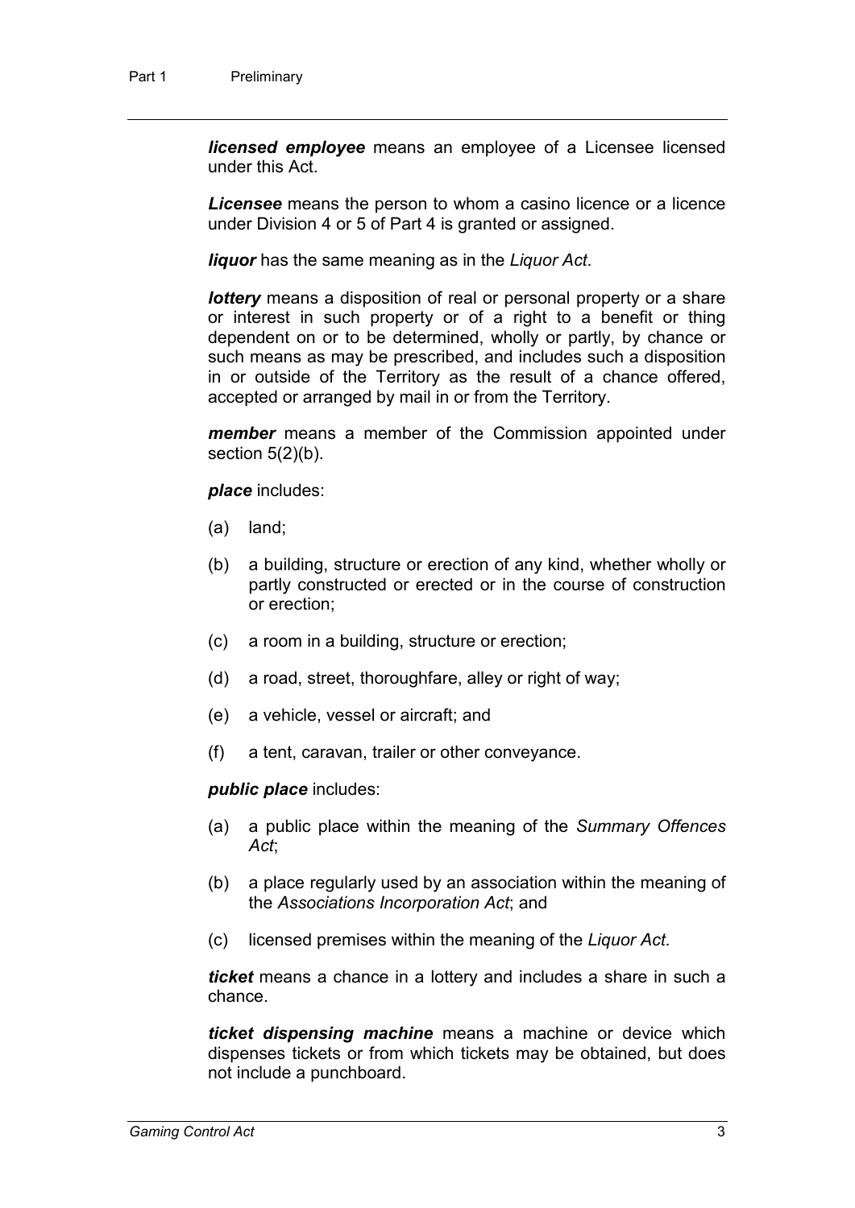***licensed employee*** means an employee of a Licensee licensed under this Act.

***Licensee*** means the person to whom a casino licence or a licence under Division 4 or 5 of Part 4 is granted or assigned.

***liquor*** has the same meaning as in the *Liquor Act*.

***lottery*** means a disposition of real or personal property or a share or interest in such property or of a right to a benefit or thing dependent on or to be determined, wholly or partly, by chance or such means as may be prescribed, and includes such a disposition in or outside of the Territory as the result of a chance offered, accepted or arranged by mail in or from the Territory.

***member*** means a member of the Commission appointed under section 5(2)(b).

***place*** includes:

(a) land;

(b) a building, structure or erection of any kind, whether wholly or partly constructed or erected or in the course of construction or erection;

(c) a room in a building, structure or erection;

(d) a road, street, thoroughfare, alley or right of way;

(e) a vehicle, vessel or aircraft; and

(f) a tent, caravan, trailer or other conveyance.

***public place*** includes:

(a) a public place within the meaning of the *Summary Offences Act*;

(b) a place regularly used by an association within the meaning of the *Associations Incorporation Act*; and

(c) licensed premises within the meaning of the *Liquor Act*.

***ticket*** means a chance in a lottery and includes a share in such a chance.

***ticket dispensing machine*** means a machine or device which dispenses tickets or from which tickets may be obtained, but does not include a punchboard.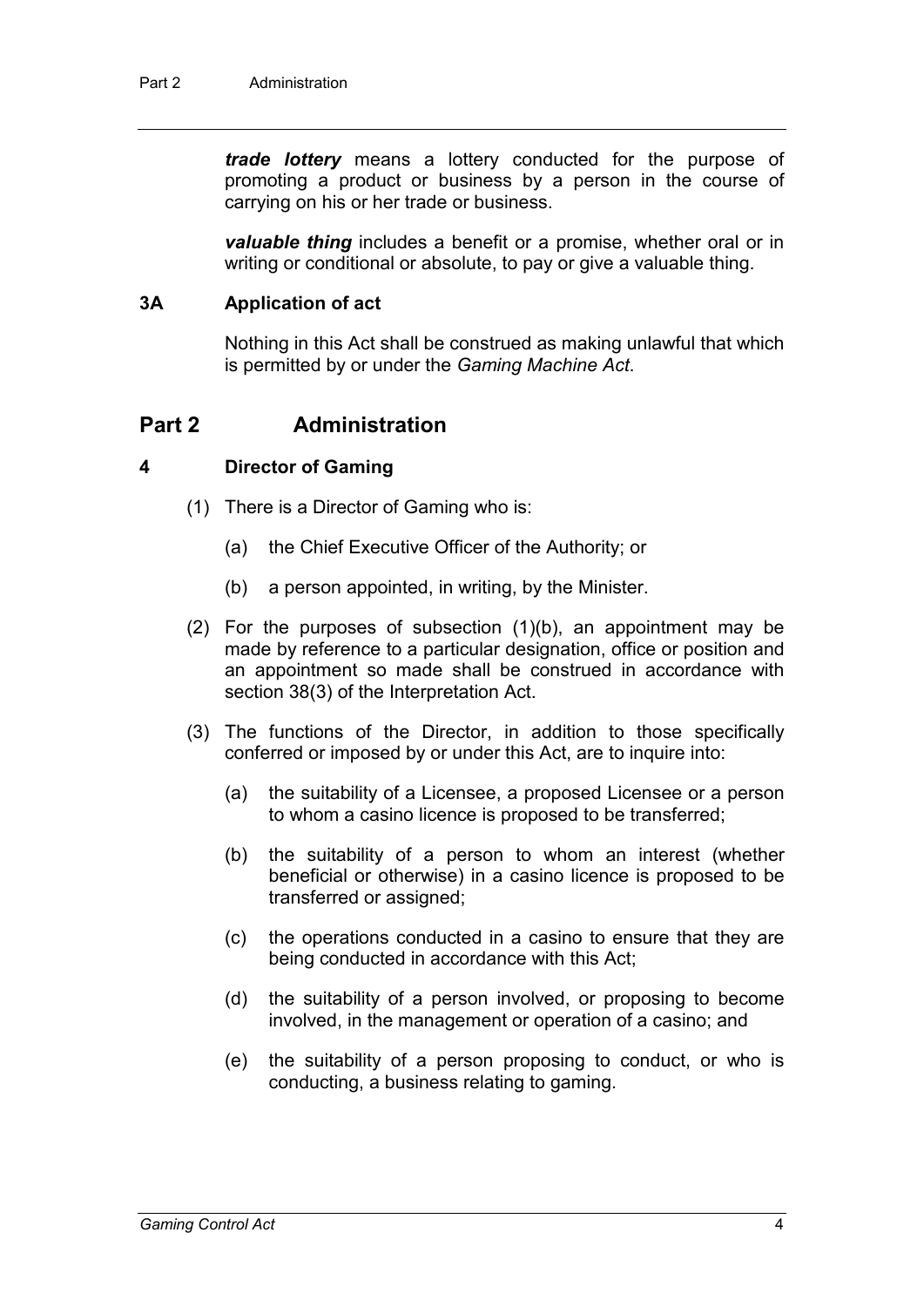***trade lottery*** means a lottery conducted for the purpose of promoting a product or business by a person in the course of carrying on his or her trade or business.

***valuable thing*** includes a benefit or a promise, whether oral or in writing or conditional or absolute, to pay or give a valuable thing.

### 3A Application of act

Nothing in this Act shall be construed as making unlawful that which is permitted by or under the *Gaming Machine Act*.

## Part 2 Administration

### 4 Director of Gaming

(1) There is a Director of Gaming who is:

(a) the Chief Executive Officer of the Authority; or

(b) a person appointed, in writing, by the Minister.

(2) For the purposes of subsection (1)(b), an appointment may be made by reference to a particular designation, office or position and an appointment so made shall be construed in accordance with section 38(3) of the Interpretation Act.

(3) The functions of the Director, in addition to those specifically conferred or imposed by or under this Act, are to inquire into:

(a) the suitability of a Licensee, a proposed Licensee or a person to whom a casino licence is proposed to be transferred;

(b) the suitability of a person to whom an interest (whether beneficial or otherwise) in a casino licence is proposed to be transferred or assigned;

(c) the operations conducted in a casino to ensure that they are being conducted in accordance with this Act;

(d) the suitability of a person involved, or proposing to become involved, in the management or operation of a casino; and

(e) the suitability of a person proposing to conduct, or who is conducting, a business relating to gaming.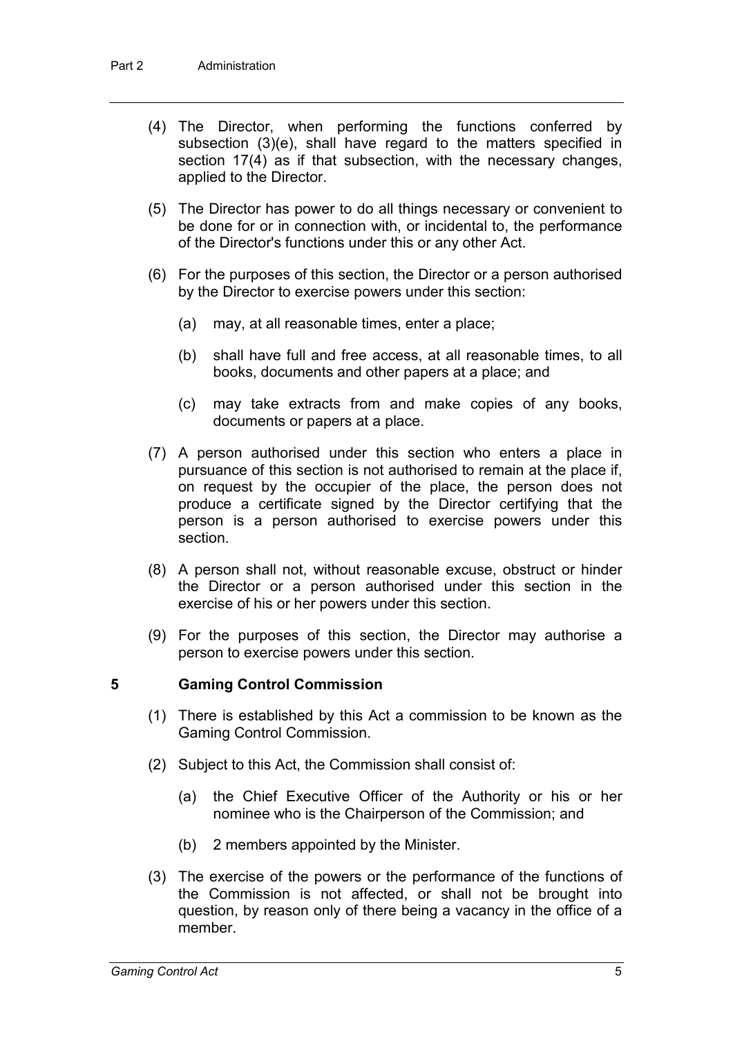(4) The Director, when performing the functions conferred by subsection (3)(e), shall have regard to the matters specified in section 17(4) as if that subsection, with the necessary changes, applied to the Director.

(5) The Director has power to do all things necessary or convenient to be done for or in connection with, or incidental to, the performance of the Director's functions under this or any other Act.

(6) For the purposes of this section, the Director or a person authorised by the Director to exercise powers under this section:

(a) may, at all reasonable times, enter a place;

(b) shall have full and free access, at all reasonable times, to all books, documents and other papers at a place; and

(c) may take extracts from and make copies of any books, documents or papers at a place.

(7) A person authorised under this section who enters a place in pursuance of this section is not authorised to remain at the place if, on request by the occupier of the place, the person does not produce a certificate signed by the Director certifying that the person is a person authorised to exercise powers under this section.

(8) A person shall not, without reasonable excuse, obstruct or hinder the Director or a person authorised under this section in the exercise of his or her powers under this section.

(9) For the purposes of this section, the Director may authorise a person to exercise powers under this section.

## 5 Gaming Control Commission

(1) There is established by this Act a commission to be known as the Gaming Control Commission.

(2) Subject to this Act, the Commission shall consist of:

(a) the Chief Executive Officer of the Authority or his or her nominee who is the Chairperson of the Commission; and

(b) 2 members appointed by the Minister.

(3) The exercise of the powers or the performance of the functions of the Commission is not affected, or shall not be brought into question, by reason only of there being a vacancy in the office of a member.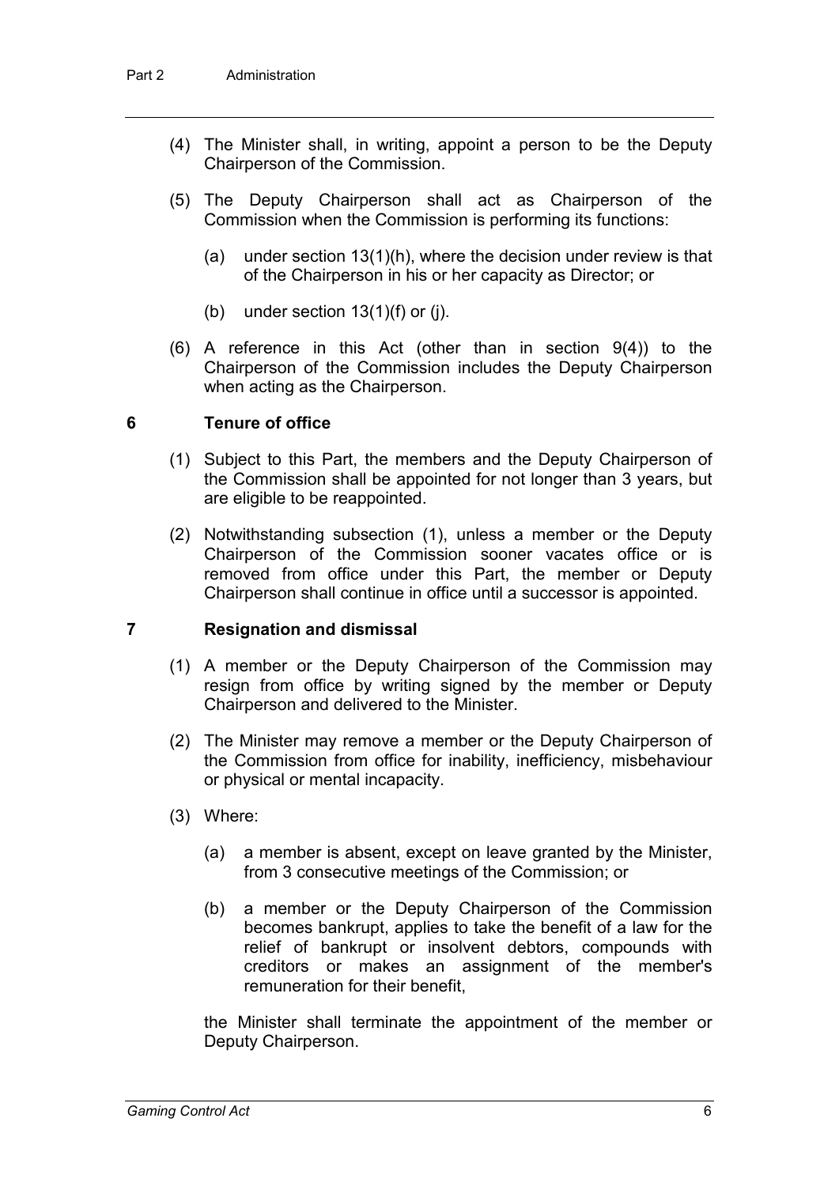(4) The Minister shall, in writing, appoint a person to be the Deputy Chairperson of the Commission.

(5) The Deputy Chairperson shall act as Chairperson of the Commission when the Commission is performing its functions:

(a) under section 13(1)(h), where the decision under review is that of the Chairperson in his or her capacity as Director; or

(b) under section 13(1)(f) or (j).

(6) A reference in this Act (other than in section 9(4)) to the Chairperson of the Commission includes the Deputy Chairperson when acting as the Chairperson.

## 6 Tenure of office

(1) Subject to this Part, the members and the Deputy Chairperson of the Commission shall be appointed for not longer than 3 years, but are eligible to be reappointed.

(2) Notwithstanding subsection (1), unless a member or the Deputy Chairperson of the Commission sooner vacates office or is removed from office under this Part, the member or Deputy Chairperson shall continue in office until a successor is appointed.

## 7 Resignation and dismissal

(1) A member or the Deputy Chairperson of the Commission may resign from office by writing signed by the member or Deputy Chairperson and delivered to the Minister.

(2) The Minister may remove a member or the Deputy Chairperson of the Commission from office for inability, inefficiency, misbehaviour or physical or mental incapacity.

(3) Where:

(a) a member is absent, except on leave granted by the Minister, from 3 consecutive meetings of the Commission; or

(b) a member or the Deputy Chairperson of the Commission becomes bankrupt, applies to take the benefit of a law for the relief of bankrupt or insolvent debtors, compounds with creditors or makes an assignment of the member's remuneration for their benefit,

the Minister shall terminate the appointment of the member or Deputy Chairperson.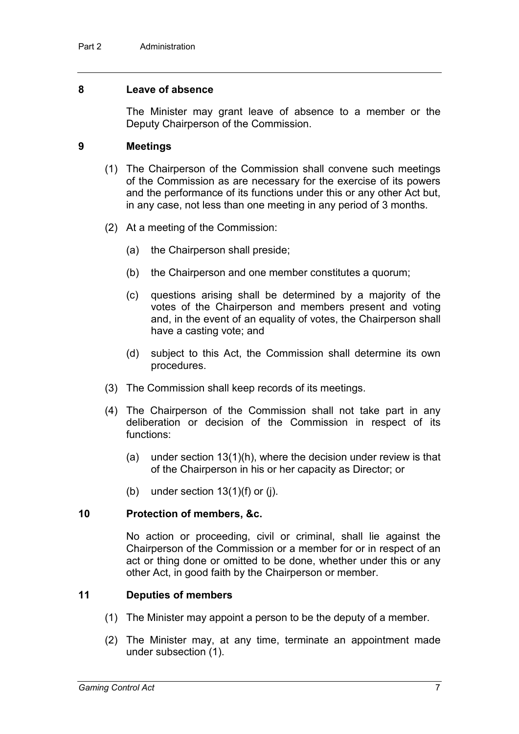## 8 Leave of absence

The Minister may grant leave of absence to a member or the Deputy Chairperson of the Commission.

## 9 Meetings

(1) The Chairperson of the Commission shall convene such meetings of the Commission as are necessary for the exercise of its powers and the performance of its functions under this or any other Act but, in any case, not less than one meeting in any period of 3 months.

(2) At a meeting of the Commission:

(a) the Chairperson shall preside;

(b) the Chairperson and one member constitutes a quorum;

(c) questions arising shall be determined by a majority of the votes of the Chairperson and members present and voting and, in the event of an equality of votes, the Chairperson shall have a casting vote; and

(d) subject to this Act, the Commission shall determine its own procedures.

(3) The Commission shall keep records of its meetings.

(4) The Chairperson of the Commission shall not take part in any deliberation or decision of the Commission in respect of its functions:

(a) under section 13(1)(h), where the decision under review is that of the Chairperson in his or her capacity as Director; or

(b) under section 13(1)(f) or (j).

## 10 Protection of members, &c.

No action or proceeding, civil or criminal, shall lie against the Chairperson of the Commission or a member for or in respect of an act or thing done or omitted to be done, whether under this or any other Act, in good faith by the Chairperson or member.

## 11 Deputies of members

(1) The Minister may appoint a person to be the deputy of a member.

(2) The Minister may, at any time, terminate an appointment made under subsection (1).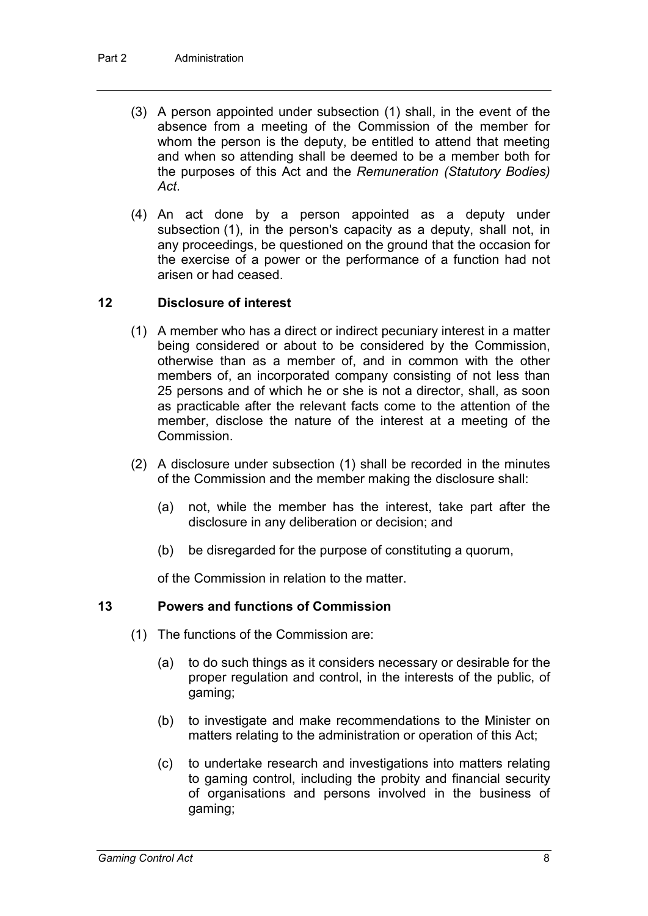(3) A person appointed under subsection (1) shall, in the event of the absence from a meeting of the Commission of the member for whom the person is the deputy, be entitled to attend that meeting and when so attending shall be deemed to be a member both for the purposes of this Act and the *Remuneration (Statutory Bodies) Act*.

(4) An act done by a person appointed as a deputy under subsection (1), in the person's capacity as a deputy, shall not, in any proceedings, be questioned on the ground that the occasion for the exercise of a power or the performance of a function had not arisen or had ceased.

### 12 Disclosure of interest

(1) A member who has a direct or indirect pecuniary interest in a matter being considered or about to be considered by the Commission, otherwise than as a member of, and in common with the other members of, an incorporated company consisting of not less than 25 persons and of which he or she is not a director, shall, as soon as practicable after the relevant facts come to the attention of the member, disclose the nature of the interest at a meeting of the Commission.

(2) A disclosure under subsection (1) shall be recorded in the minutes of the Commission and the member making the disclosure shall:

(a) not, while the member has the interest, take part after the disclosure in any deliberation or decision; and

(b) be disregarded for the purpose of constituting a quorum,

of the Commission in relation to the matter.

### 13 Powers and functions of Commission

(1) The functions of the Commission are:

(a) to do such things as it considers necessary or desirable for the proper regulation and control, in the interests of the public, of gaming;

(b) to investigate and make recommendations to the Minister on matters relating to the administration or operation of this Act;

(c) to undertake research and investigations into matters relating to gaming control, including the probity and financial security of organisations and persons involved in the business of gaming;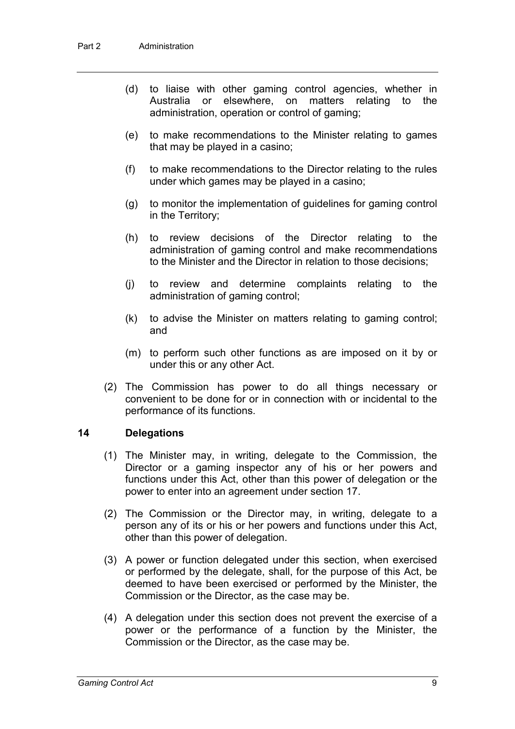(d) to liaise with other gaming control agencies, whether in Australia or elsewhere, on matters relating to the administration, operation or control of gaming;

(e) to make recommendations to the Minister relating to games that may be played in a casino;

(f) to make recommendations to the Director relating to the rules under which games may be played in a casino;

(g) to monitor the implementation of guidelines for gaming control in the Territory;

(h) to review decisions of the Director relating to the administration of gaming control and make recommendations to the Minister and the Director in relation to those decisions;

(j) to review and determine complaints relating to the administration of gaming control;

(k) to advise the Minister on matters relating to gaming control; and

(m) to perform such other functions as are imposed on it by or under this or any other Act.

(2) The Commission has power to do all things necessary or convenient to be done for or in connection with or incidental to the performance of its functions.

### 14 Delegations

(1) The Minister may, in writing, delegate to the Commission, the Director or a gaming inspector any of his or her powers and functions under this Act, other than this power of delegation or the power to enter into an agreement under section 17.

(2) The Commission or the Director may, in writing, delegate to a person any of its or his or her powers and functions under this Act, other than this power of delegation.

(3) A power or function delegated under this section, when exercised or performed by the delegate, shall, for the purpose of this Act, be deemed to have been exercised or performed by the Minister, the Commission or the Director, as the case may be.

(4) A delegation under this section does not prevent the exercise of a power or the performance of a function by the Minister, the Commission or the Director, as the case may be.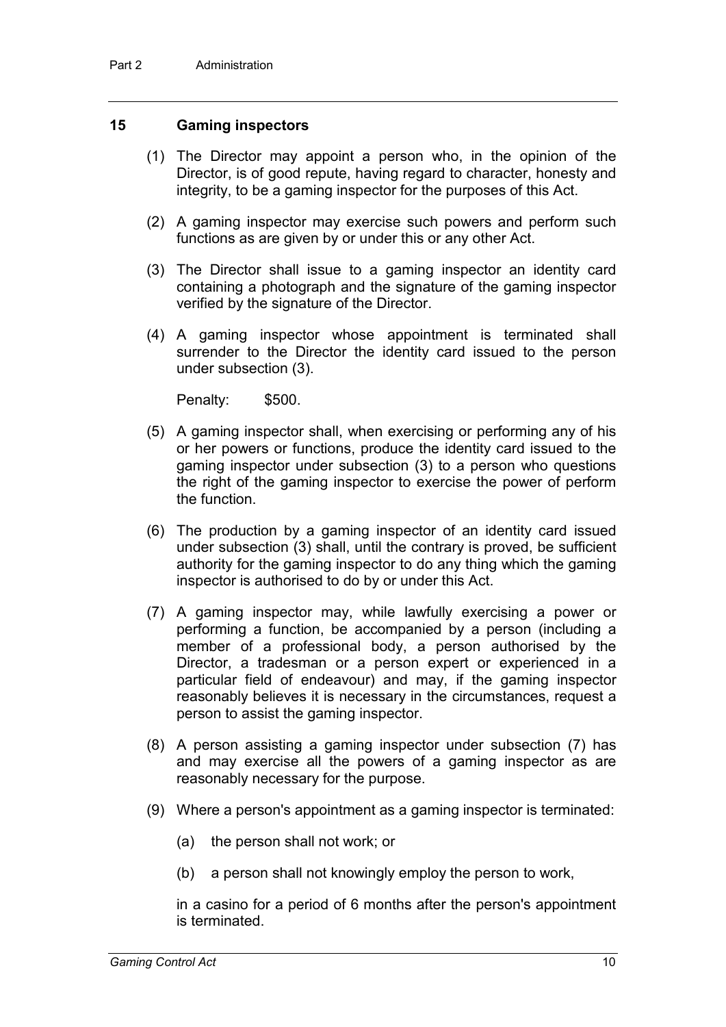## 15 Gaming inspectors

(1) The Director may appoint a person who, in the opinion of the Director, is of good repute, having regard to character, honesty and integrity, to be a gaming inspector for the purposes of this Act.

(2) A gaming inspector may exercise such powers and perform such functions as are given by or under this or any other Act.

(3) The Director shall issue to a gaming inspector an identity card containing a photograph and the signature of the gaming inspector verified by the signature of the Director.

(4) A gaming inspector whose appointment is terminated shall surrender to the Director the identity card issued to the person under subsection (3).

Penalty: $500.

(5) A gaming inspector shall, when exercising or performing any of his or her powers or functions, produce the identity card issued to the gaming inspector under subsection (3) to a person who questions the right of the gaming inspector to exercise the power of perform the function.

(6) The production by a gaming inspector of an identity card issued under subsection (3) shall, until the contrary is proved, be sufficient authority for the gaming inspector to do any thing which the gaming inspector is authorised to do by or under this Act.

(7) A gaming inspector may, while lawfully exercising a power or performing a function, be accompanied by a person (including a member of a professional body, a person authorised by the Director, a tradesman or a person expert or experienced in a particular field of endeavour) and may, if the gaming inspector reasonably believes it is necessary in the circumstances, request a person to assist the gaming inspector.

(8) A person assisting a gaming inspector under subsection (7) has and may exercise all the powers of a gaming inspector as are reasonably necessary for the purpose.

(9) Where a person's appointment as a gaming inspector is terminated:

(a) the person shall not work; or

(b) a person shall not knowingly employ the person to work,

in a casino for a period of 6 months after the person's appointment is terminated.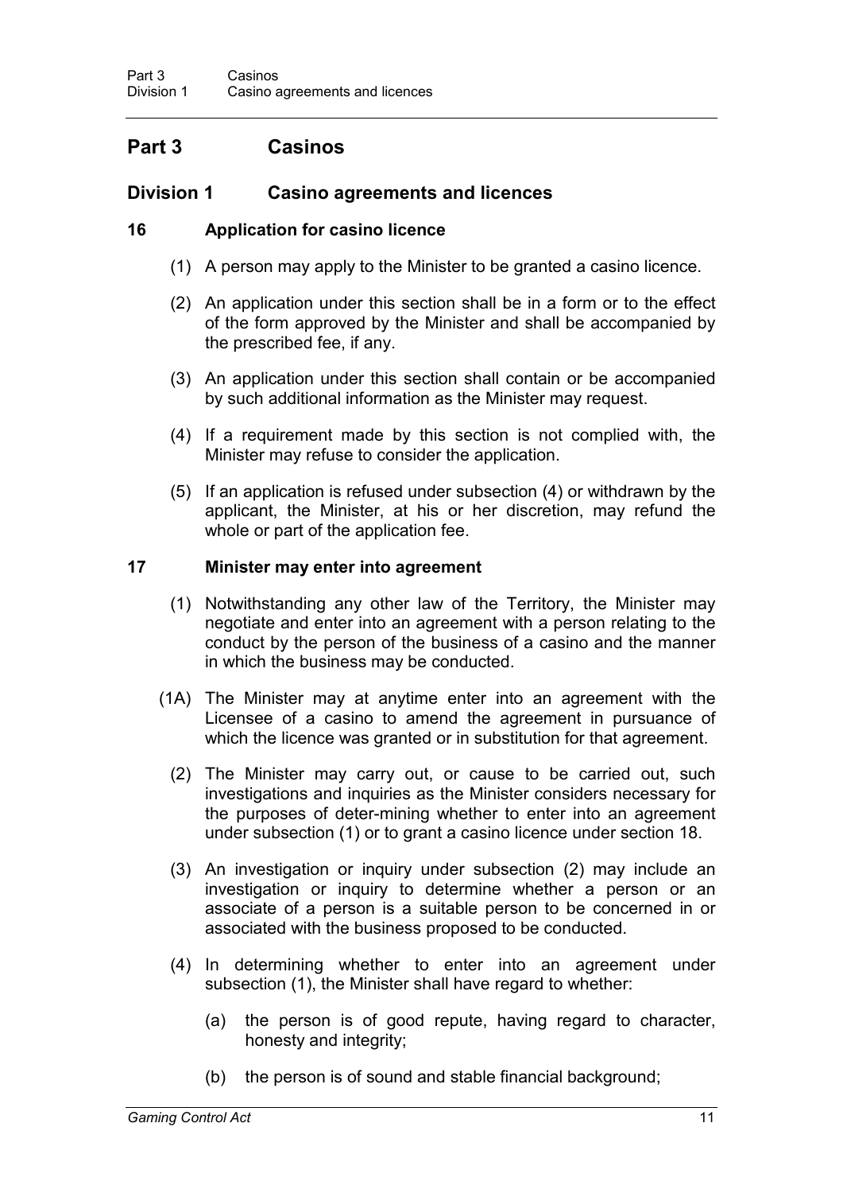# Part 3 Casinos

## Division 1 Casino agreements and licences

### 16 Application for casino licence

(1) A person may apply to the Minister to be granted a casino licence.

(2) An application under this section shall be in a form or to the effect of the form approved by the Minister and shall be accompanied by the prescribed fee, if any.

(3) An application under this section shall contain or be accompanied by such additional information as the Minister may request.

(4) If a requirement made by this section is not complied with, the Minister may refuse to consider the application.

(5) If an application is refused under subsection (4) or withdrawn by the applicant, the Minister, at his or her discretion, may refund the whole or part of the application fee.

### 17 Minister may enter into agreement

(1) Notwithstanding any other law of the Territory, the Minister may negotiate and enter into an agreement with a person relating to the conduct by the person of the business of a casino and the manner in which the business may be conducted.

(1A) The Minister may at anytime enter into an agreement with the Licensee of a casino to amend the agreement in pursuance of which the licence was granted or in substitution for that agreement.

(2) The Minister may carry out, or cause to be carried out, such investigations and inquiries as the Minister considers necessary for the purposes of deter-mining whether to enter into an agreement under subsection (1) or to grant a casino licence under section 18.

(3) An investigation or inquiry under subsection (2) may include an investigation or inquiry to determine whether a person or an associate of a person is a suitable person to be concerned in or associated with the business proposed to be conducted.

(4) In determining whether to enter into an agreement under subsection (1), the Minister shall have regard to whether:

(a) the person is of good repute, having regard to character, honesty and integrity;

(b) the person is of sound and stable financial background;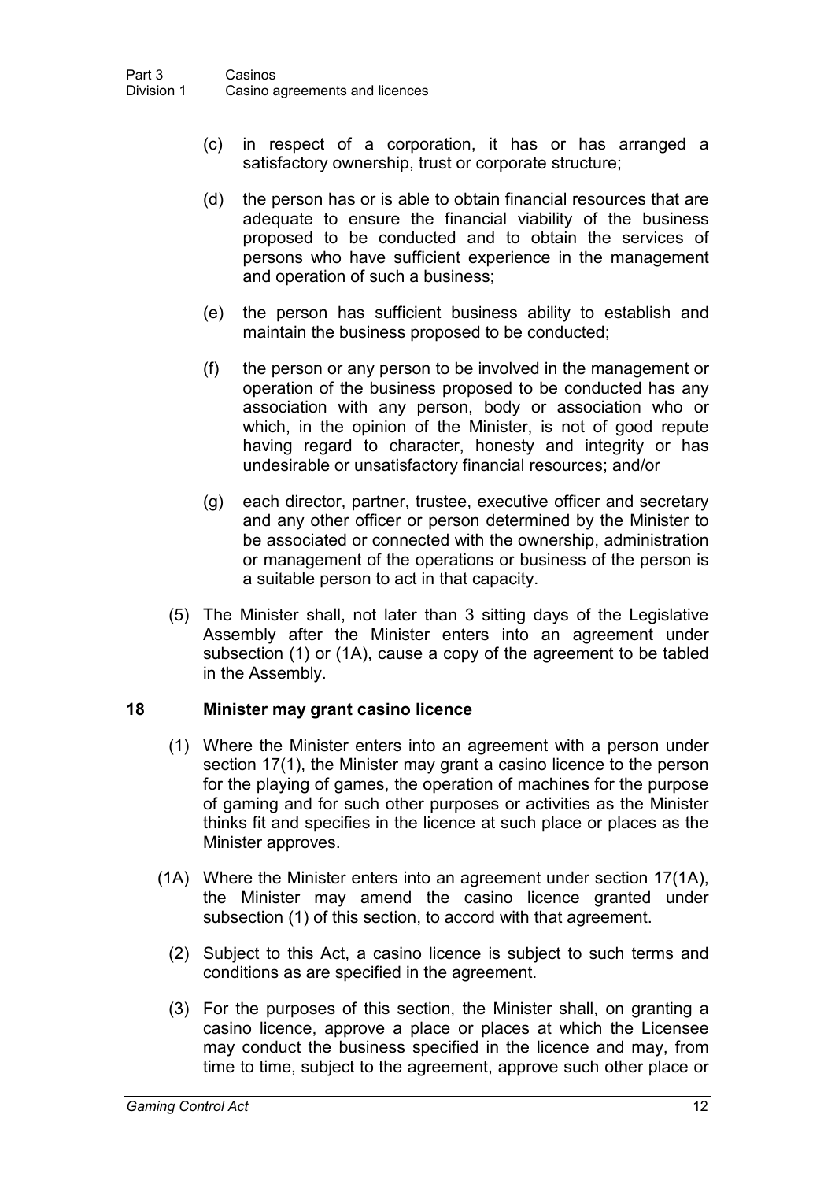(c) in respect of a corporation, it has or has arranged a satisfactory ownership, trust or corporate structure;

(d) the person has or is able to obtain financial resources that are adequate to ensure the financial viability of the business proposed to be conducted and to obtain the services of persons who have sufficient experience in the management and operation of such a business;

(e) the person has sufficient business ability to establish and maintain the business proposed to be conducted;

(f) the person or any person to be involved in the management or operation of the business proposed to be conducted has any association with any person, body or association who or which, in the opinion of the Minister, is not of good repute having regard to character, honesty and integrity or has undesirable or unsatisfactory financial resources; and/or

(g) each director, partner, trustee, executive officer and secretary and any other officer or person determined by the Minister to be associated or connected with the ownership, administration or management of the operations or business of the person is a suitable person to act in that capacity.

(5) The Minister shall, not later than 3 sitting days of the Legislative Assembly after the Minister enters into an agreement under subsection (1) or (1A), cause a copy of the agreement to be tabled in the Assembly.

### 18 Minister may grant casino licence

(1) Where the Minister enters into an agreement with a person under section 17(1), the Minister may grant a casino licence to the person for the playing of games, the operation of machines for the purpose of gaming and for such other purposes or activities as the Minister thinks fit and specifies in the licence at such place or places as the Minister approves.

(1A) Where the Minister enters into an agreement under section 17(1A), the Minister may amend the casino licence granted under subsection (1) of this section, to accord with that agreement.

(2) Subject to this Act, a casino licence is subject to such terms and conditions as are specified in the agreement.

(3) For the purposes of this section, the Minister shall, on granting a casino licence, approve a place or places at which the Licensee may conduct the business specified in the licence and may, from time to time, subject to the agreement, approve such other place or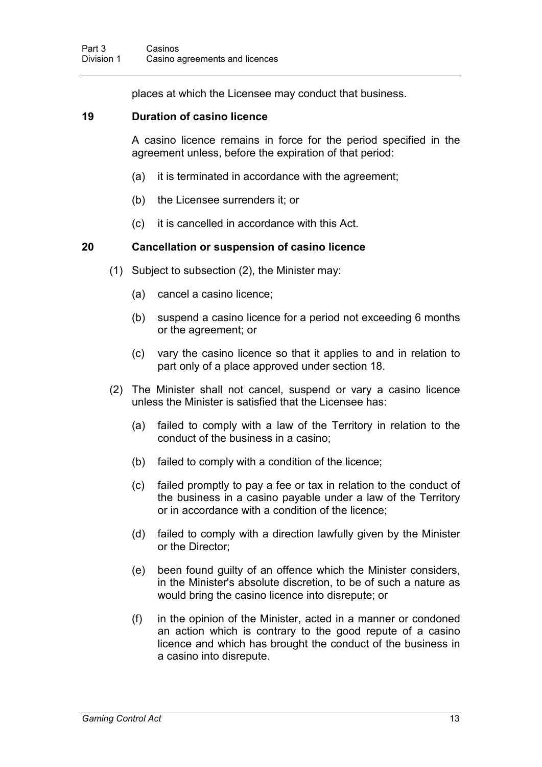places at which the Licensee may conduct that business.

### 19 Duration of casino licence

A casino licence remains in force for the period specified in the agreement unless, before the expiration of that period:

(a) it is terminated in accordance with the agreement;

(b) the Licensee surrenders it; or

(c) it is cancelled in accordance with this Act.

### 20 Cancellation or suspension of casino licence

(1) Subject to subsection (2), the Minister may:

(a) cancel a casino licence;

(b) suspend a casino licence for a period not exceeding 6 months or the agreement; or

(c) vary the casino licence so that it applies to and in relation to part only of a place approved under section 18.

(2) The Minister shall not cancel, suspend or vary a casino licence unless the Minister is satisfied that the Licensee has:

(a) failed to comply with a law of the Territory in relation to the conduct of the business in a casino;

(b) failed to comply with a condition of the licence;

(c) failed promptly to pay a fee or tax in relation to the conduct of the business in a casino payable under a law of the Territory or in accordance with a condition of the licence;

(d) failed to comply with a direction lawfully given by the Minister or the Director;

(e) been found guilty of an offence which the Minister considers, in the Minister's absolute discretion, to be of such a nature as would bring the casino licence into disrepute; or

(f) in the opinion of the Minister, acted in a manner or condoned an action which is contrary to the good repute of a casino licence and which has brought the conduct of the business in a casino into disrepute.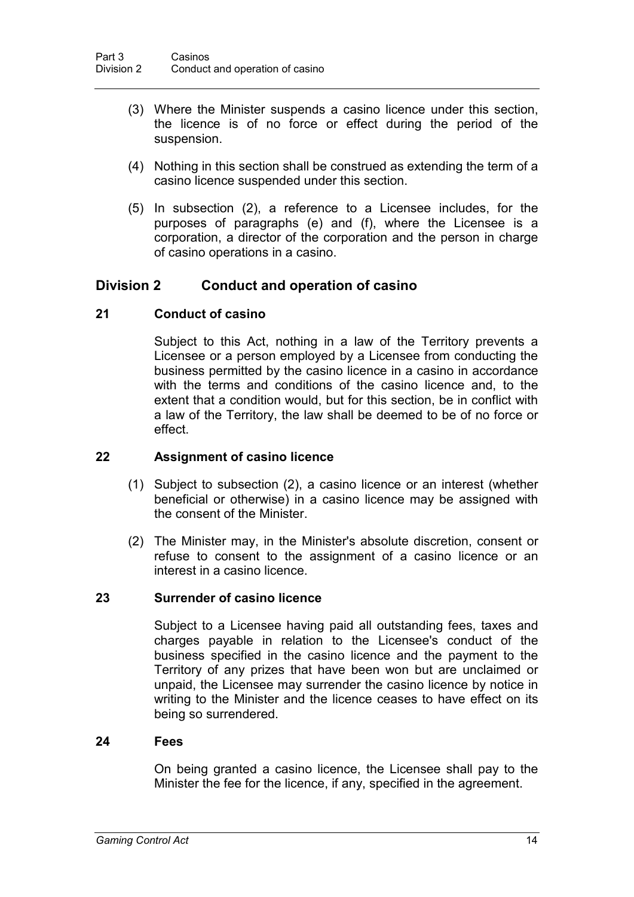(3) Where the Minister suspends a casino licence under this section, the licence is of no force or effect during the period of the suspension.

(4) Nothing in this section shall be construed as extending the term of a casino licence suspended under this section.

(5) In subsection (2), a reference to a Licensee includes, for the purposes of paragraphs (e) and (f), where the Licensee is a corporation, a director of the corporation and the person in charge of casino operations in a casino.

## Division 2 Conduct and operation of casino

### 21 Conduct of casino

Subject to this Act, nothing in a law of the Territory prevents a Licensee or a person employed by a Licensee from conducting the business permitted by the casino licence in a casino in accordance with the terms and conditions of the casino licence and, to the extent that a condition would, but for this section, be in conflict with a law of the Territory, the law shall be deemed to be of no force or effect.

### 22 Assignment of casino licence

(1) Subject to subsection (2), a casino licence or an interest (whether beneficial or otherwise) in a casino licence may be assigned with the consent of the Minister.

(2) The Minister may, in the Minister's absolute discretion, consent or refuse to consent to the assignment of a casino licence or an interest in a casino licence.

### 23 Surrender of casino licence

Subject to a Licensee having paid all outstanding fees, taxes and charges payable in relation to the Licensee's conduct of the business specified in the casino licence and the payment to the Territory of any prizes that have been won but are unclaimed or unpaid, the Licensee may surrender the casino licence by notice in writing to the Minister and the licence ceases to have effect on its being so surrendered.

### 24 Fees

On being granted a casino licence, the Licensee shall pay to the Minister the fee for the licence, if any, specified in the agreement.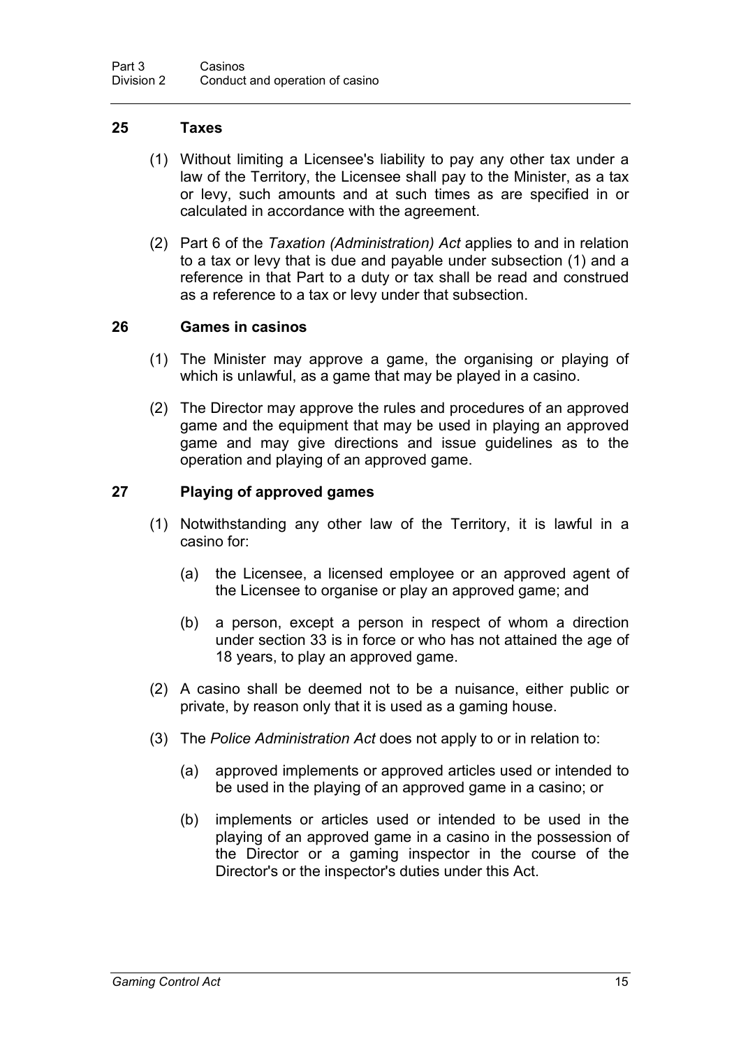## 25 Taxes

(1) Without limiting a Licensee's liability to pay any other tax under a law of the Territory, the Licensee shall pay to the Minister, as a tax or levy, such amounts and at such times as are specified in or calculated in accordance with the agreement.

(2) Part 6 of the *Taxation (Administration) Act* applies to and in relation to a tax or levy that is due and payable under subsection (1) and a reference in that Part to a duty or tax shall be read and construed as a reference to a tax or levy under that subsection.

## 26 Games in casinos

(1) The Minister may approve a game, the organising or playing of which is unlawful, as a game that may be played in a casino.

(2) The Director may approve the rules and procedures of an approved game and the equipment that may be used in playing an approved game and may give directions and issue guidelines as to the operation and playing of an approved game.

## 27 Playing of approved games

(1) Notwithstanding any other law of the Territory, it is lawful in a casino for:

(a) the Licensee, a licensed employee or an approved agent of the Licensee to organise or play an approved game; and

(b) a person, except a person in respect of whom a direction under section 33 is in force or who has not attained the age of 18 years, to play an approved game.

(2) A casino shall be deemed not to be a nuisance, either public or private, by reason only that it is used as a gaming house.

(3) The *Police Administration Act* does not apply to or in relation to:

(a) approved implements or approved articles used or intended to be used in the playing of an approved game in a casino; or

(b) implements or articles used or intended to be used in the playing of an approved game in a casino in the possession of the Director or a gaming inspector in the course of the Director's or the inspector's duties under this Act.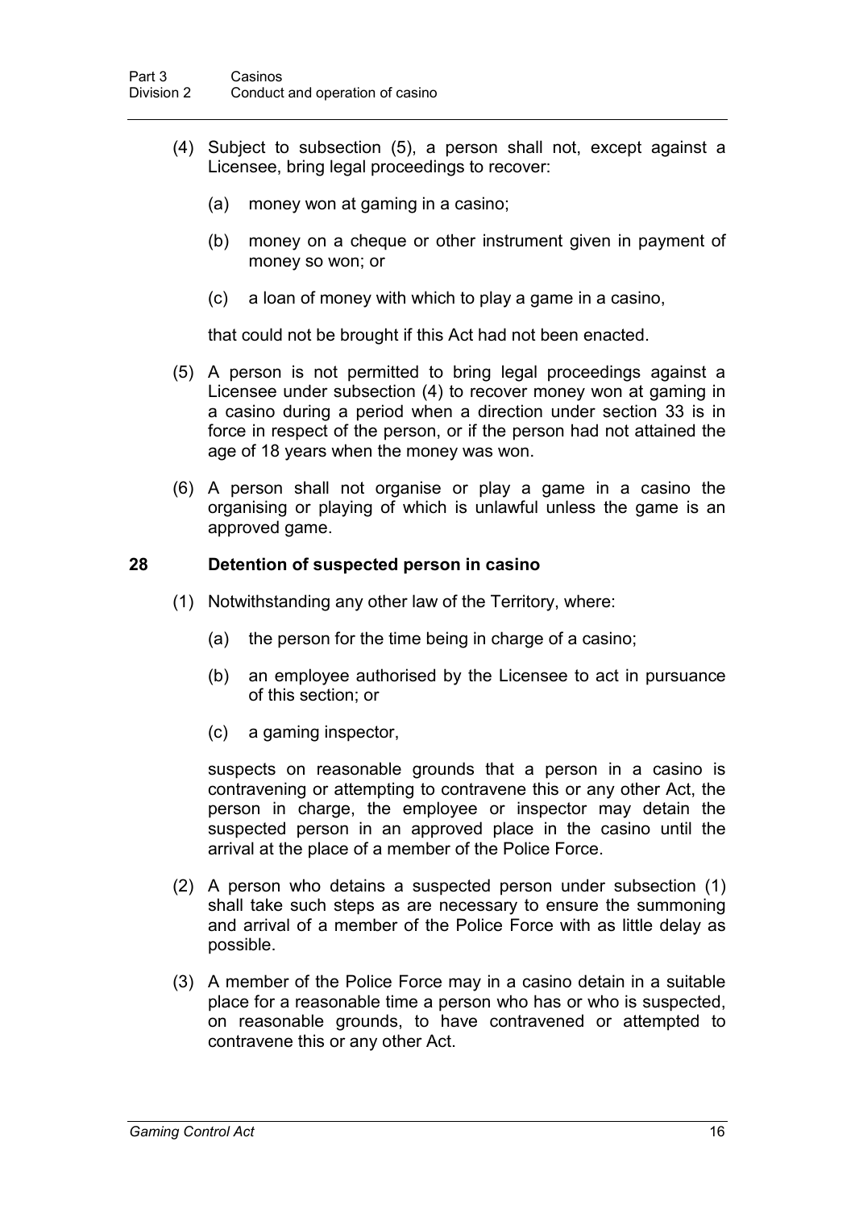(4) Subject to subsection (5), a person shall not, except against a Licensee, bring legal proceedings to recover:

   (a) money won at gaming in a casino;

   (b) money on a cheque or other instrument given in payment of money so won; or

   (c) a loan of money with which to play a game in a casino,

   that could not be brought if this Act had not been enacted.

(5) A person is not permitted to bring legal proceedings against a Licensee under subsection (4) to recover money won at gaming in a casino during a period when a direction under section 33 is in force in respect of the person, or if the person had not attained the age of 18 years when the money was won.

(6) A person shall not organise or play a game in a casino the organising or playing of which is unlawful unless the game is an approved game.

### 28 Detention of suspected person in casino

(1) Notwithstanding any other law of the Territory, where:

   (a) the person for the time being in charge of a casino;

   (b) an employee authorised by the Licensee to act in pursuance of this section; or

   (c) a gaming inspector,

   suspects on reasonable grounds that a person in a casino is contravening or attempting to contravene this or any other Act, the person in charge, the employee or inspector may detain the suspected person in an approved place in the casino until the arrival at the place of a member of the Police Force.

(2) A person who detains a suspected person under subsection (1) shall take such steps as are necessary to ensure the summoning and arrival of a member of the Police Force with as little delay as possible.

(3) A member of the Police Force may in a casino detain in a suitable place for a reasonable time a person who has or who is suspected, on reasonable grounds, to have contravened or attempted to contravene this or any other Act.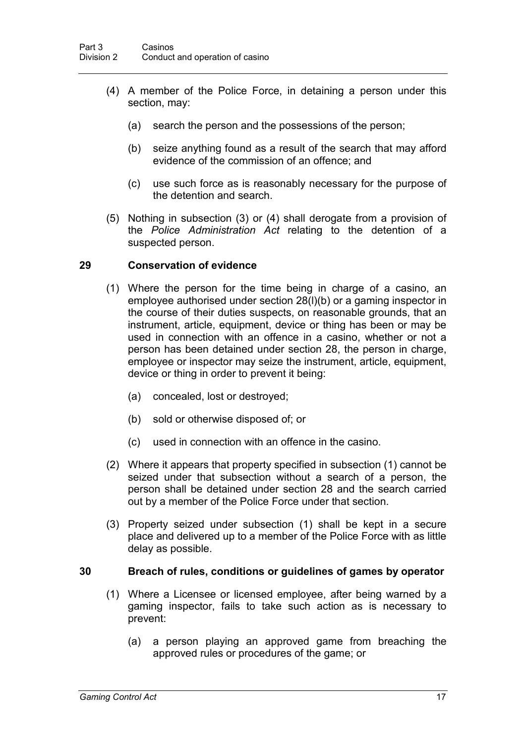(4) A member of the Police Force, in detaining a person under this section, may:

(a) search the person and the possessions of the person;

(b) seize anything found as a result of the search that may afford evidence of the commission of an offence; and

(c) use such force as is reasonably necessary for the purpose of the detention and search.

(5) Nothing in subsection (3) or (4) shall derogate from a provision of the *Police Administration Act* relating to the detention of a suspected person.

## 29 Conservation of evidence

(1) Where the person for the time being in charge of a casino, an employee authorised under section 28(l)(b) or a gaming inspector in the course of their duties suspects, on reasonable grounds, that an instrument, article, equipment, device or thing has been or may be used in connection with an offence in a casino, whether or not a person has been detained under section 28, the person in charge, employee or inspector may seize the instrument, article, equipment, device or thing in order to prevent it being:

(a) concealed, lost or destroyed;

(b) sold or otherwise disposed of; or

(c) used in connection with an offence in the casino.

(2) Where it appears that property specified in subsection (1) cannot be seized under that subsection without a search of a person, the person shall be detained under section 28 and the search carried out by a member of the Police Force under that section.

(3) Property seized under subsection (1) shall be kept in a secure place and delivered up to a member of the Police Force with as little delay as possible.

## 30 Breach of rules, conditions or guidelines of games by operator

(1) Where a Licensee or licensed employee, after being warned by a gaming inspector, fails to take such action as is necessary to prevent:

(a) a person playing an approved game from breaching the approved rules or procedures of the game; or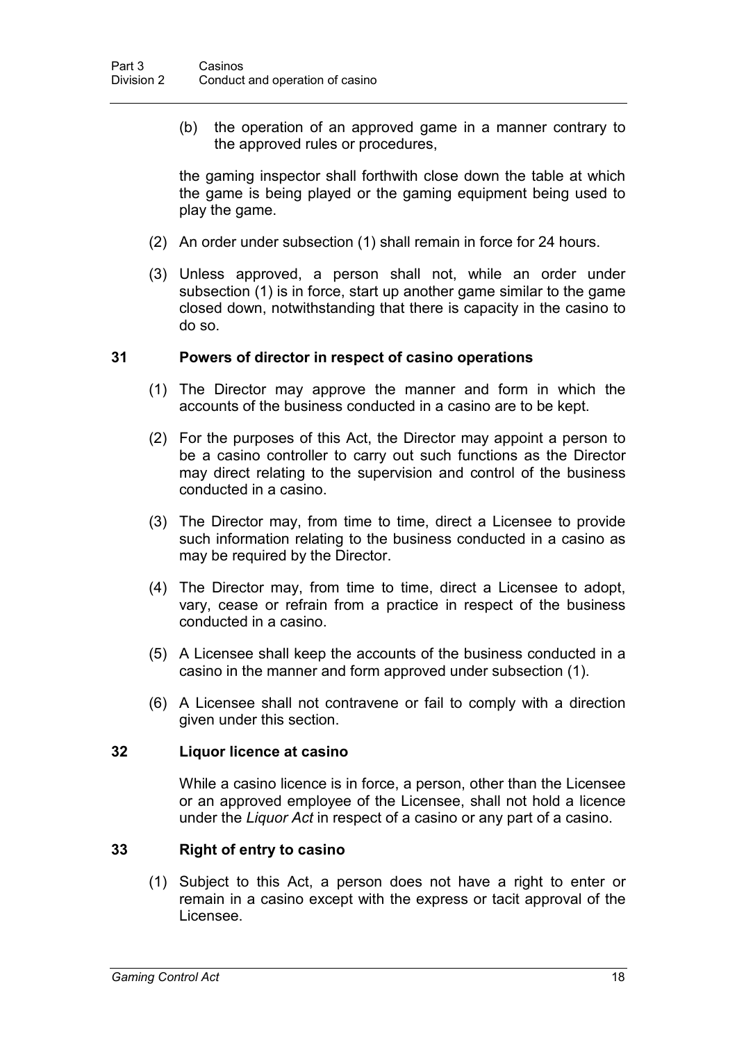(b) the operation of an approved game in a manner contrary to the approved rules or procedures,

the gaming inspector shall forthwith close down the table at which the game is being played or the gaming equipment being used to play the game.

(2) An order under subsection (1) shall remain in force for 24 hours.

(3) Unless approved, a person shall not, while an order under subsection (1) is in force, start up another game similar to the game closed down, notwithstanding that there is capacity in the casino to do so.

## 31 Powers of director in respect of casino operations

(1) The Director may approve the manner and form in which the accounts of the business conducted in a casino are to be kept.

(2) For the purposes of this Act, the Director may appoint a person to be a casino controller to carry out such functions as the Director may direct relating to the supervision and control of the business conducted in a casino.

(3) The Director may, from time to time, direct a Licensee to provide such information relating to the business conducted in a casino as may be required by the Director.

(4) The Director may, from time to time, direct a Licensee to adopt, vary, cease or refrain from a practice in respect of the business conducted in a casino.

(5) A Licensee shall keep the accounts of the business conducted in a casino in the manner and form approved under subsection (1).

(6) A Licensee shall not contravene or fail to comply with a direction given under this section.

## 32 Liquor licence at casino

While a casino licence is in force, a person, other than the Licensee or an approved employee of the Licensee, shall not hold a licence under the *Liquor Act* in respect of a casino or any part of a casino.

## 33 Right of entry to casino

(1) Subject to this Act, a person does not have a right to enter or remain in a casino except with the express or tacit approval of the Licensee.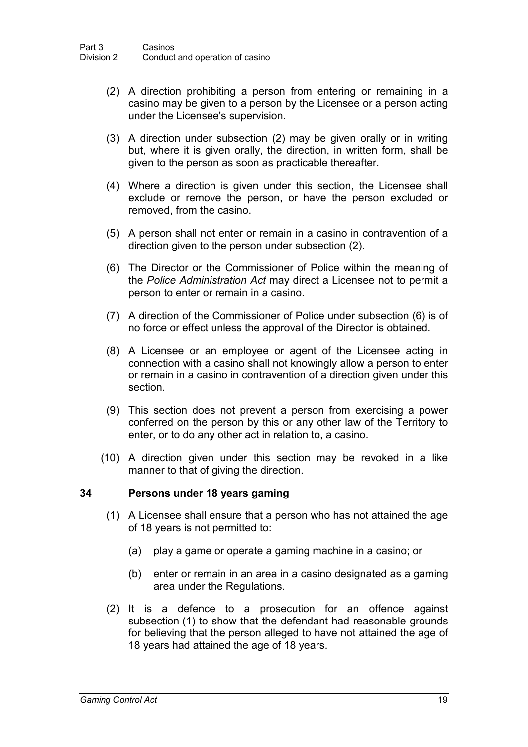(2) A direction prohibiting a person from entering or remaining in a casino may be given to a person by the Licensee or a person acting under the Licensee's supervision.

(3) A direction under subsection (2) may be given orally or in writing but, where it is given orally, the direction, in written form, shall be given to the person as soon as practicable thereafter.

(4) Where a direction is given under this section, the Licensee shall exclude or remove the person, or have the person excluded or removed, from the casino.

(5) A person shall not enter or remain in a casino in contravention of a direction given to the person under subsection (2).

(6) The Director or the Commissioner of Police within the meaning of the *Police Administration Act* may direct a Licensee not to permit a person to enter or remain in a casino.

(7) A direction of the Commissioner of Police under subsection (6) is of no force or effect unless the approval of the Director is obtained.

(8) A Licensee or an employee or agent of the Licensee acting in connection with a casino shall not knowingly allow a person to enter or remain in a casino in contravention of a direction given under this section.

(9) This section does not prevent a person from exercising a power conferred on the person by this or any other law of the Territory to enter, or to do any other act in relation to, a casino.

(10) A direction given under this section may be revoked in a like manner to that of giving the direction.

### 34 Persons under 18 years gaming

(1) A Licensee shall ensure that a person who has not attained the age of 18 years is not permitted to:

(a) play a game or operate a gaming machine in a casino; or

(b) enter or remain in an area in a casino designated as a gaming area under the Regulations.

(2) It is a defence to a prosecution for an offence against subsection (1) to show that the defendant had reasonable grounds for believing that the person alleged to have not attained the age of 18 years had attained the age of 18 years.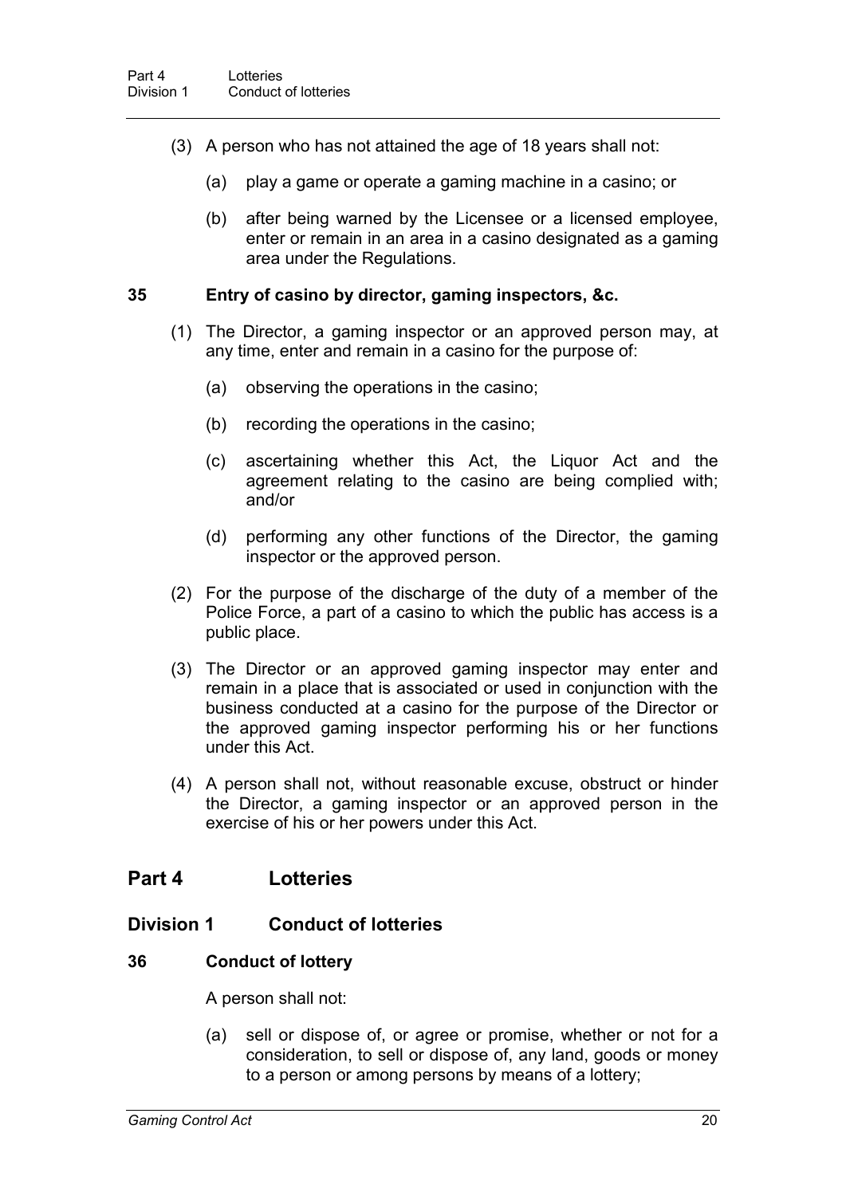(3) A person who has not attained the age of 18 years shall not:

(a) play a game or operate a gaming machine in a casino; or

(b) after being warned by the Licensee or a licensed employee, enter or remain in an area in a casino designated as a gaming area under the Regulations.

### 35 Entry of casino by director, gaming inspectors, &c.

(1) The Director, a gaming inspector or an approved person may, at any time, enter and remain in a casino for the purpose of:

(a) observing the operations in the casino;

(b) recording the operations in the casino;

(c) ascertaining whether this Act, the Liquor Act and the agreement relating to the casino are being complied with; and/or

(d) performing any other functions of the Director, the gaming inspector or the approved person.

(2) For the purpose of the discharge of the duty of a member of the Police Force, a part of a casino to which the public has access is a public place.

(3) The Director or an approved gaming inspector may enter and remain in a place that is associated or used in conjunction with the business conducted at a casino for the purpose of the Director or the approved gaming inspector performing his or her functions under this Act.

(4) A person shall not, without reasonable excuse, obstruct or hinder the Director, a gaming inspector or an approved person in the exercise of his or her powers under this Act.

## Part 4 Lotteries

## Division 1 Conduct of lotteries

### 36 Conduct of lottery

A person shall not:

(a) sell or dispose of, or agree or promise, whether or not for a consideration, to sell or dispose of, any land, goods or money to a person or among persons by means of a lottery;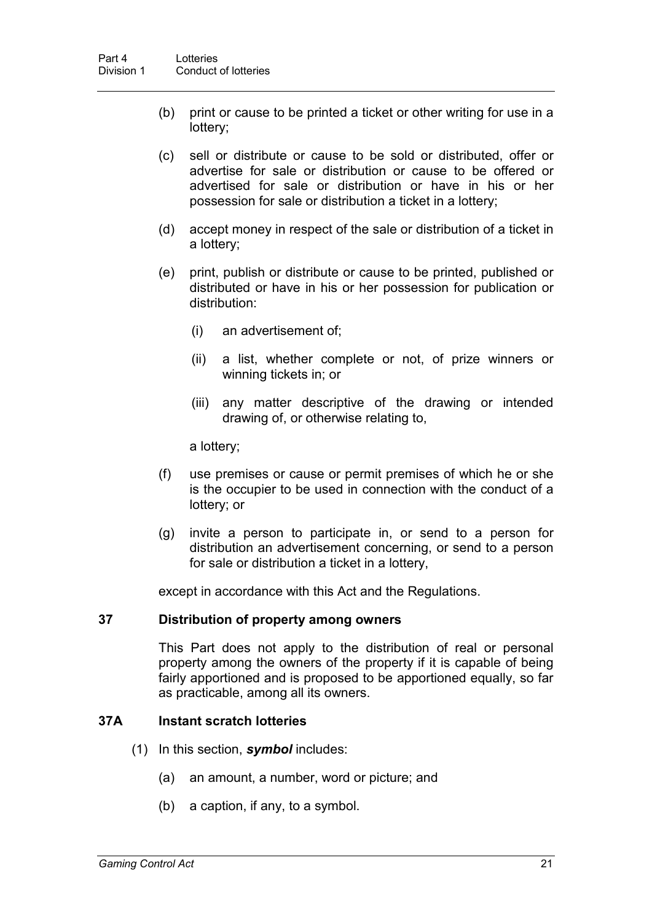(b) print or cause to be printed a ticket or other writing for use in a lottery;

(c) sell or distribute or cause to be sold or distributed, offer or advertise for sale or distribution or cause to be offered or advertised for sale or distribution or have in his or her possession for sale or distribution a ticket in a lottery;

(d) accept money in respect of the sale or distribution of a ticket in a lottery;

(e) print, publish or distribute or cause to be printed, published or distributed or have in his or her possession for publication or distribution:

   (i) an advertisement of;

   (ii) a list, whether complete or not, of prize winners or winning tickets in; or

   (iii) any matter descriptive of the drawing or intended drawing of, or otherwise relating to,

   a lottery;

(f) use premises or cause or permit premises of which he or she is the occupier to be used in connection with the conduct of a lottery; or

(g) invite a person to participate in, or send to a person for distribution an advertisement concerning, or send to a person for sale or distribution a ticket in a lottery,

except in accordance with this Act and the Regulations.

### 37 Distribution of property among owners

This Part does not apply to the distribution of real or personal property among the owners of the property if it is capable of being fairly apportioned and is proposed to be apportioned equally, so far as practicable, among all its owners.

### 37A Instant scratch lotteries

(1) In this section, ***symbol*** includes:

   (a) an amount, a number, word or picture; and

   (b) a caption, if any, to a symbol.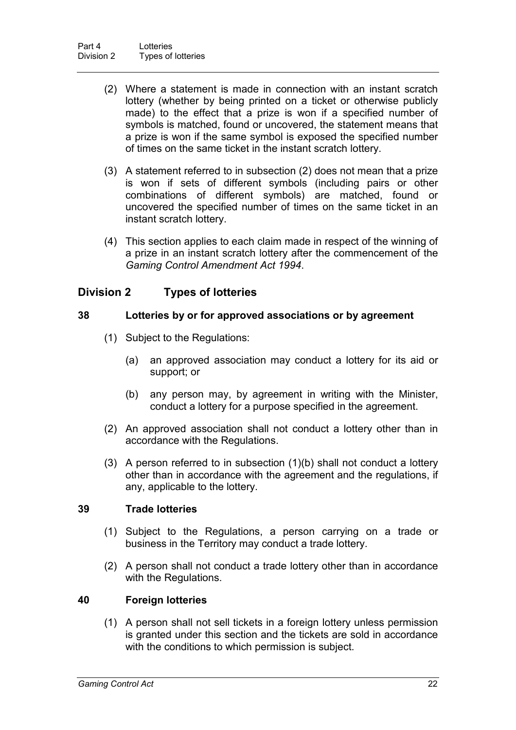(2) Where a statement is made in connection with an instant scratch lottery (whether by being printed on a ticket or otherwise publicly made) to the effect that a prize is won if a specified number of symbols is matched, found or uncovered, the statement means that a prize is won if the same symbol is exposed the specified number of times on the same ticket in the instant scratch lottery.

(3) A statement referred to in subsection (2) does not mean that a prize is won if sets of different symbols (including pairs or other combinations of different symbols) are matched, found or uncovered the specified number of times on the same ticket in an instant scratch lottery.

(4) This section applies to each claim made in respect of the winning of a prize in an instant scratch lottery after the commencement of the *Gaming Control Amendment Act 1994*.

## Division 2 Types of lotteries

### 38 Lotteries by or for approved associations or by agreement

(1) Subject to the Regulations:

(a) an approved association may conduct a lottery for its aid or support; or

(b) any person may, by agreement in writing with the Minister, conduct a lottery for a purpose specified in the agreement.

(2) An approved association shall not conduct a lottery other than in accordance with the Regulations.

(3) A person referred to in subsection (1)(b) shall not conduct a lottery other than in accordance with the agreement and the regulations, if any, applicable to the lottery.

### 39 Trade lotteries

(1) Subject to the Regulations, a person carrying on a trade or business in the Territory may conduct a trade lottery.

(2) A person shall not conduct a trade lottery other than in accordance with the Regulations.

### 40 Foreign lotteries

(1) A person shall not sell tickets in a foreign lottery unless permission is granted under this section and the tickets are sold in accordance with the conditions to which permission is subject.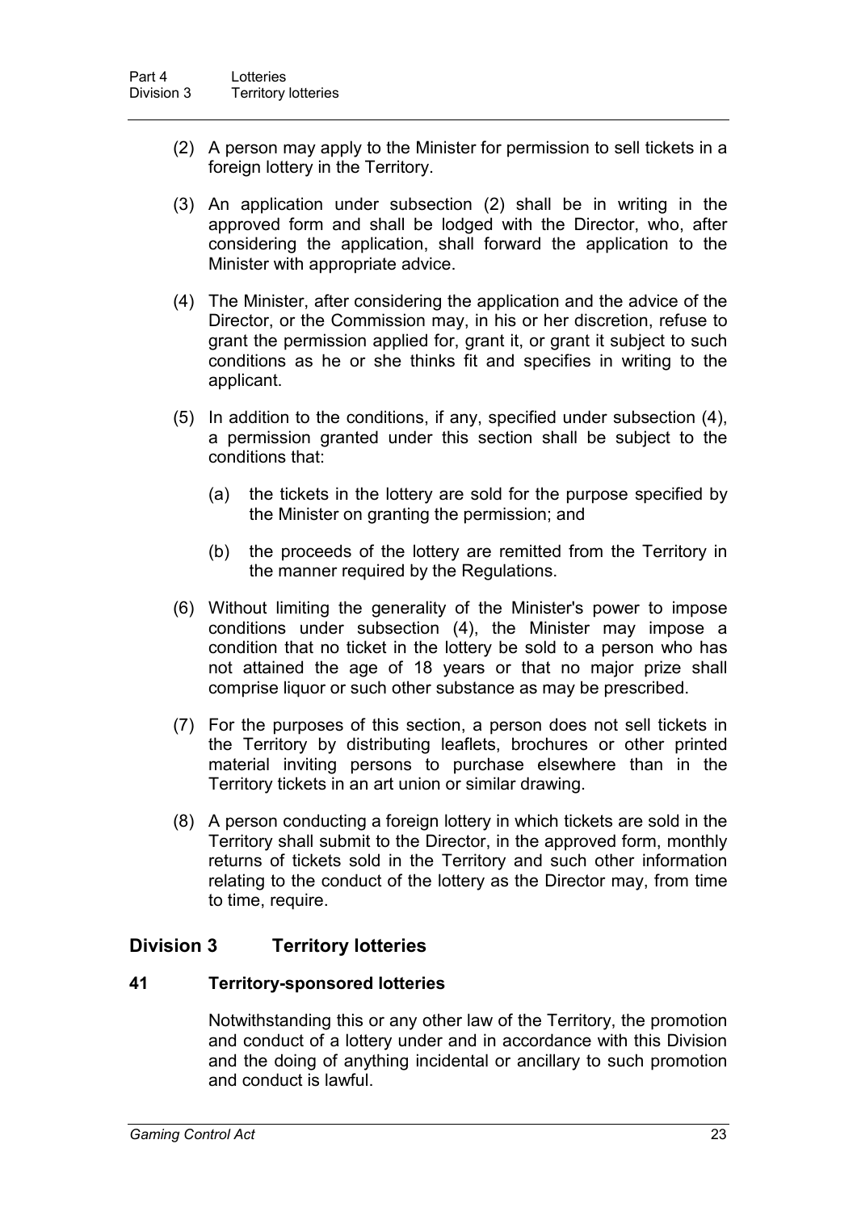(2) A person may apply to the Minister for permission to sell tickets in a foreign lottery in the Territory.

(3) An application under subsection (2) shall be in writing in the approved form and shall be lodged with the Director, who, after considering the application, shall forward the application to the Minister with appropriate advice.

(4) The Minister, after considering the application and the advice of the Director, or the Commission may, in his or her discretion, refuse to grant the permission applied for, grant it, or grant it subject to such conditions as he or she thinks fit and specifies in writing to the applicant.

(5) In addition to the conditions, if any, specified under subsection (4), a permission granted under this section shall be subject to the conditions that:

(a) the tickets in the lottery are sold for the purpose specified by the Minister on granting the permission; and

(b) the proceeds of the lottery are remitted from the Territory in the manner required by the Regulations.

(6) Without limiting the generality of the Minister's power to impose conditions under subsection (4), the Minister may impose a condition that no ticket in the lottery be sold to a person who has not attained the age of 18 years or that no major prize shall comprise liquor or such other substance as may be prescribed.

(7) For the purposes of this section, a person does not sell tickets in the Territory by distributing leaflets, brochures or other printed material inviting persons to purchase elsewhere than in the Territory tickets in an art union or similar drawing.

(8) A person conducting a foreign lottery in which tickets are sold in the Territory shall submit to the Director, in the approved form, monthly returns of tickets sold in the Territory and such other information relating to the conduct of the lottery as the Director may, from time to time, require.

## Division 3 Territory lotteries

### 41 Territory-sponsored lotteries

Notwithstanding this or any other law of the Territory, the promotion and conduct of a lottery under and in accordance with this Division and the doing of anything incidental or ancillary to such promotion and conduct is lawful.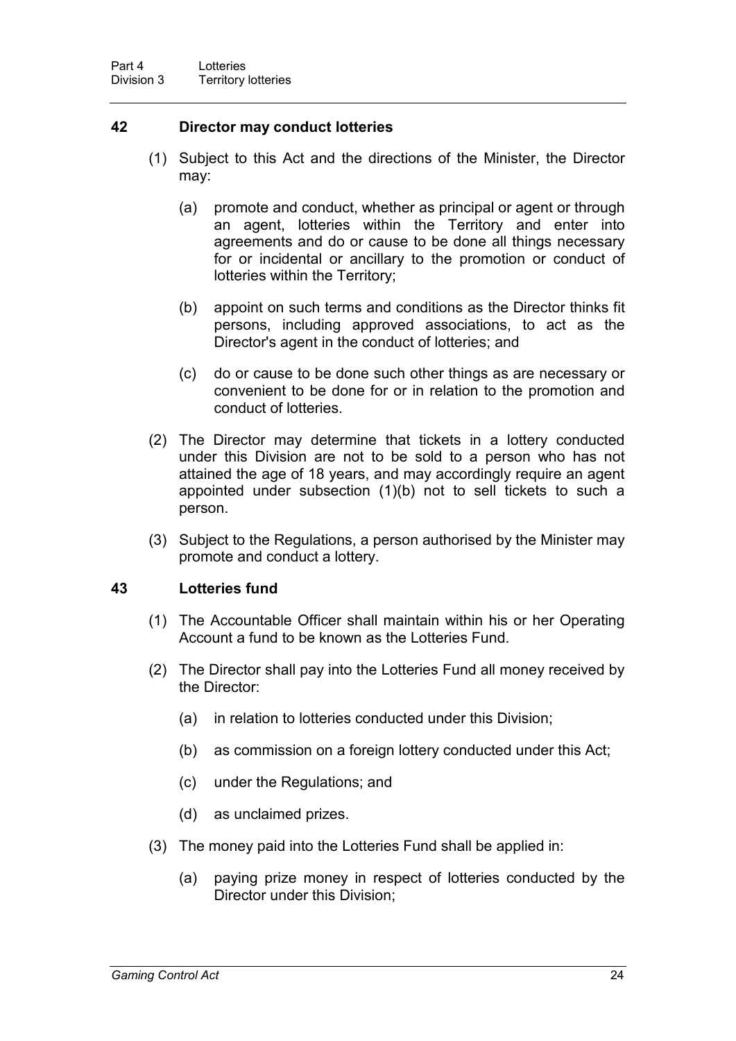### 42 Director may conduct lotteries

(1) Subject to this Act and the directions of the Minister, the Director may:

(a) promote and conduct, whether as principal or agent or through an agent, lotteries within the Territory and enter into agreements and do or cause to be done all things necessary for or incidental or ancillary to the promotion or conduct of lotteries within the Territory;

(b) appoint on such terms and conditions as the Director thinks fit persons, including approved associations, to act as the Director's agent in the conduct of lotteries; and

(c) do or cause to be done such other things as are necessary or convenient to be done for or in relation to the promotion and conduct of lotteries.

(2) The Director may determine that tickets in a lottery conducted under this Division are not to be sold to a person who has not attained the age of 18 years, and may accordingly require an agent appointed under subsection (1)(b) not to sell tickets to such a person.

(3) Subject to the Regulations, a person authorised by the Minister may promote and conduct a lottery.

### 43 Lotteries fund

(1) The Accountable Officer shall maintain within his or her Operating Account a fund to be known as the Lotteries Fund.

(2) The Director shall pay into the Lotteries Fund all money received by the Director:

(a) in relation to lotteries conducted under this Division;

(b) as commission on a foreign lottery conducted under this Act;

(c) under the Regulations; and

(d) as unclaimed prizes.

(3) The money paid into the Lotteries Fund shall be applied in:

(a) paying prize money in respect of lotteries conducted by the Director under this Division;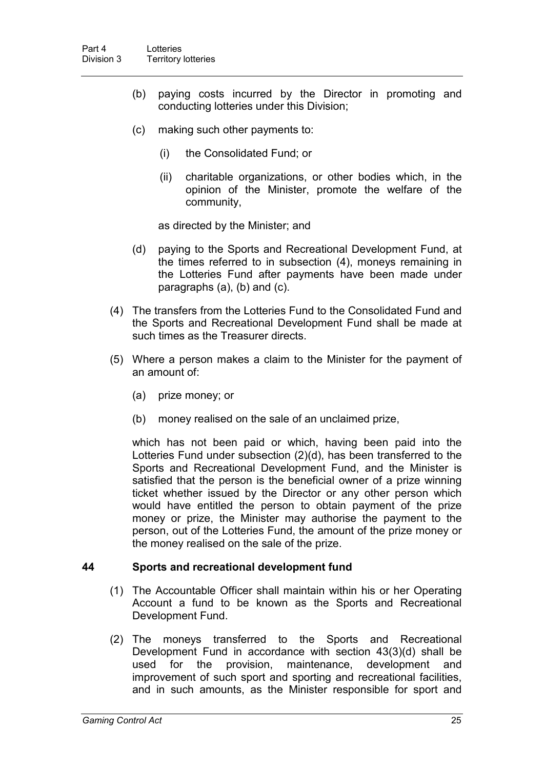(b) paying costs incurred by the Director in promoting and conducting lotteries under this Division;

(c) making such other payments to:

(i) the Consolidated Fund; or

(ii) charitable organizations, or other bodies which, in the opinion of the Minister, promote the welfare of the community,

as directed by the Minister; and

(d) paying to the Sports and Recreational Development Fund, at the times referred to in subsection (4), moneys remaining in the Lotteries Fund after payments have been made under paragraphs (a), (b) and (c).

(4) The transfers from the Lotteries Fund to the Consolidated Fund and the Sports and Recreational Development Fund shall be made at such times as the Treasurer directs.

(5) Where a person makes a claim to the Minister for the payment of an amount of:

(a) prize money; or

(b) money realised on the sale of an unclaimed prize,

which has not been paid or which, having been paid into the Lotteries Fund under subsection (2)(d), has been transferred to the Sports and Recreational Development Fund, and the Minister is satisfied that the person is the beneficial owner of a prize winning ticket whether issued by the Director or any other person which would have entitled the person to obtain payment of the prize money or prize, the Minister may authorise the payment to the person, out of the Lotteries Fund, the amount of the prize money or the money realised on the sale of the prize.

## 44 Sports and recreational development fund

(1) The Accountable Officer shall maintain within his or her Operating Account a fund to be known as the Sports and Recreational Development Fund.

(2) The moneys transferred to the Sports and Recreational Development Fund in accordance with section 43(3)(d) shall be used for the provision, maintenance, development and improvement of such sport and sporting and recreational facilities, and in such amounts, as the Minister responsible for sport and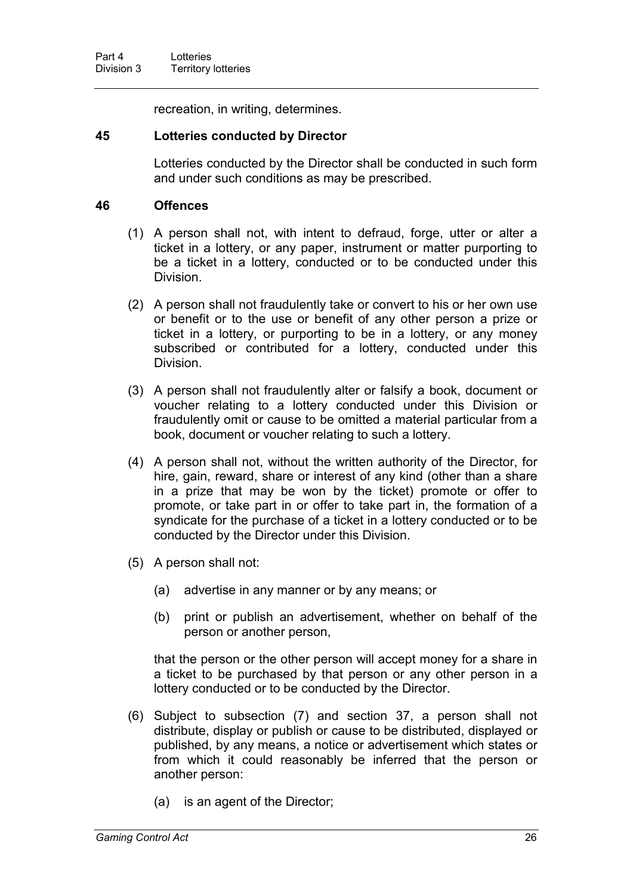recreation, in writing, determines.

### 45 Lotteries conducted by Director

Lotteries conducted by the Director shall be conducted in such form and under such conditions as may be prescribed.

### 46 Offences

(1) A person shall not, with intent to defraud, forge, utter or alter a ticket in a lottery, or any paper, instrument or matter purporting to be a ticket in a lottery, conducted or to be conducted under this Division.

(2) A person shall not fraudulently take or convert to his or her own use or benefit or to the use or benefit of any other person a prize or ticket in a lottery, or purporting to be in a lottery, or any money subscribed or contributed for a lottery, conducted under this Division.

(3) A person shall not fraudulently alter or falsify a book, document or voucher relating to a lottery conducted under this Division or fraudulently omit or cause to be omitted a material particular from a book, document or voucher relating to such a lottery.

(4) A person shall not, without the written authority of the Director, for hire, gain, reward, share or interest of any kind (other than a share in a prize that may be won by the ticket) promote or offer to promote, or take part in or offer to take part in, the formation of a syndicate for the purchase of a ticket in a lottery conducted or to be conducted by the Director under this Division.

(5) A person shall not:

(a) advertise in any manner or by any means; or

(b) print or publish an advertisement, whether on behalf of the person or another person,

that the person or the other person will accept money for a share in a ticket to be purchased by that person or any other person in a lottery conducted or to be conducted by the Director.

(6) Subject to subsection (7) and section 37, a person shall not distribute, display or publish or cause to be distributed, displayed or published, by any means, a notice or advertisement which states or from which it could reasonably be inferred that the person or another person:

(a) is an agent of the Director;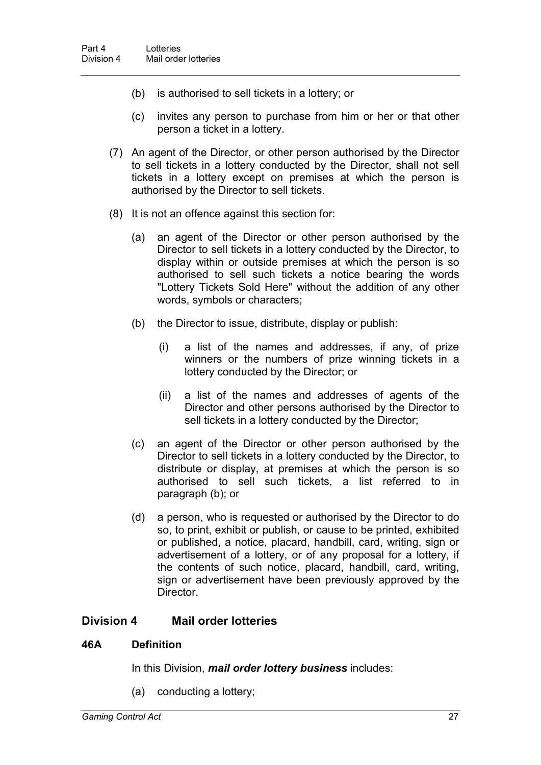(b) is authorised to sell tickets in a lottery; or

(c) invites any person to purchase from him or her or that other person a ticket in a lottery.

(7) An agent of the Director, or other person authorised by the Director to sell tickets in a lottery conducted by the Director, shall not sell tickets in a lottery except on premises at which the person is authorised by the Director to sell tickets.

(8) It is not an offence against this section for:

(a) an agent of the Director or other person authorised by the Director to sell tickets in a lottery conducted by the Director, to display within or outside premises at which the person is so authorised to sell such tickets a notice bearing the words "Lottery Tickets Sold Here" without the addition of any other words, symbols or characters;

(b) the Director to issue, distribute, display or publish:

(i) a list of the names and addresses, if any, of prize winners or the numbers of prize winning tickets in a lottery conducted by the Director; or

(ii) a list of the names and addresses of agents of the Director and other persons authorised by the Director to sell tickets in a lottery conducted by the Director;

(c) an agent of the Director or other person authorised by the Director to sell tickets in a lottery conducted by the Director, to distribute or display, at premises at which the person is so authorised to sell such tickets, a list referred to in paragraph (b); or

(d) a person, who is requested or authorised by the Director to do so, to print, exhibit or publish, or cause to be printed, exhibited or published, a notice, placard, handbill, card, writing, sign or advertisement of a lottery, or of any proposal for a lottery, if the contents of such notice, placard, handbill, card, writing, sign or advertisement have been previously approved by the Director.

## Division 4 Mail order lotteries

### 46A Definition

In this Division, ***mail order lottery business*** includes:

(a) conducting a lottery;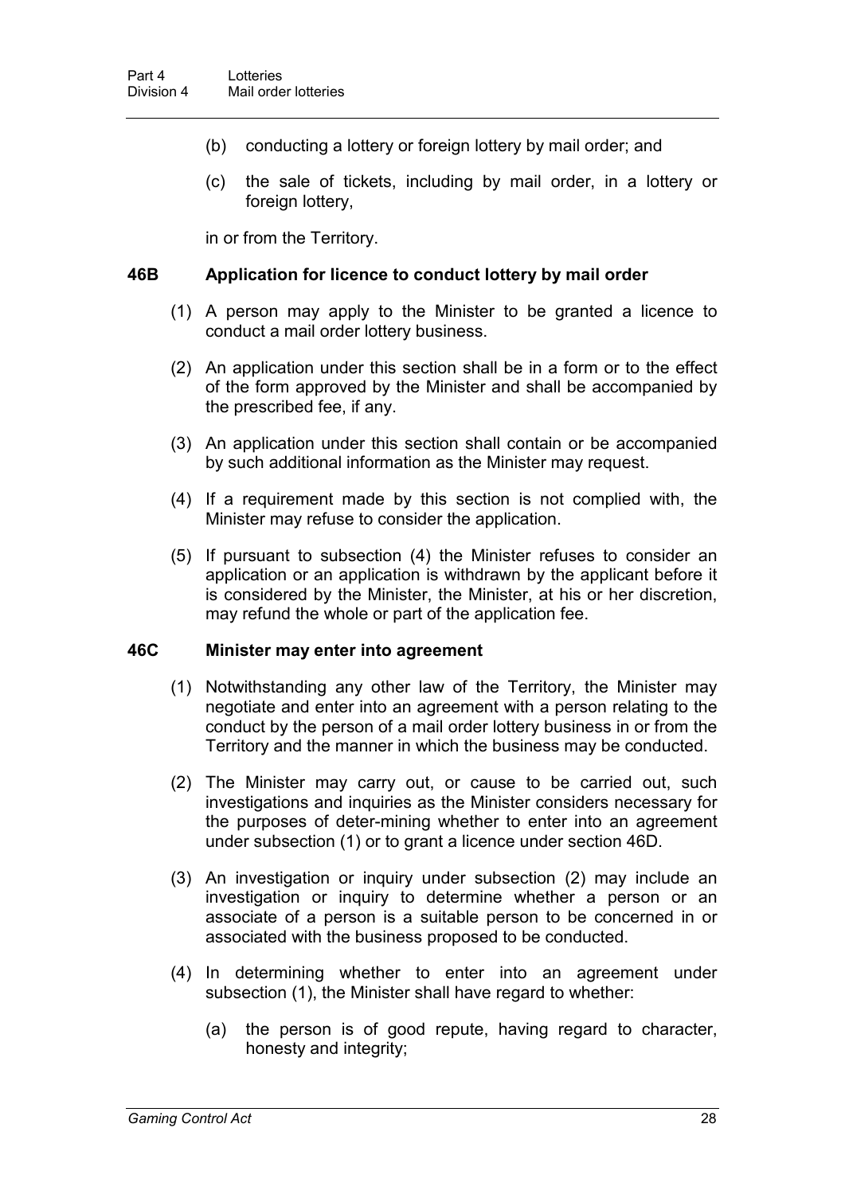(b) conducting a lottery or foreign lottery by mail order; and

(c) the sale of tickets, including by mail order, in a lottery or foreign lottery,

in or from the Territory.

### 46B Application for licence to conduct lottery by mail order

(1) A person may apply to the Minister to be granted a licence to conduct a mail order lottery business.

(2) An application under this section shall be in a form or to the effect of the form approved by the Minister and shall be accompanied by the prescribed fee, if any.

(3) An application under this section shall contain or be accompanied by such additional information as the Minister may request.

(4) If a requirement made by this section is not complied with, the Minister may refuse to consider the application.

(5) If pursuant to subsection (4) the Minister refuses to consider an application or an application is withdrawn by the applicant before it is considered by the Minister, the Minister, at his or her discretion, may refund the whole or part of the application fee.

### 46C Minister may enter into agreement

(1) Notwithstanding any other law of the Territory, the Minister may negotiate and enter into an agreement with a person relating to the conduct by the person of a mail order lottery business in or from the Territory and the manner in which the business may be conducted.

(2) The Minister may carry out, or cause to be carried out, such investigations and inquiries as the Minister considers necessary for the purposes of deter-mining whether to enter into an agreement under subsection (1) or to grant a licence under section 46D.

(3) An investigation or inquiry under subsection (2) may include an investigation or inquiry to determine whether a person or an associate of a person is a suitable person to be concerned in or associated with the business proposed to be conducted.

(4) In determining whether to enter into an agreement under subsection (1), the Minister shall have regard to whether:

(a) the person is of good repute, having regard to character, honesty and integrity;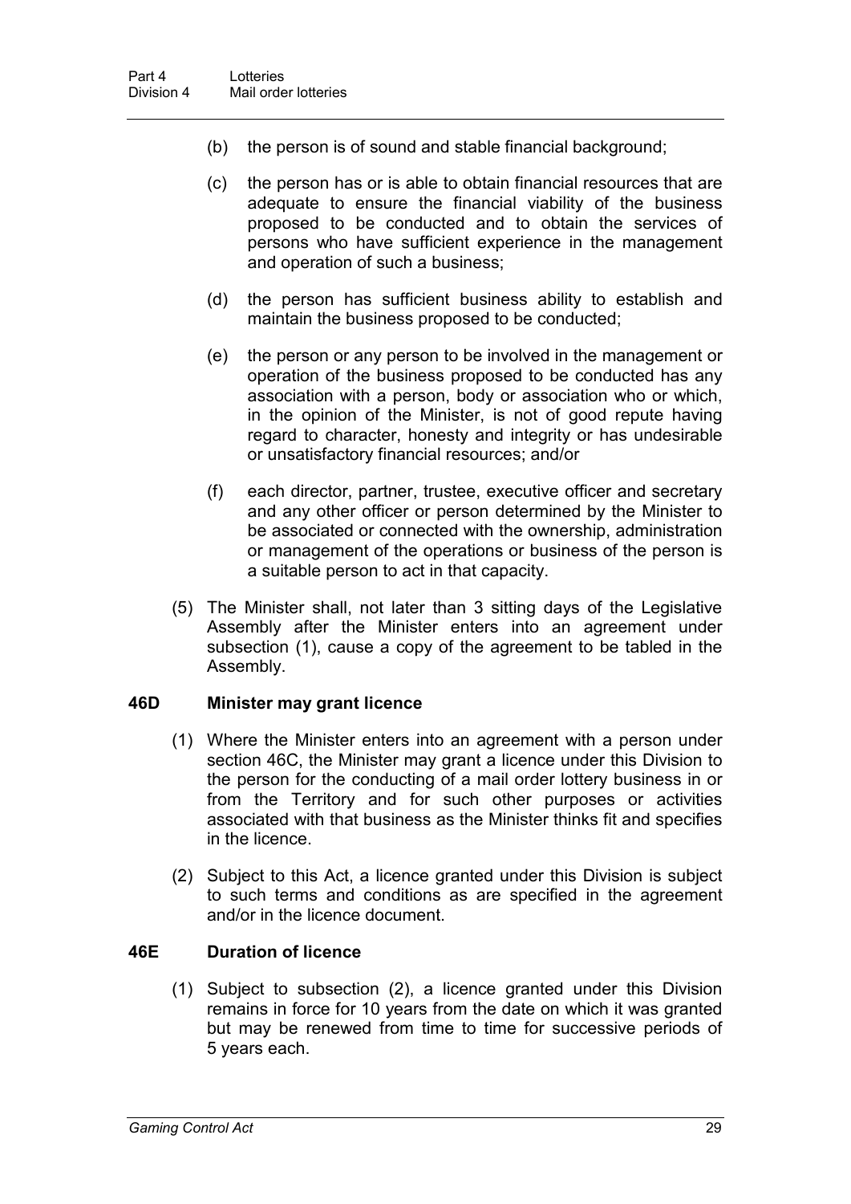(b) the person is of sound and stable financial background;

(c) the person has or is able to obtain financial resources that are adequate to ensure the financial viability of the business proposed to be conducted and to obtain the services of persons who have sufficient experience in the management and operation of such a business;

(d) the person has sufficient business ability to establish and maintain the business proposed to be conducted;

(e) the person or any person to be involved in the management or operation of the business proposed to be conducted has any association with a person, body or association who or which, in the opinion of the Minister, is not of good repute having regard to character, honesty and integrity or has undesirable or unsatisfactory financial resources; and/or

(f) each director, partner, trustee, executive officer and secretary and any other officer or person determined by the Minister to be associated or connected with the ownership, administration or management of the operations or business of the person is a suitable person to act in that capacity.

(5) The Minister shall, not later than 3 sitting days of the Legislative Assembly after the Minister enters into an agreement under subsection (1), cause a copy of the agreement to be tabled in the Assembly.

### 46D Minister may grant licence

(1) Where the Minister enters into an agreement with a person under section 46C, the Minister may grant a licence under this Division to the person for the conducting of a mail order lottery business in or from the Territory and for such other purposes or activities associated with that business as the Minister thinks fit and specifies in the licence.

(2) Subject to this Act, a licence granted under this Division is subject to such terms and conditions as are specified in the agreement and/or in the licence document.

### 46E Duration of licence

(1) Subject to subsection (2), a licence granted under this Division remains in force for 10 years from the date on which it was granted but may be renewed from time to time for successive periods of 5 years each.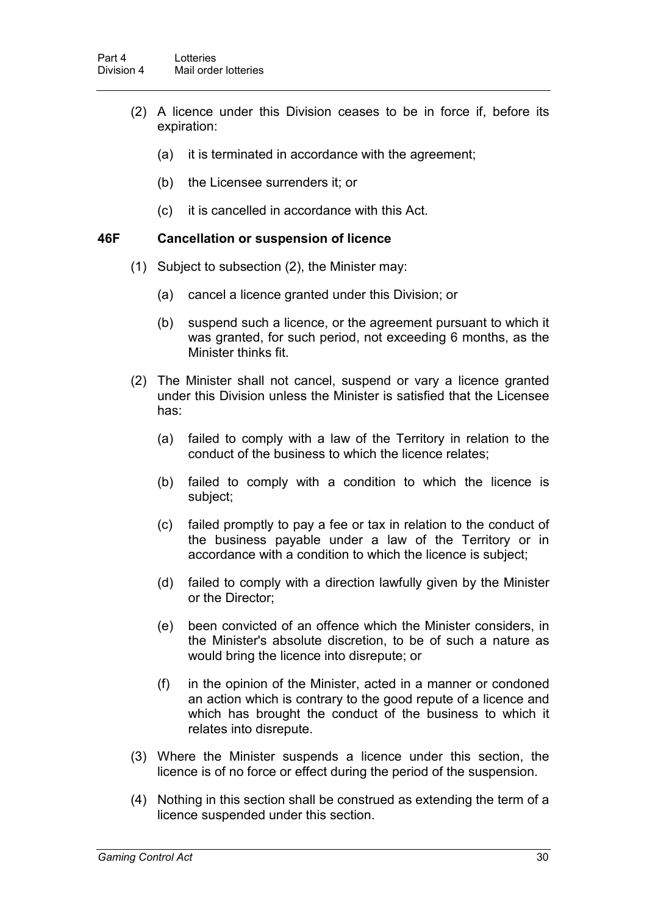(2) A licence under this Division ceases to be in force if, before its expiration:

(a) it is terminated in accordance with the agreement;

(b) the Licensee surrenders it; or

(c) it is cancelled in accordance with this Act.

### 46F Cancellation or suspension of licence

(1) Subject to subsection (2), the Minister may:

(a) cancel a licence granted under this Division; or

(b) suspend such a licence, or the agreement pursuant to which it was granted, for such period, not exceeding 6 months, as the Minister thinks fit.

(2) The Minister shall not cancel, suspend or vary a licence granted under this Division unless the Minister is satisfied that the Licensee has:

(a) failed to comply with a law of the Territory in relation to the conduct of the business to which the licence relates;

(b) failed to comply with a condition to which the licence is subject;

(c) failed promptly to pay a fee or tax in relation to the conduct of the business payable under a law of the Territory or in accordance with a condition to which the licence is subject;

(d) failed to comply with a direction lawfully given by the Minister or the Director;

(e) been convicted of an offence which the Minister considers, in the Minister's absolute discretion, to be of such a nature as would bring the licence into disrepute; or

(f) in the opinion of the Minister, acted in a manner or condoned an action which is contrary to the good repute of a licence and which has brought the conduct of the business to which it relates into disrepute.

(3) Where the Minister suspends a licence under this section, the licence is of no force or effect during the period of the suspension.

(4) Nothing in this section shall be construed as extending the term of a licence suspended under this section.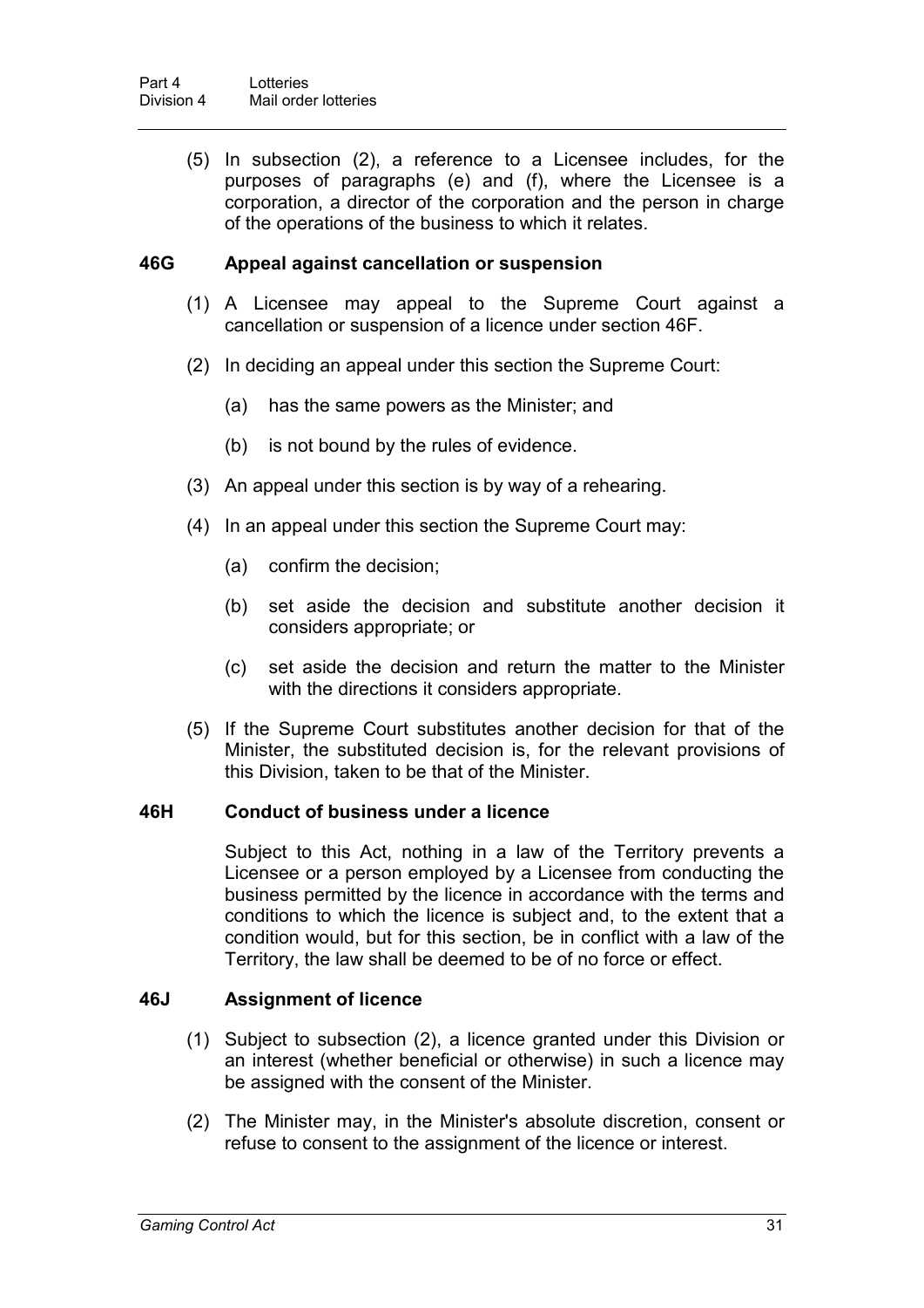(5) In subsection (2), a reference to a Licensee includes, for the purposes of paragraphs (e) and (f), where the Licensee is a corporation, a director of the corporation and the person in charge of the operations of the business to which it relates.

### 46G Appeal against cancellation or suspension

(1) A Licensee may appeal to the Supreme Court against a cancellation or suspension of a licence under section 46F.

(2) In deciding an appeal under this section the Supreme Court:

(a) has the same powers as the Minister; and

(b) is not bound by the rules of evidence.

(3) An appeal under this section is by way of a rehearing.

(4) In an appeal under this section the Supreme Court may:

(a) confirm the decision;

(b) set aside the decision and substitute another decision it considers appropriate; or

(c) set aside the decision and return the matter to the Minister with the directions it considers appropriate.

(5) If the Supreme Court substitutes another decision for that of the Minister, the substituted decision is, for the relevant provisions of this Division, taken to be that of the Minister.

### 46H Conduct of business under a licence

Subject to this Act, nothing in a law of the Territory prevents a Licensee or a person employed by a Licensee from conducting the business permitted by the licence in accordance with the terms and conditions to which the licence is subject and, to the extent that a condition would, but for this section, be in conflict with a law of the Territory, the law shall be deemed to be of no force or effect.

### 46J Assignment of licence

(1) Subject to subsection (2), a licence granted under this Division or an interest (whether beneficial or otherwise) in such a licence may be assigned with the consent of the Minister.

(2) The Minister may, in the Minister's absolute discretion, consent or refuse to consent to the assignment of the licence or interest.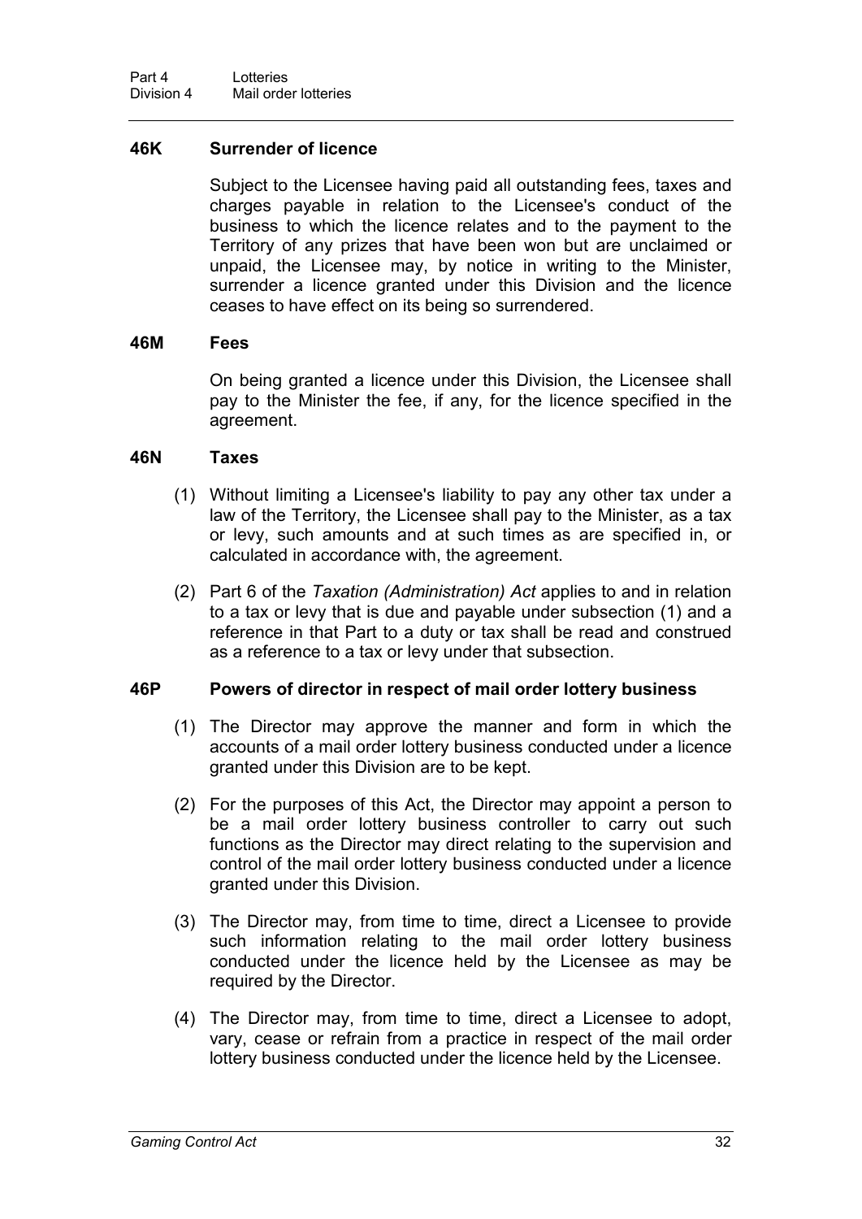### 46K Surrender of licence

Subject to the Licensee having paid all outstanding fees, taxes and charges payable in relation to the Licensee's conduct of the business to which the licence relates and to the payment to the Territory of any prizes that have been won but are unclaimed or unpaid, the Licensee may, by notice in writing to the Minister, surrender a licence granted under this Division and the licence ceases to have effect on its being so surrendered.

### 46M Fees

On being granted a licence under this Division, the Licensee shall pay to the Minister the fee, if any, for the licence specified in the agreement.

### 46N Taxes

(1) Without limiting a Licensee's liability to pay any other tax under a law of the Territory, the Licensee shall pay to the Minister, as a tax or levy, such amounts and at such times as are specified in, or calculated in accordance with, the agreement.

(2) Part 6 of the *Taxation (Administration) Act* applies to and in relation to a tax or levy that is due and payable under subsection (1) and a reference in that Part to a duty or tax shall be read and construed as a reference to a tax or levy under that subsection.

### 46P Powers of director in respect of mail order lottery business

(1) The Director may approve the manner and form in which the accounts of a mail order lottery business conducted under a licence granted under this Division are to be kept.

(2) For the purposes of this Act, the Director may appoint a person to be a mail order lottery business controller to carry out such functions as the Director may direct relating to the supervision and control of the mail order lottery business conducted under a licence granted under this Division.

(3) The Director may, from time to time, direct a Licensee to provide such information relating to the mail order lottery business conducted under the licence held by the Licensee as may be required by the Director.

(4) The Director may, from time to time, direct a Licensee to adopt, vary, cease or refrain from a practice in respect of the mail order lottery business conducted under the licence held by the Licensee.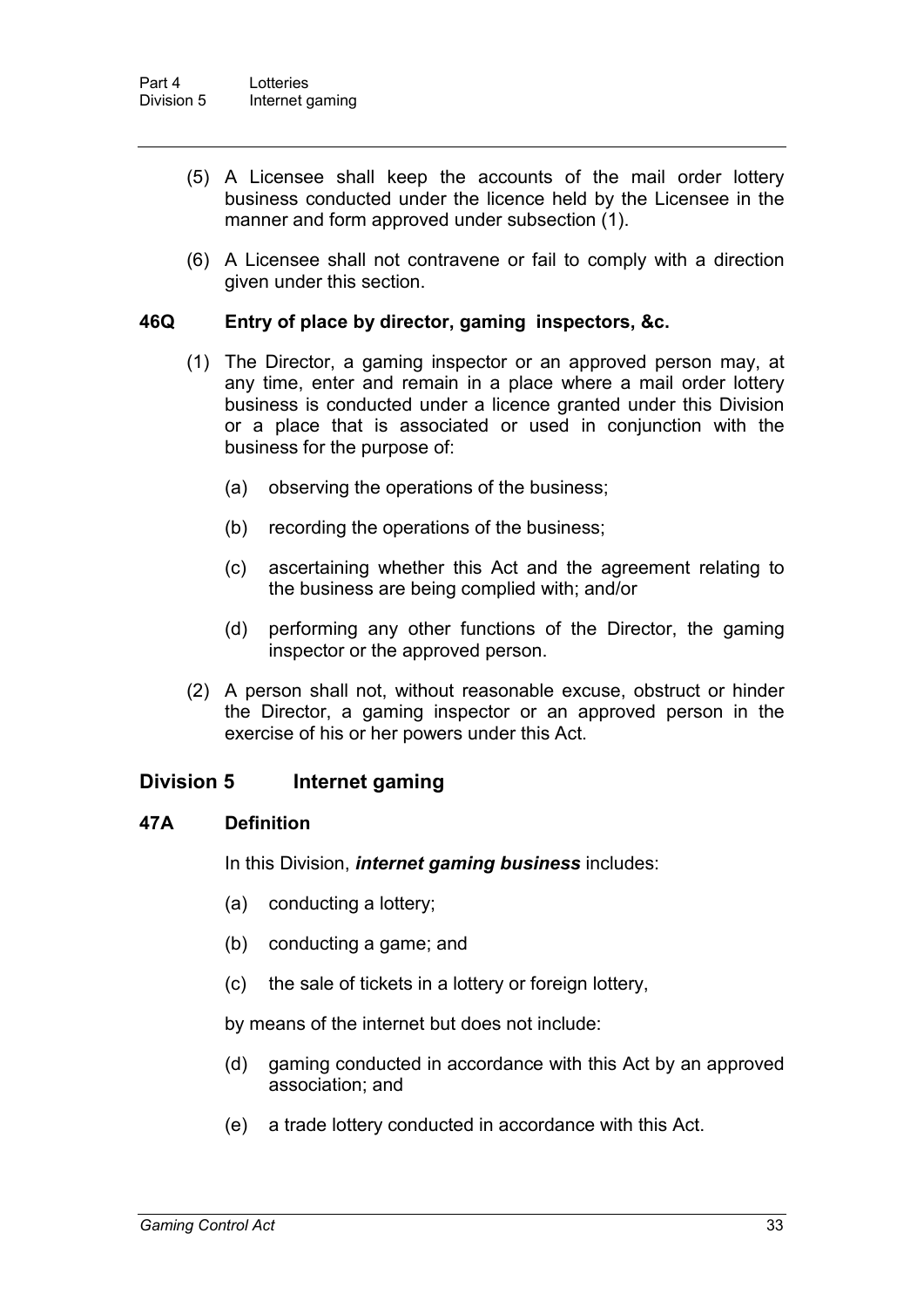(5) A Licensee shall keep the accounts of the mail order lottery business conducted under the licence held by the Licensee in the manner and form approved under subsection (1).

(6) A Licensee shall not contravene or fail to comply with a direction given under this section.

### 46Q Entry of place by director, gaming inspectors, &c.

(1) The Director, a gaming inspector or an approved person may, at any time, enter and remain in a place where a mail order lottery business is conducted under a licence granted under this Division or a place that is associated or used in conjunction with the business for the purpose of:

(a) observing the operations of the business;

(b) recording the operations of the business;

(c) ascertaining whether this Act and the agreement relating to the business are being complied with; and/or

(d) performing any other functions of the Director, the gaming inspector or the approved person.

(2) A person shall not, without reasonable excuse, obstruct or hinder the Director, a gaming inspector or an approved person in the exercise of his or her powers under this Act.

## Division 5 Internet gaming

### 47A Definition

In this Division, ***internet gaming business*** includes:

(a) conducting a lottery;

(b) conducting a game; and

(c) the sale of tickets in a lottery or foreign lottery,

by means of the internet but does not include:

(d) gaming conducted in accordance with this Act by an approved association; and

(e) a trade lottery conducted in accordance with this Act.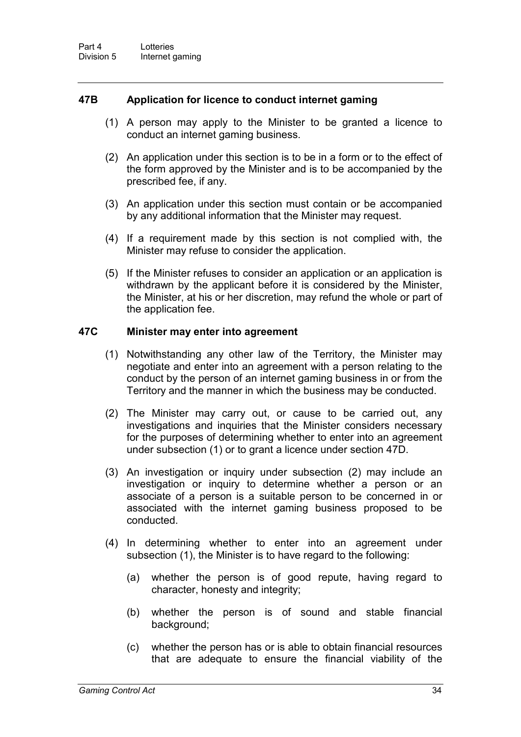### 47B Application for licence to conduct internet gaming

(1) A person may apply to the Minister to be granted a licence to conduct an internet gaming business.

(2) An application under this section is to be in a form or to the effect of the form approved by the Minister and is to be accompanied by the prescribed fee, if any.

(3) An application under this section must contain or be accompanied by any additional information that the Minister may request.

(4) If a requirement made by this section is not complied with, the Minister may refuse to consider the application.

(5) If the Minister refuses to consider an application or an application is withdrawn by the applicant before it is considered by the Minister, the Minister, at his or her discretion, may refund the whole or part of the application fee.

### 47C Minister may enter into agreement

(1) Notwithstanding any other law of the Territory, the Minister may negotiate and enter into an agreement with a person relating to the conduct by the person of an internet gaming business in or from the Territory and the manner in which the business may be conducted.

(2) The Minister may carry out, or cause to be carried out, any investigations and inquiries that the Minister considers necessary for the purposes of determining whether to enter into an agreement under subsection (1) or to grant a licence under section 47D.

(3) An investigation or inquiry under subsection (2) may include an investigation or inquiry to determine whether a person or an associate of a person is a suitable person to be concerned in or associated with the internet gaming business proposed to be conducted.

(4) In determining whether to enter into an agreement under subsection (1), the Minister is to have regard to the following:

(a) whether the person is of good repute, having regard to character, honesty and integrity;

(b) whether the person is of sound and stable financial background;

(c) whether the person has or is able to obtain financial resources that are adequate to ensure the financial viability of the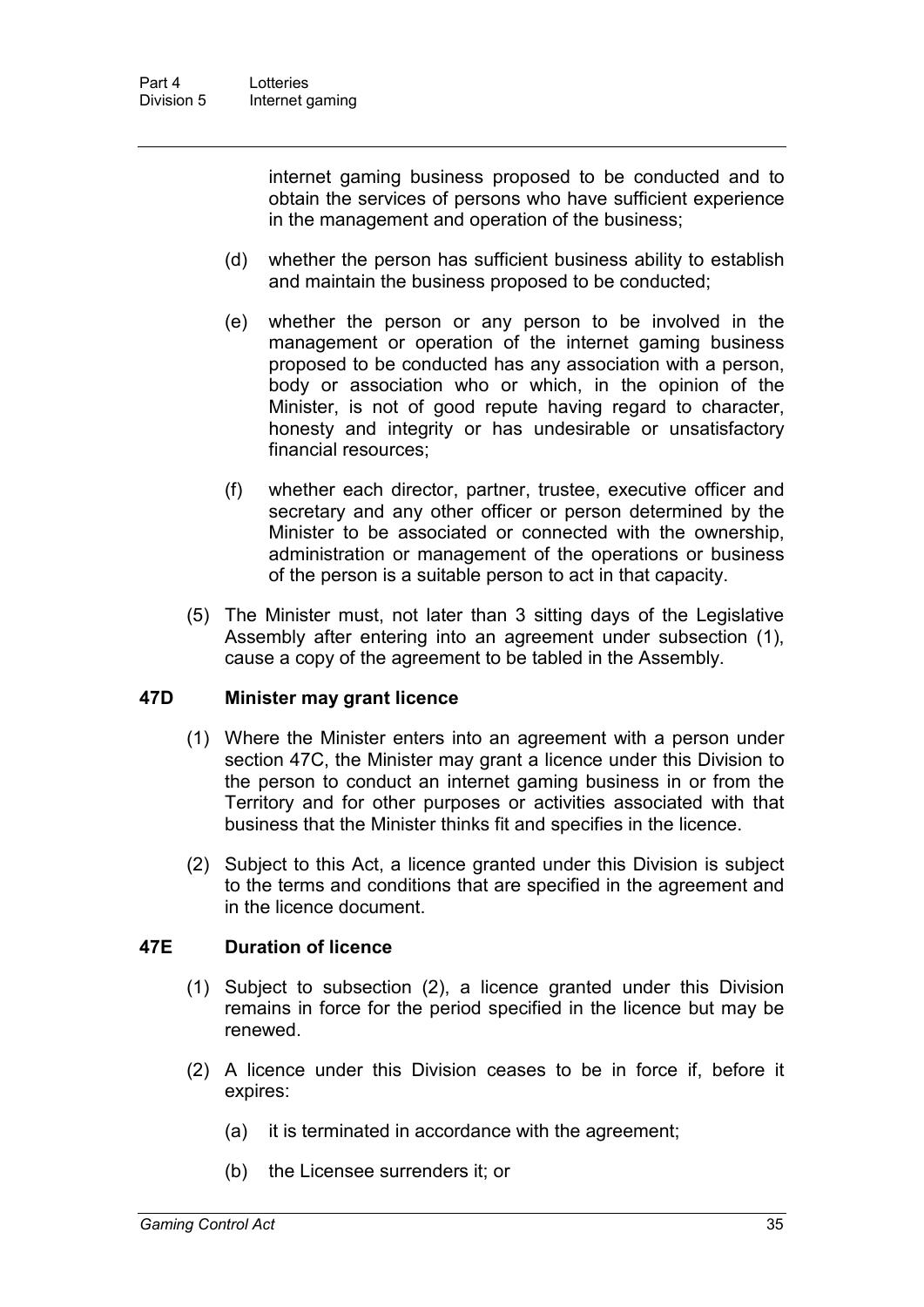internet gaming business proposed to be conducted and to obtain the services of persons who have sufficient experience in the management and operation of the business;

(d) whether the person has sufficient business ability to establish and maintain the business proposed to be conducted;

(e) whether the person or any person to be involved in the management or operation of the internet gaming business proposed to be conducted has any association with a person, body or association who or which, in the opinion of the Minister, is not of good repute having regard to character, honesty and integrity or has undesirable or unsatisfactory financial resources;

(f) whether each director, partner, trustee, executive officer and secretary and any other officer or person determined by the Minister to be associated or connected with the ownership, administration or management of the operations or business of the person is a suitable person to act in that capacity.

(5) The Minister must, not later than 3 sitting days of the Legislative Assembly after entering into an agreement under subsection (1), cause a copy of the agreement to be tabled in the Assembly.

### 47D Minister may grant licence

(1) Where the Minister enters into an agreement with a person under section 47C, the Minister may grant a licence under this Division to the person to conduct an internet gaming business in or from the Territory and for other purposes or activities associated with that business that the Minister thinks fit and specifies in the licence.

(2) Subject to this Act, a licence granted under this Division is subject to the terms and conditions that are specified in the agreement and in the licence document.

### 47E Duration of licence

(1) Subject to subsection (2), a licence granted under this Division remains in force for the period specified in the licence but may be renewed.

(2) A licence under this Division ceases to be in force if, before it expires:

(a) it is terminated in accordance with the agreement;

(b) the Licensee surrenders it; or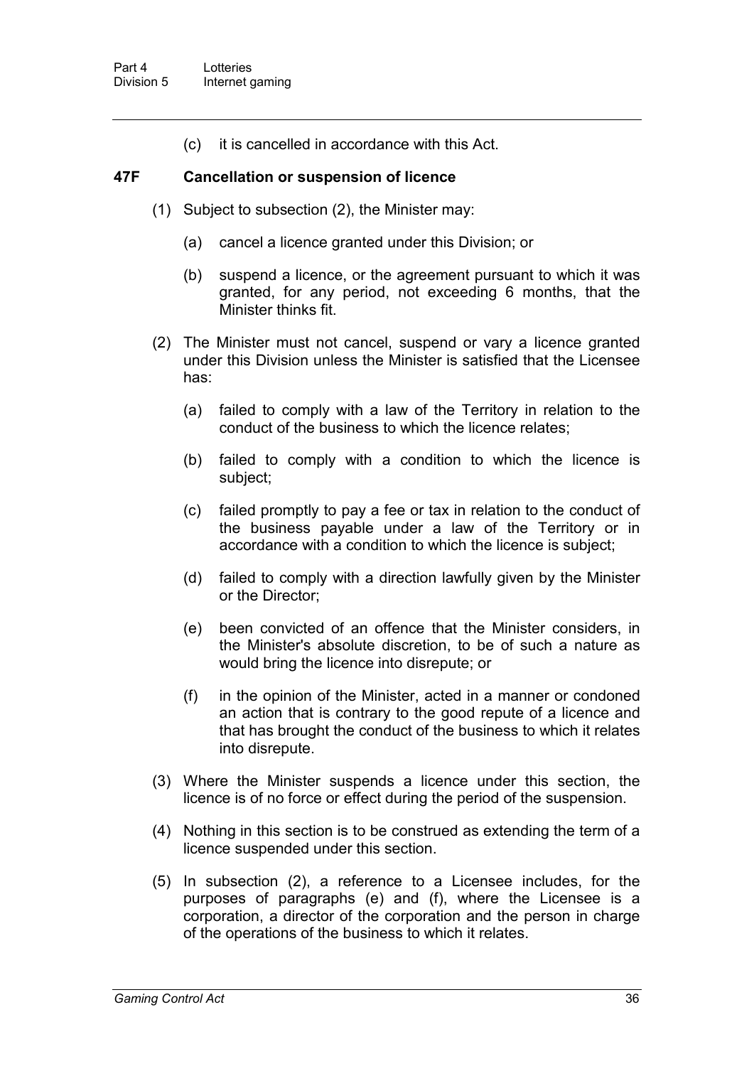(c) it is cancelled in accordance with this Act.

### 47F Cancellation or suspension of licence

(1) Subject to subsection (2), the Minister may:

(a) cancel a licence granted under this Division; or

(b) suspend a licence, or the agreement pursuant to which it was granted, for any period, not exceeding 6 months, that the Minister thinks fit.

(2) The Minister must not cancel, suspend or vary a licence granted under this Division unless the Minister is satisfied that the Licensee has:

(a) failed to comply with a law of the Territory in relation to the conduct of the business to which the licence relates;

(b) failed to comply with a condition to which the licence is subject;

(c) failed promptly to pay a fee or tax in relation to the conduct of the business payable under a law of the Territory or in accordance with a condition to which the licence is subject;

(d) failed to comply with a direction lawfully given by the Minister or the Director;

(e) been convicted of an offence that the Minister considers, in the Minister's absolute discretion, to be of such a nature as would bring the licence into disrepute; or

(f) in the opinion of the Minister, acted in a manner or condoned an action that is contrary to the good repute of a licence and that has brought the conduct of the business to which it relates into disrepute.

(3) Where the Minister suspends a licence under this section, the licence is of no force or effect during the period of the suspension.

(4) Nothing in this section is to be construed as extending the term of a licence suspended under this section.

(5) In subsection (2), a reference to a Licensee includes, for the purposes of paragraphs (e) and (f), where the Licensee is a corporation, a director of the corporation and the person in charge of the operations of the business to which it relates.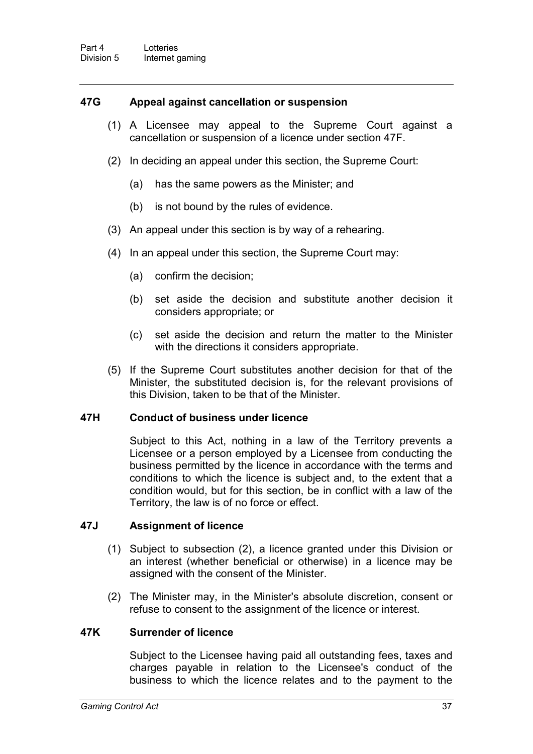### 47G Appeal against cancellation or suspension

(1) A Licensee may appeal to the Supreme Court against a cancellation or suspension of a licence under section 47F.

(2) In deciding an appeal under this section, the Supreme Court:

(a) has the same powers as the Minister; and

(b) is not bound by the rules of evidence.

(3) An appeal under this section is by way of a rehearing.

(4) In an appeal under this section, the Supreme Court may:

(a) confirm the decision;

(b) set aside the decision and substitute another decision it considers appropriate; or

(c) set aside the decision and return the matter to the Minister with the directions it considers appropriate.

(5) If the Supreme Court substitutes another decision for that of the Minister, the substituted decision is, for the relevant provisions of this Division, taken to be that of the Minister.

### 47H Conduct of business under licence

Subject to this Act, nothing in a law of the Territory prevents a Licensee or a person employed by a Licensee from conducting the business permitted by the licence in accordance with the terms and conditions to which the licence is subject and, to the extent that a condition would, but for this section, be in conflict with a law of the Territory, the law is of no force or effect.

### 47J Assignment of licence

(1) Subject to subsection (2), a licence granted under this Division or an interest (whether beneficial or otherwise) in a licence may be assigned with the consent of the Minister.

(2) The Minister may, in the Minister's absolute discretion, consent or refuse to consent to the assignment of the licence or interest.

### 47K Surrender of licence

Subject to the Licensee having paid all outstanding fees, taxes and charges payable in relation to the Licensee's conduct of the business to which the licence relates and to the payment to the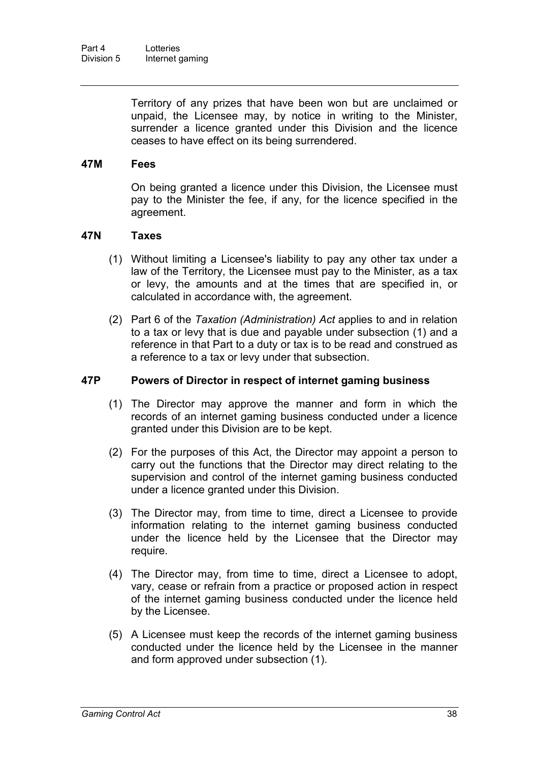Territory of any prizes that have been won but are unclaimed or unpaid, the Licensee may, by notice in writing to the Minister, surrender a licence granted under this Division and the licence ceases to have effect on its being surrendered.

### 47M Fees

On being granted a licence under this Division, the Licensee must pay to the Minister the fee, if any, for the licence specified in the agreement.

### 47N Taxes

(1) Without limiting a Licensee's liability to pay any other tax under a law of the Territory, the Licensee must pay to the Minister, as a tax or levy, the amounts and at the times that are specified in, or calculated in accordance with, the agreement.

(2) Part 6 of the *Taxation (Administration) Act* applies to and in relation to a tax or levy that is due and payable under subsection (1) and a reference in that Part to a duty or tax is to be read and construed as a reference to a tax or levy under that subsection.

### 47P Powers of Director in respect of internet gaming business

(1) The Director may approve the manner and form in which the records of an internet gaming business conducted under a licence granted under this Division are to be kept.

(2) For the purposes of this Act, the Director may appoint a person to carry out the functions that the Director may direct relating to the supervision and control of the internet gaming business conducted under a licence granted under this Division.

(3) The Director may, from time to time, direct a Licensee to provide information relating to the internet gaming business conducted under the licence held by the Licensee that the Director may require.

(4) The Director may, from time to time, direct a Licensee to adopt, vary, cease or refrain from a practice or proposed action in respect of the internet gaming business conducted under the licence held by the Licensee.

(5) A Licensee must keep the records of the internet gaming business conducted under the licence held by the Licensee in the manner and form approved under subsection (1).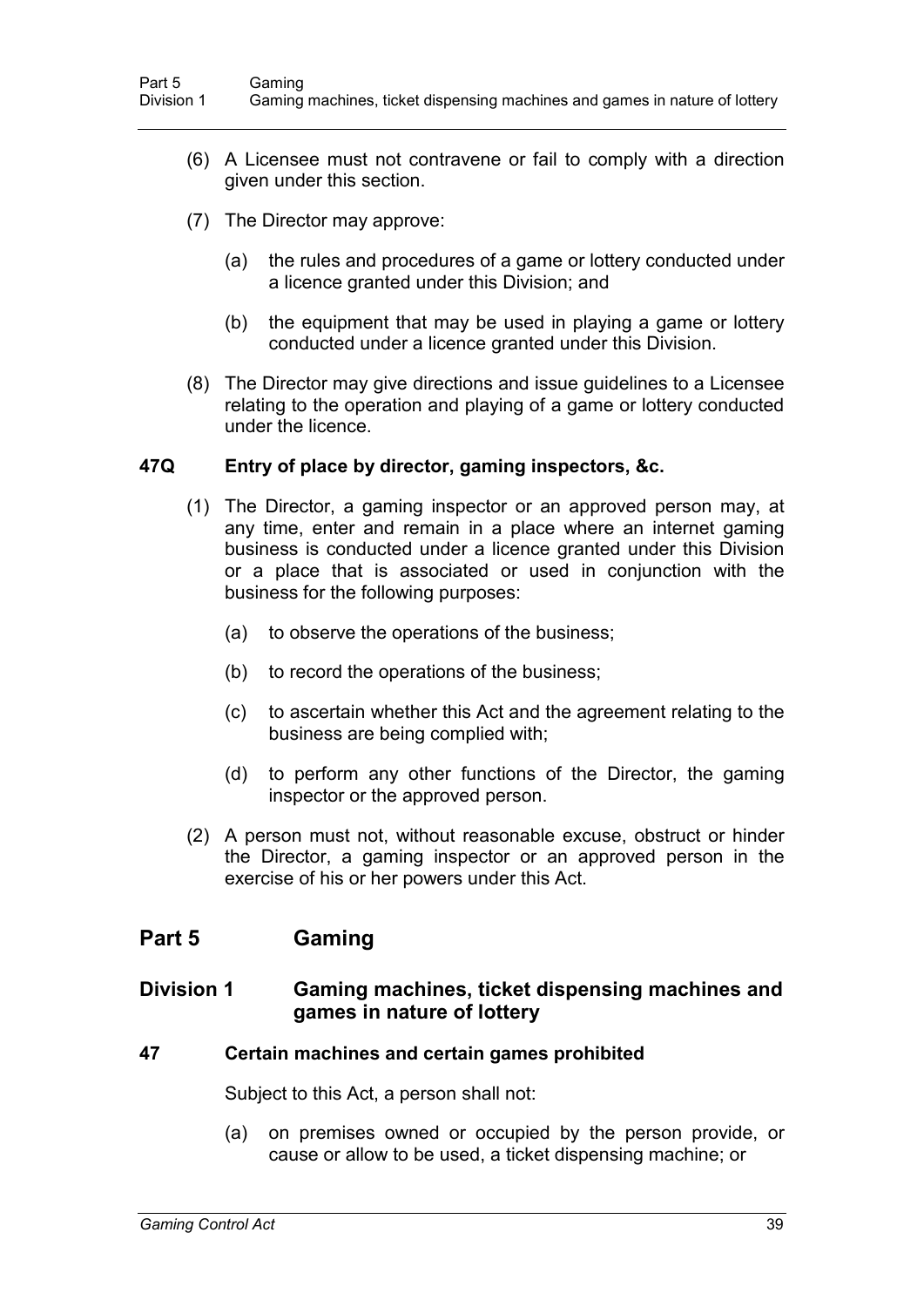(6) A Licensee must not contravene or fail to comply with a direction given under this section.

(7) The Director may approve:

(a) the rules and procedures of a game or lottery conducted under a licence granted under this Division; and

(b) the equipment that may be used in playing a game or lottery conducted under a licence granted under this Division.

(8) The Director may give directions and issue guidelines to a Licensee relating to the operation and playing of a game or lottery conducted under the licence.

### 47Q Entry of place by director, gaming inspectors, &c.

(1) The Director, a gaming inspector or an approved person may, at any time, enter and remain in a place where an internet gaming business is conducted under a licence granted under this Division or a place that is associated or used in conjunction with the business for the following purposes:

(a) to observe the operations of the business;

(b) to record the operations of the business;

(c) to ascertain whether this Act and the agreement relating to the business are being complied with;

(d) to perform any other functions of the Director, the gaming inspector or the approved person.

(2) A person must not, without reasonable excuse, obstruct or hinder the Director, a gaming inspector or an approved person in the exercise of his or her powers under this Act.

## Part 5 Gaming

## Division 1 Gaming machines, ticket dispensing machines and games in nature of lottery

### 47 Certain machines and certain games prohibited

Subject to this Act, a person shall not:

(a) on premises owned or occupied by the person provide, or cause or allow to be used, a ticket dispensing machine; or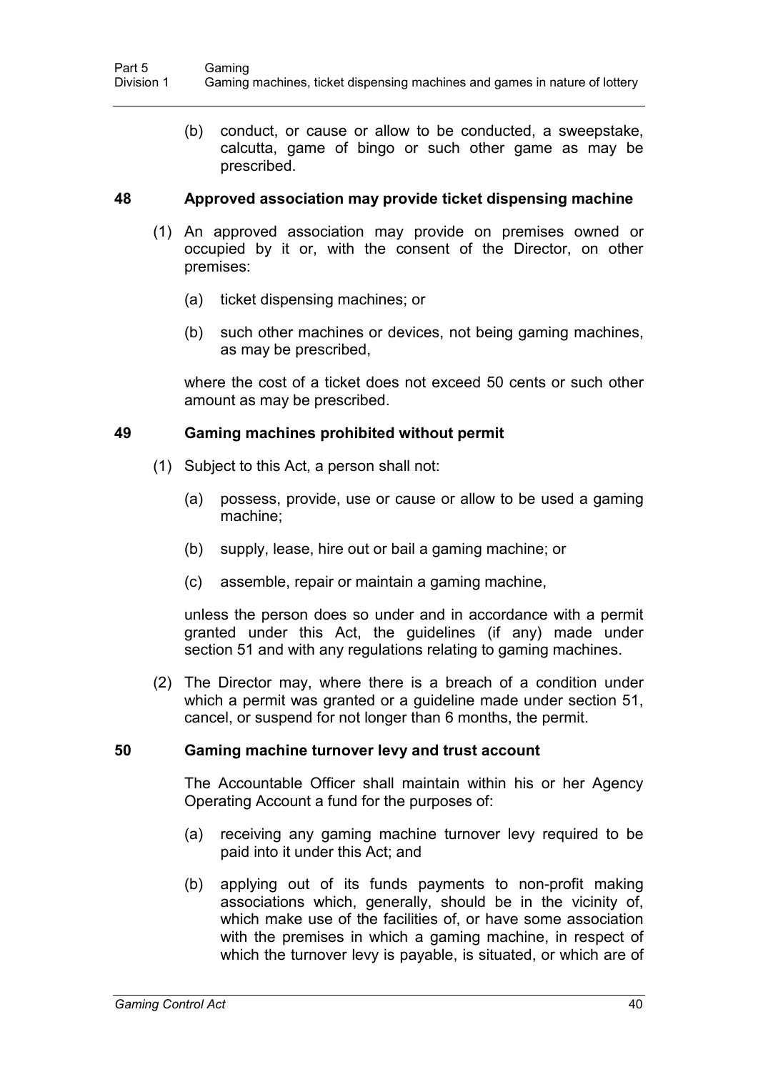(b) conduct, or cause or allow to be conducted, a sweepstake, calcutta, game of bingo or such other game as may be prescribed.

### 48 Approved association may provide ticket dispensing machine

(1) An approved association may provide on premises owned or occupied by it or, with the consent of the Director, on other premises:

(a) ticket dispensing machines; or

(b) such other machines or devices, not being gaming machines, as may be prescribed,

where the cost of a ticket does not exceed 50 cents or such other amount as may be prescribed.

### 49 Gaming machines prohibited without permit

(1) Subject to this Act, a person shall not:

(a) possess, provide, use or cause or allow to be used a gaming machine;

(b) supply, lease, hire out or bail a gaming machine; or

(c) assemble, repair or maintain a gaming machine,

unless the person does so under and in accordance with a permit granted under this Act, the guidelines (if any) made under section 51 and with any regulations relating to gaming machines.

(2) The Director may, where there is a breach of a condition under which a permit was granted or a guideline made under section 51, cancel, or suspend for not longer than 6 months, the permit.

### 50 Gaming machine turnover levy and trust account

The Accountable Officer shall maintain within his or her Agency Operating Account a fund for the purposes of:

(a) receiving any gaming machine turnover levy required to be paid into it under this Act; and

(b) applying out of its funds payments to non-profit making associations which, generally, should be in the vicinity of, which make use of the facilities of, or have some association with the premises in which a gaming machine, in respect of which the turnover levy is payable, is situated, or which are of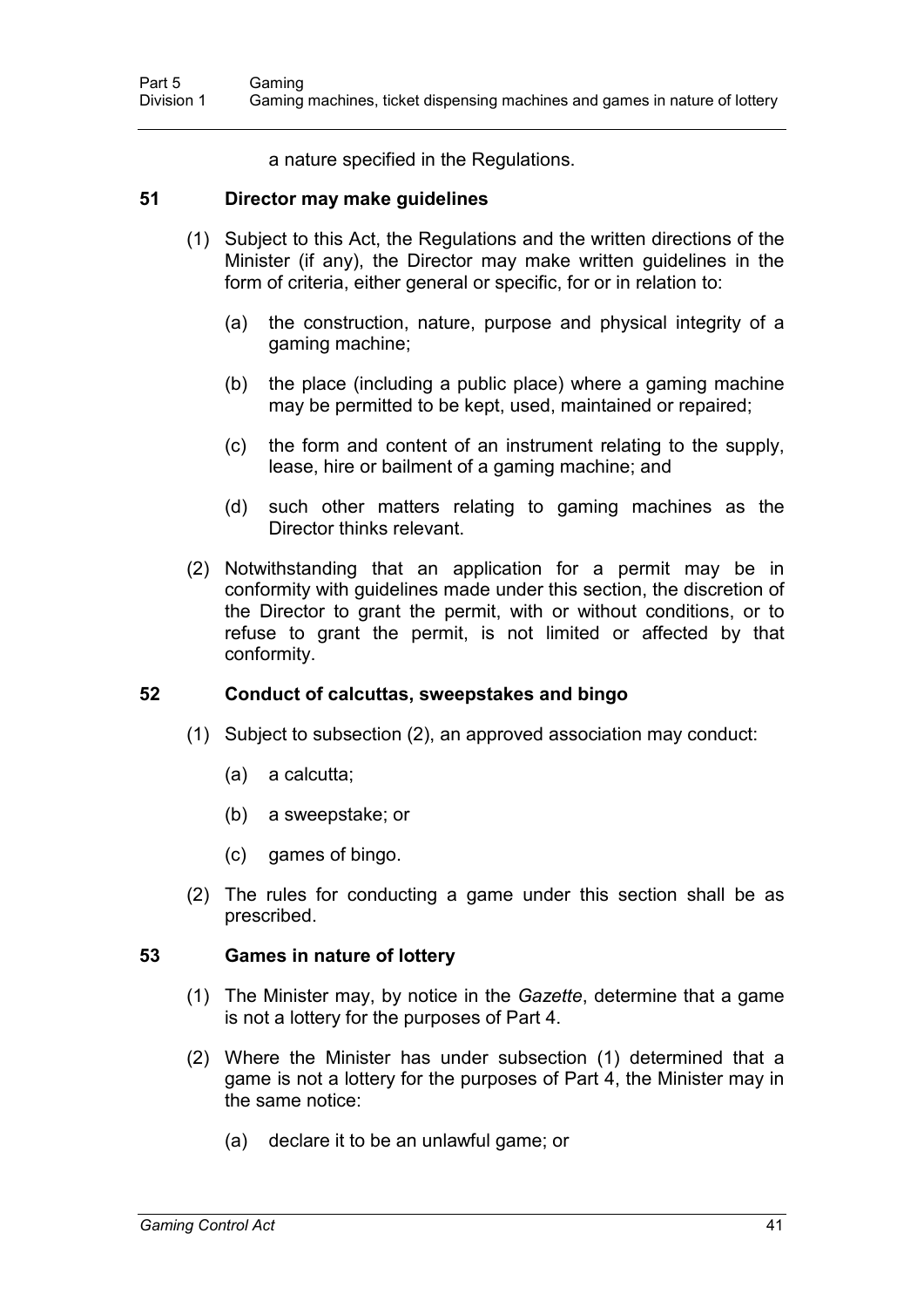a nature specified in the Regulations.

### 51 Director may make guidelines

(1) Subject to this Act, the Regulations and the written directions of the Minister (if any), the Director may make written guidelines in the form of criteria, either general or specific, for or in relation to:

- (a) the construction, nature, purpose and physical integrity of a gaming machine;
- (b) the place (including a public place) where a gaming machine may be permitted to be kept, used, maintained or repaired;
- (c) the form and content of an instrument relating to the supply, lease, hire or bailment of a gaming machine; and
- (d) such other matters relating to gaming machines as the Director thinks relevant.

(2) Notwithstanding that an application for a permit may be in conformity with guidelines made under this section, the discretion of the Director to grant the permit, with or without conditions, or to refuse to grant the permit, is not limited or affected by that conformity.

### 52 Conduct of calcuttas, sweepstakes and bingo

(1) Subject to subsection (2), an approved association may conduct:

- (a) a calcutta;
- (b) a sweepstake; or
- (c) games of bingo.

(2) The rules for conducting a game under this section shall be as prescribed.

### 53 Games in nature of lottery

(1) The Minister may, by notice in the *Gazette*, determine that a game is not a lottery for the purposes of Part 4.

(2) Where the Minister has under subsection (1) determined that a game is not a lottery for the purposes of Part 4, the Minister may in the same notice:

- (a) declare it to be an unlawful game; or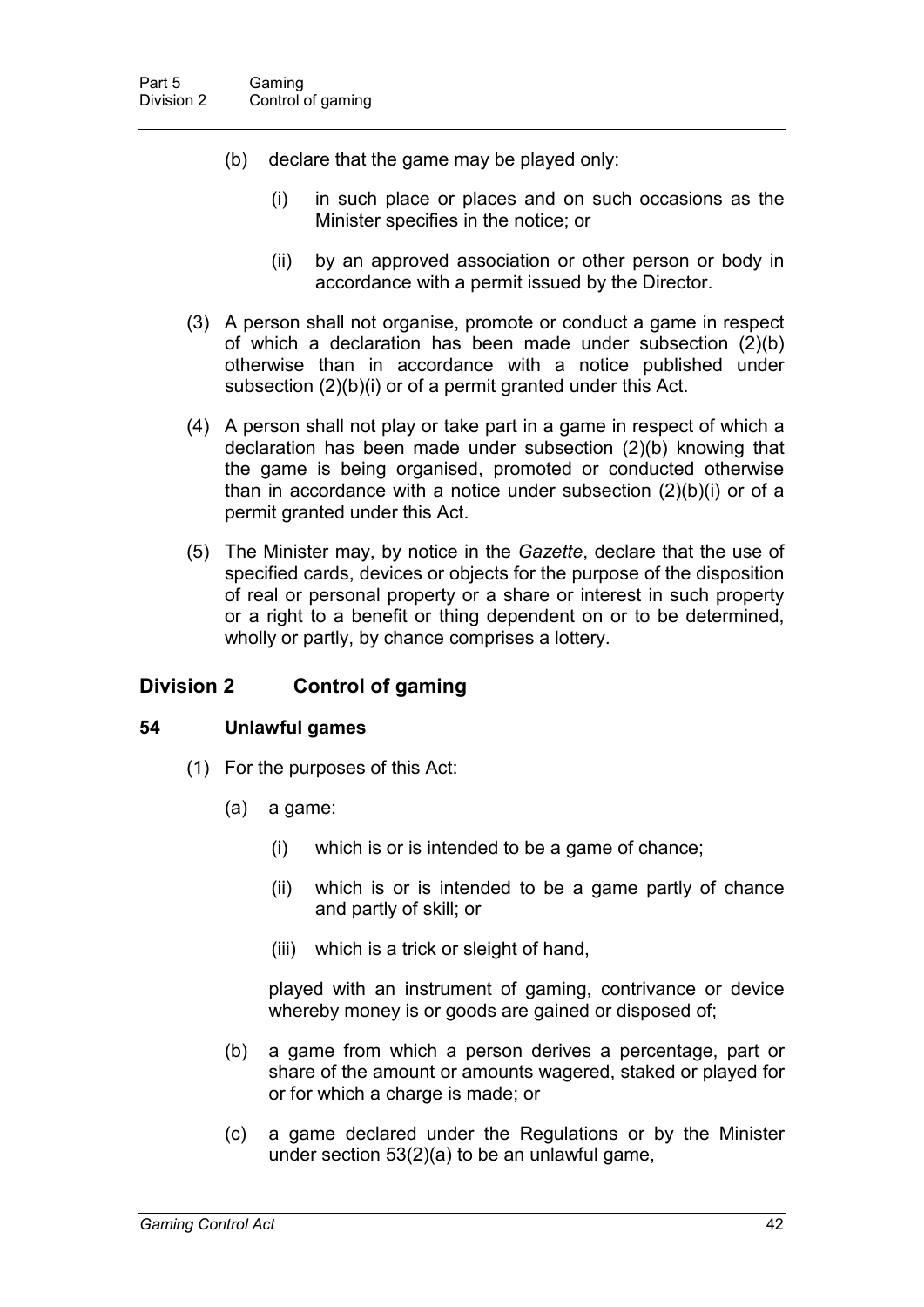(b) declare that the game may be played only:

   (i) in such place or places and on such occasions as the Minister specifies in the notice; or

   (ii) by an approved association or other person or body in accordance with a permit issued by the Director.

(3) A person shall not organise, promote or conduct a game in respect of which a declaration has been made under subsection (2)(b) otherwise than in accordance with a notice published under subsection (2)(b)(i) or of a permit granted under this Act.

(4) A person shall not play or take part in a game in respect of which a declaration has been made under subsection (2)(b) knowing that the game is being organised, promoted or conducted otherwise than in accordance with a notice under subsection (2)(b)(i) or of a permit granted under this Act.

(5) The Minister may, by notice in the *Gazette*, declare that the use of specified cards, devices or objects for the purpose of the disposition of real or personal property or a share or interest in such property or a right to a benefit or thing dependent on or to be determined, wholly or partly, by chance comprises a lottery.

## Division 2 Control of gaming

### 54 Unlawful games

(1) For the purposes of this Act:

   (a) a game:

      (i) which is or is intended to be a game of chance;

      (ii) which is or is intended to be a game partly of chance and partly of skill; or

      (iii) which is a trick or sleight of hand,

   played with an instrument of gaming, contrivance or device whereby money is or goods are gained or disposed of;

   (b) a game from which a person derives a percentage, part or share of the amount or amounts wagered, staked or played for or for which a charge is made; or

   (c) a game declared under the Regulations or by the Minister under section 53(2)(a) to be an unlawful game,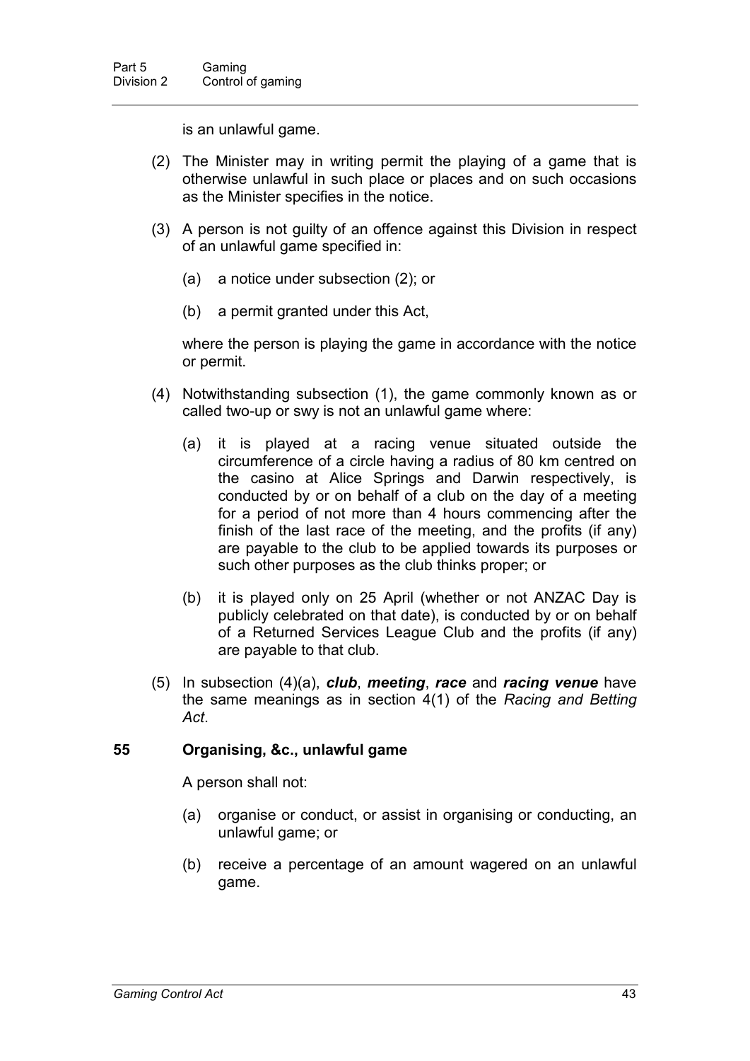is an unlawful game.

(2) The Minister may in writing permit the playing of a game that is otherwise unlawful in such place or places and on such occasions as the Minister specifies in the notice.

(3) A person is not guilty of an offence against this Division in respect of an unlawful game specified in:

  (a) a notice under subsection (2); or

  (b) a permit granted under this Act,

  where the person is playing the game in accordance with the notice or permit.

(4) Notwithstanding subsection (1), the game commonly known as or called two-up or swy is not an unlawful game where:

  (a) it is played at a racing venue situated outside the circumference of a circle having a radius of 80 km centred on the casino at Alice Springs and Darwin respectively, is conducted by or on behalf of a club on the day of a meeting for a period of not more than 4 hours commencing after the finish of the last race of the meeting, and the profits (if any) are payable to the club to be applied towards its purposes or such other purposes as the club thinks proper; or

  (b) it is played only on 25 April (whether or not ANZAC Day is publicly celebrated on that date), is conducted by or on behalf of a Returned Services League Club and the profits (if any) are payable to that club.

(5) In subsection (4)(a), ***club***, ***meeting***, ***race*** and ***racing venue*** have the same meanings as in section 4(1) of the *Racing and Betting Act*.

### 55 Organising, &c., unlawful game

A person shall not:

  (a) organise or conduct, or assist in organising or conducting, an unlawful game; or

  (b) receive a percentage of an amount wagered on an unlawful game.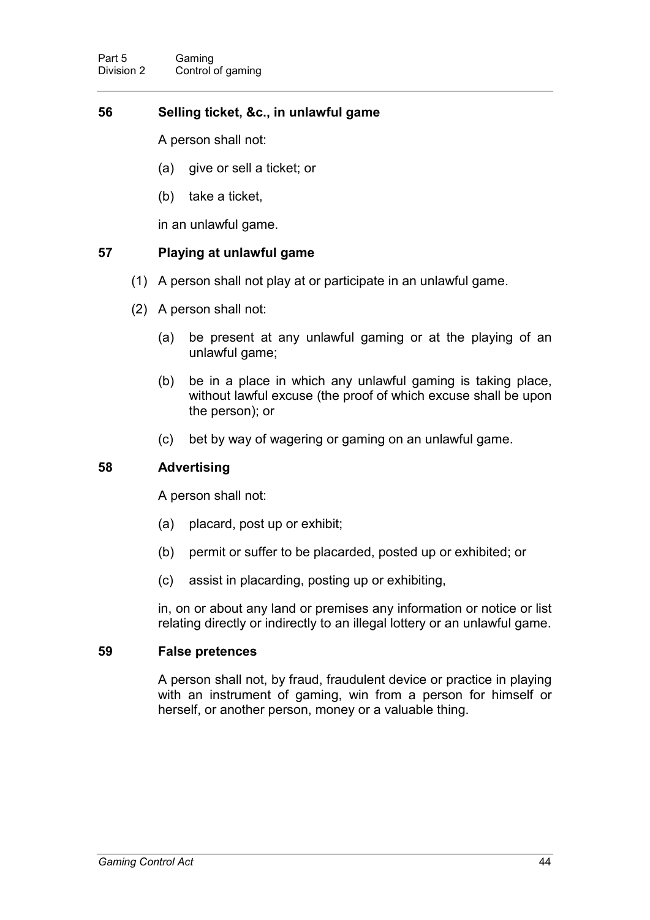### 56 Selling ticket, &c., in unlawful game

A person shall not:

(a) give or sell a ticket; or

(b) take a ticket,

in an unlawful game.

### 57 Playing at unlawful game

(1) A person shall not play at or participate in an unlawful game.

(2) A person shall not:

(a) be present at any unlawful gaming or at the playing of an unlawful game;

(b) be in a place in which any unlawful gaming is taking place, without lawful excuse (the proof of which excuse shall be upon the person); or

(c) bet by way of wagering or gaming on an unlawful game.

### 58 Advertising

A person shall not:

(a) placard, post up or exhibit;

(b) permit or suffer to be placarded, posted up or exhibited; or

(c) assist in placarding, posting up or exhibiting,

in, on or about any land or premises any information or notice or list relating directly or indirectly to an illegal lottery or an unlawful game.

### 59 False pretences

A person shall not, by fraud, fraudulent device or practice in playing with an instrument of gaming, win from a person for himself or herself, or another person, money or a valuable thing.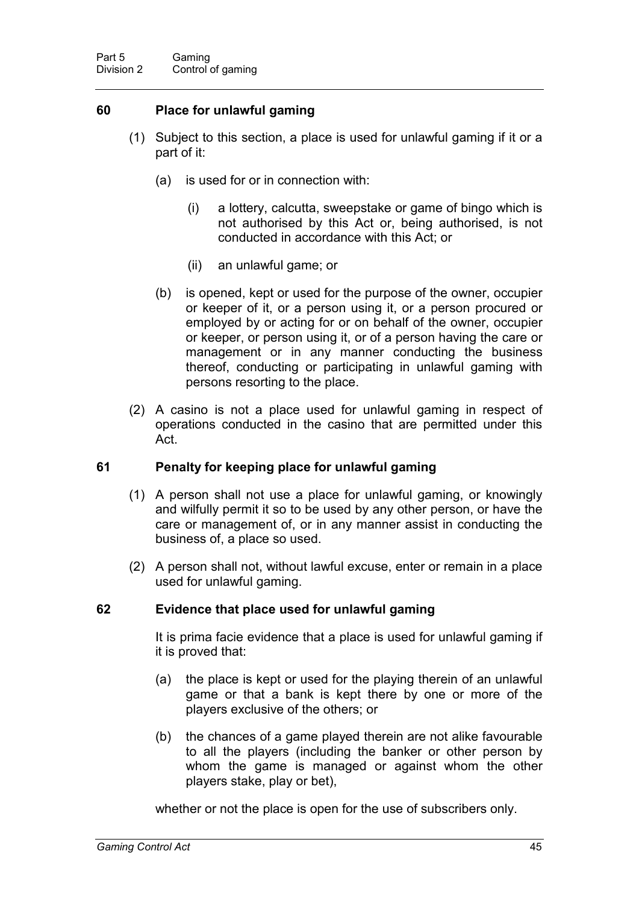### 60 Place for unlawful gaming

(1) Subject to this section, a place is used for unlawful gaming if it or a part of it:

(a) is used for or in connection with:

(i) a lottery, calcutta, sweepstake or game of bingo which is not authorised by this Act or, being authorised, is not conducted in accordance with this Act; or

(ii) an unlawful game; or

(b) is opened, kept or used for the purpose of the owner, occupier or keeper of it, or a person using it, or a person procured or employed by or acting for or on behalf of the owner, occupier or keeper, or person using it, or of a person having the care or management or in any manner conducting the business thereof, conducting or participating in unlawful gaming with persons resorting to the place.

(2) A casino is not a place used for unlawful gaming in respect of operations conducted in the casino that are permitted under this Act.

### 61 Penalty for keeping place for unlawful gaming

(1) A person shall not use a place for unlawful gaming, or knowingly and wilfully permit it so to be used by any other person, or have the care or management of, or in any manner assist in conducting the business of, a place so used.

(2) A person shall not, without lawful excuse, enter or remain in a place used for unlawful gaming.

### 62 Evidence that place used for unlawful gaming

It is prima facie evidence that a place is used for unlawful gaming if it is proved that:

(a) the place is kept or used for the playing therein of an unlawful game or that a bank is kept there by one or more of the players exclusive of the others; or

(b) the chances of a game played therein are not alike favourable to all the players (including the banker or other person by whom the game is managed or against whom the other players stake, play or bet),

whether or not the place is open for the use of subscribers only.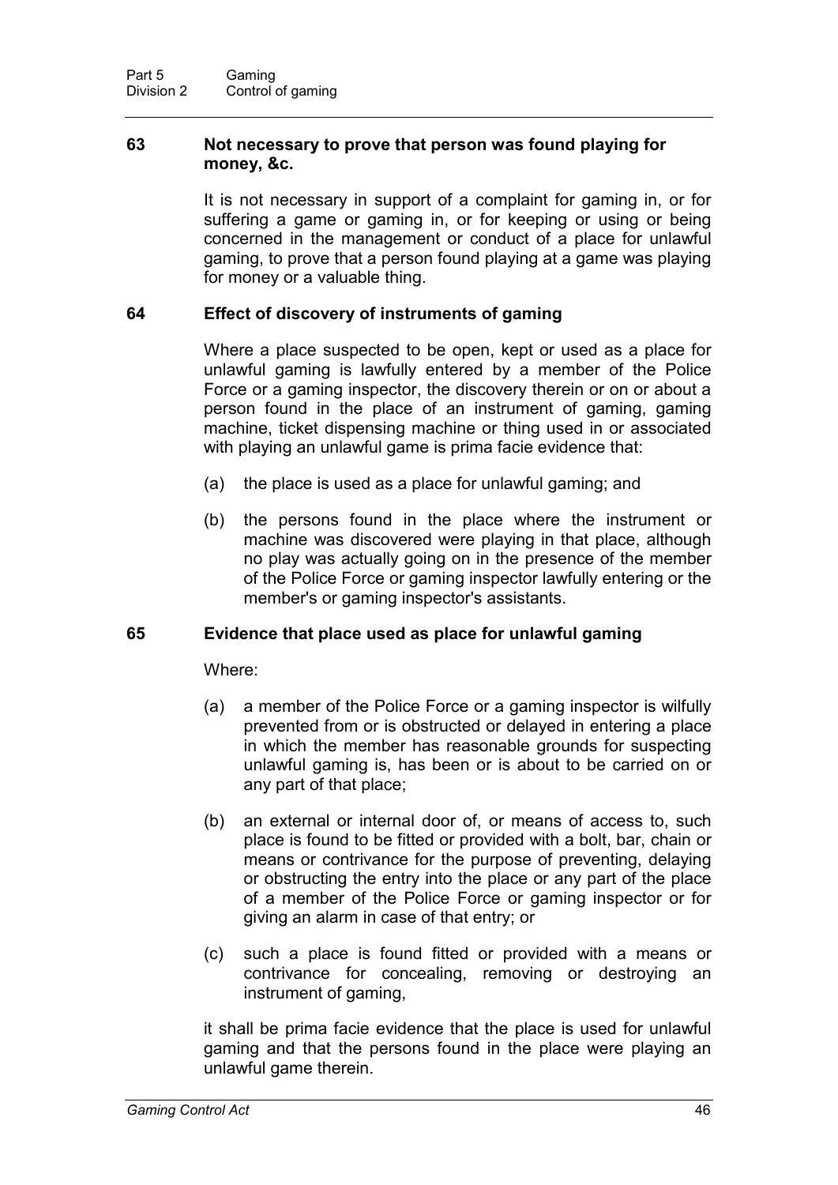### 63 Not necessary to prove that person was found playing for money, &c.

It is not necessary in support of a complaint for gaming in, or for suffering a game or gaming in, or for keeping or using or being concerned in the management or conduct of a place for unlawful gaming, to prove that a person found playing at a game was playing for money or a valuable thing.

### 64 Effect of discovery of instruments of gaming

Where a place suspected to be open, kept or used as a place for unlawful gaming is lawfully entered by a member of the Police Force or a gaming inspector, the discovery therein or on or about a person found in the place of an instrument of gaming, gaming machine, ticket dispensing machine or thing used in or associated with playing an unlawful game is prima facie evidence that:

(a) the place is used as a place for unlawful gaming; and

(b) the persons found in the place where the instrument or machine was discovered were playing in that place, although no play was actually going on in the presence of the member of the Police Force or gaming inspector lawfully entering or the member's or gaming inspector's assistants.

### 65 Evidence that place used as place for unlawful gaming

Where:

(a) a member of the Police Force or a gaming inspector is wilfully prevented from or is obstructed or delayed in entering a place in which the member has reasonable grounds for suspecting unlawful gaming is, has been or is about to be carried on or any part of that place;

(b) an external or internal door of, or means of access to, such place is found to be fitted or provided with a bolt, bar, chain or means or contrivance for the purpose of preventing, delaying or obstructing the entry into the place or any part of the place of a member of the Police Force or gaming inspector or for giving an alarm in case of that entry; or

(c) such a place is found fitted or provided with a means or contrivance for concealing, removing or destroying an instrument of gaming,

it shall be prima facie evidence that the place is used for unlawful gaming and that the persons found in the place were playing an unlawful game therein.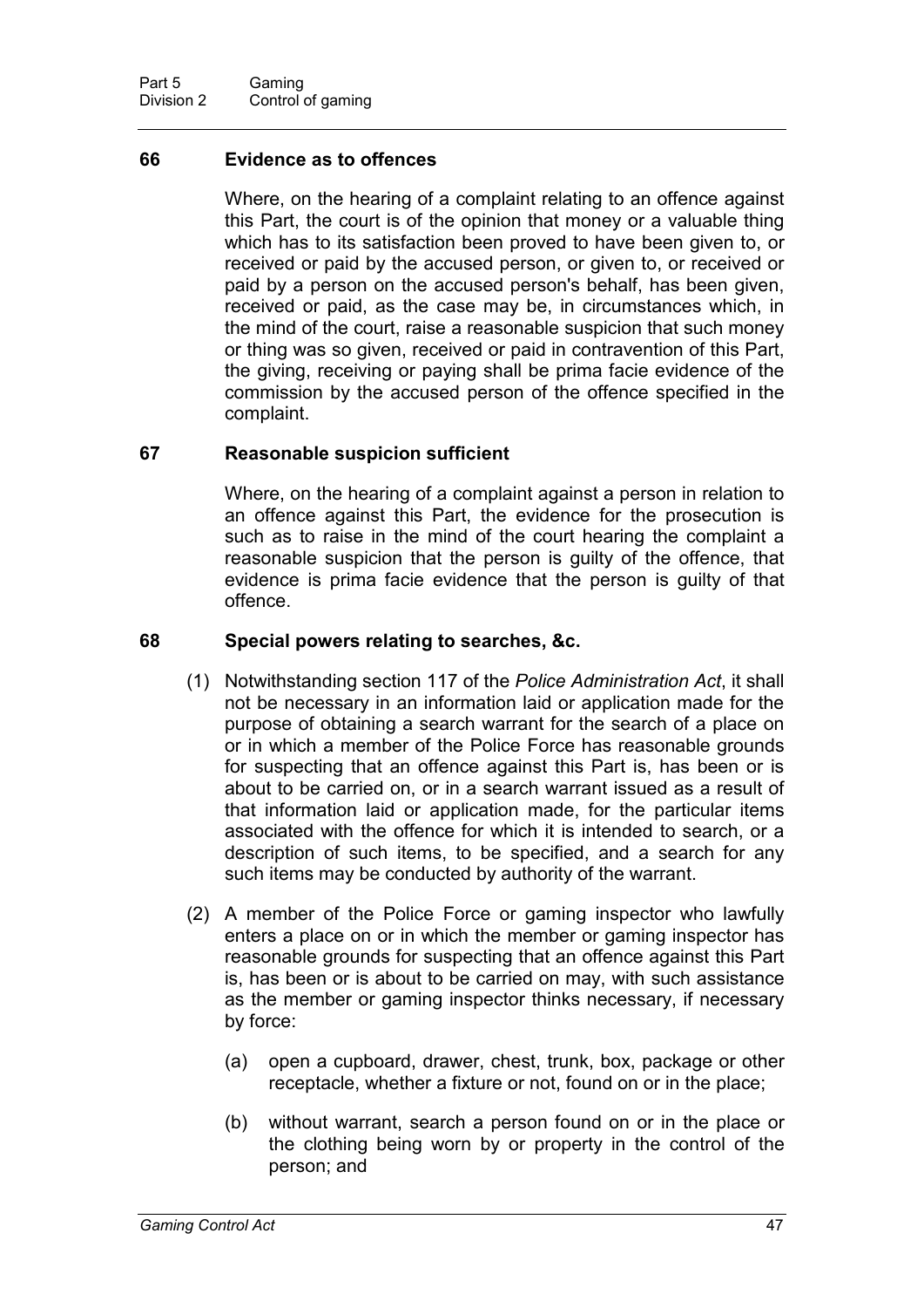### 66 Evidence as to offences

Where, on the hearing of a complaint relating to an offence against this Part, the court is of the opinion that money or a valuable thing which has to its satisfaction been proved to have been given to, or received or paid by the accused person, or given to, or received or paid by a person on the accused person's behalf, has been given, received or paid, as the case may be, in circumstances which, in the mind of the court, raise a reasonable suspicion that such money or thing was so given, received or paid in contravention of this Part, the giving, receiving or paying shall be prima facie evidence of the commission by the accused person of the offence specified in the complaint.

### 67 Reasonable suspicion sufficient

Where, on the hearing of a complaint against a person in relation to an offence against this Part, the evidence for the prosecution is such as to raise in the mind of the court hearing the complaint a reasonable suspicion that the person is guilty of the offence, that evidence is prima facie evidence that the person is guilty of that offence.

### 68 Special powers relating to searches, &c.

(1) Notwithstanding section 117 of the *Police Administration Act*, it shall not be necessary in an information laid or application made for the purpose of obtaining a search warrant for the search of a place on or in which a member of the Police Force has reasonable grounds for suspecting that an offence against this Part is, has been or is about to be carried on, or in a search warrant issued as a result of that information laid or application made, for the particular items associated with the offence for which it is intended to search, or a description of such items, to be specified, and a search for any such items may be conducted by authority of the warrant.

(2) A member of the Police Force or gaming inspector who lawfully enters a place on or in which the member or gaming inspector has reasonable grounds for suspecting that an offence against this Part is, has been or is about to be carried on may, with such assistance as the member or gaming inspector thinks necessary, if necessary by force:

(a) open a cupboard, drawer, chest, trunk, box, package or other receptacle, whether a fixture or not, found on or in the place;

(b) without warrant, search a person found on or in the place or the clothing being worn by or property in the control of the person; and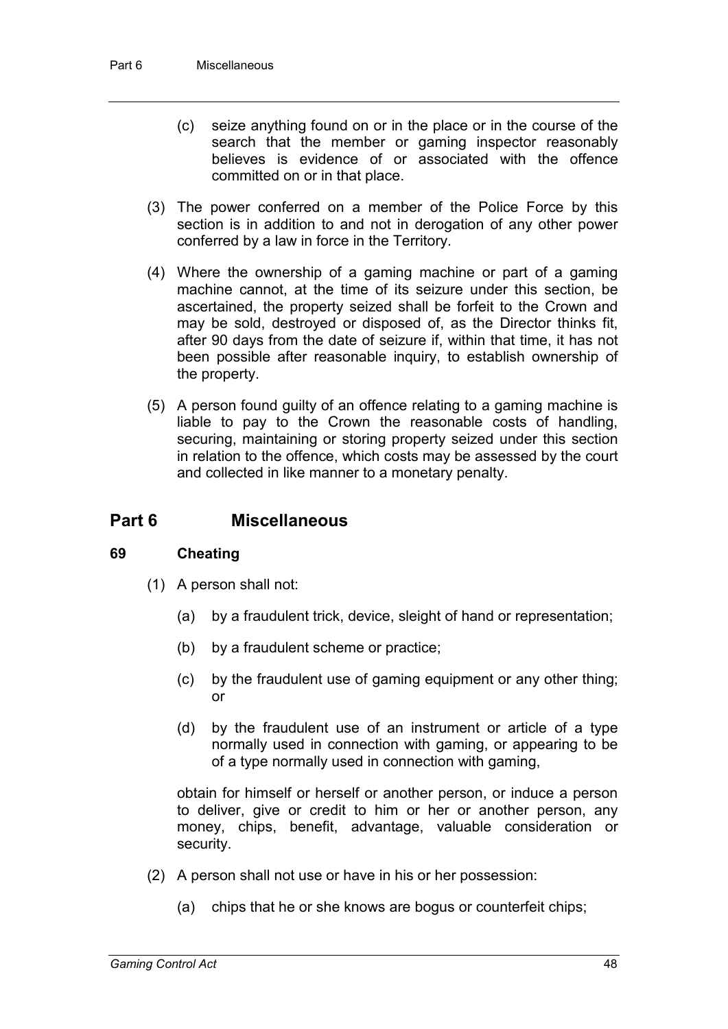(c) seize anything found on or in the place or in the course of the search that the member or gaming inspector reasonably believes is evidence of or associated with the offence committed on or in that place.

(3) The power conferred on a member of the Police Force by this section is in addition to and not in derogation of any other power conferred by a law in force in the Territory.

(4) Where the ownership of a gaming machine or part of a gaming machine cannot, at the time of its seizure under this section, be ascertained, the property seized shall be forfeit to the Crown and may be sold, destroyed or disposed of, as the Director thinks fit, after 90 days from the date of seizure if, within that time, it has not been possible after reasonable inquiry, to establish ownership of the property.

(5) A person found guilty of an offence relating to a gaming machine is liable to pay to the Crown the reasonable costs of handling, securing, maintaining or storing property seized under this section in relation to the offence, which costs may be assessed by the court and collected in like manner to a monetary penalty.

## Part 6 Miscellaneous

### 69 Cheating

(1) A person shall not:

(a) by a fraudulent trick, device, sleight of hand or representation;

(b) by a fraudulent scheme or practice;

(c) by the fraudulent use of gaming equipment or any other thing; or

(d) by the fraudulent use of an instrument or article of a type normally used in connection with gaming, or appearing to be of a type normally used in connection with gaming,

obtain for himself or herself or another person, or induce a person to deliver, give or credit to him or her or another person, any money, chips, benefit, advantage, valuable consideration or security.

(2) A person shall not use or have in his or her possession:

(a) chips that he or she knows are bogus or counterfeit chips;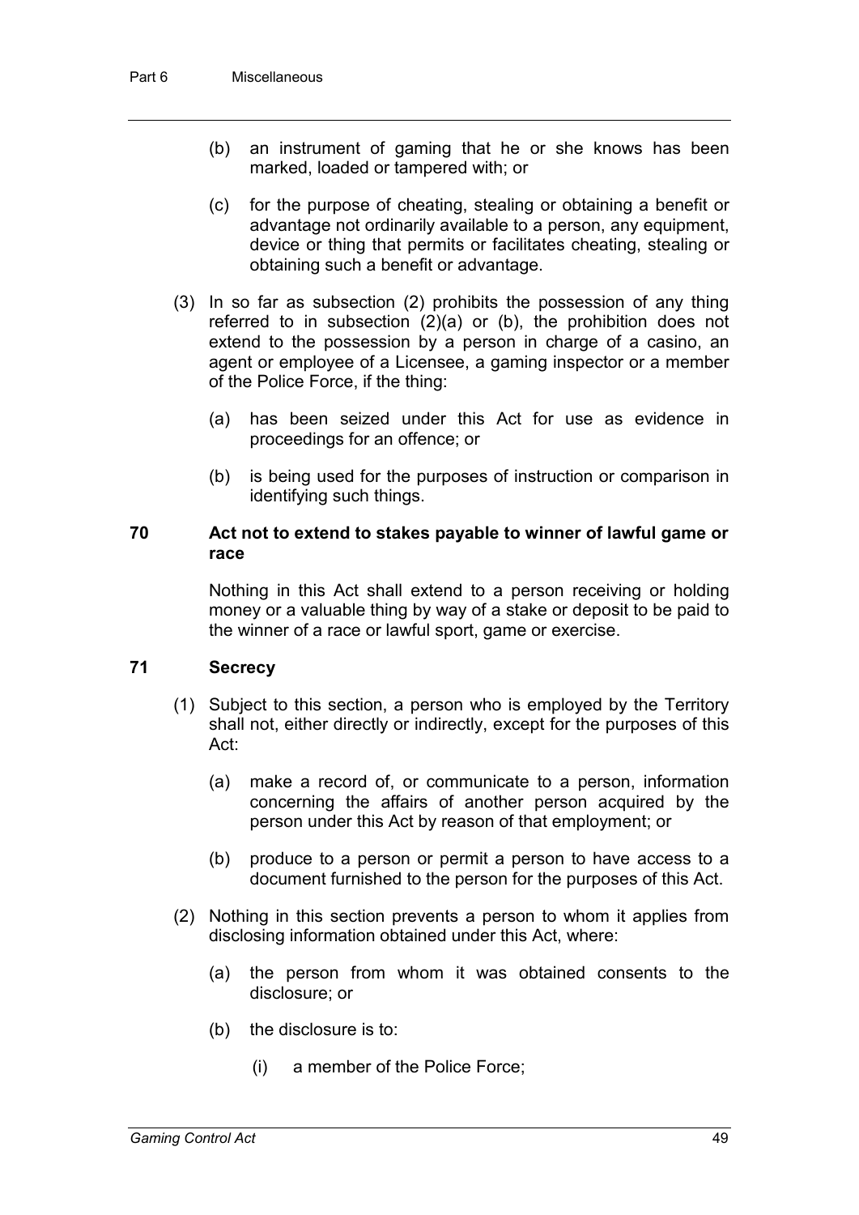(b) an instrument of gaming that he or she knows has been marked, loaded or tampered with; or

(c) for the purpose of cheating, stealing or obtaining a benefit or advantage not ordinarily available to a person, any equipment, device or thing that permits or facilitates cheating, stealing or obtaining such a benefit or advantage.

(3) In so far as subsection (2) prohibits the possession of any thing referred to in subsection (2)(a) or (b), the prohibition does not extend to the possession by a person in charge of a casino, an agent or employee of a Licensee, a gaming inspector or a member of the Police Force, if the thing:

(a) has been seized under this Act for use as evidence in proceedings for an offence; or

(b) is being used for the purposes of instruction or comparison in identifying such things.

### 70 Act not to extend to stakes payable to winner of lawful game or race

Nothing in this Act shall extend to a person receiving or holding money or a valuable thing by way of a stake or deposit to be paid to the winner of a race or lawful sport, game or exercise.

### 71 Secrecy

(1) Subject to this section, a person who is employed by the Territory shall not, either directly or indirectly, except for the purposes of this Act:

(a) make a record of, or communicate to a person, information concerning the affairs of another person acquired by the person under this Act by reason of that employment; or

(b) produce to a person or permit a person to have access to a document furnished to the person for the purposes of this Act.

(2) Nothing in this section prevents a person to whom it applies from disclosing information obtained under this Act, where:

(a) the person from whom it was obtained consents to the disclosure; or

(b) the disclosure is to:

(i) a member of the Police Force;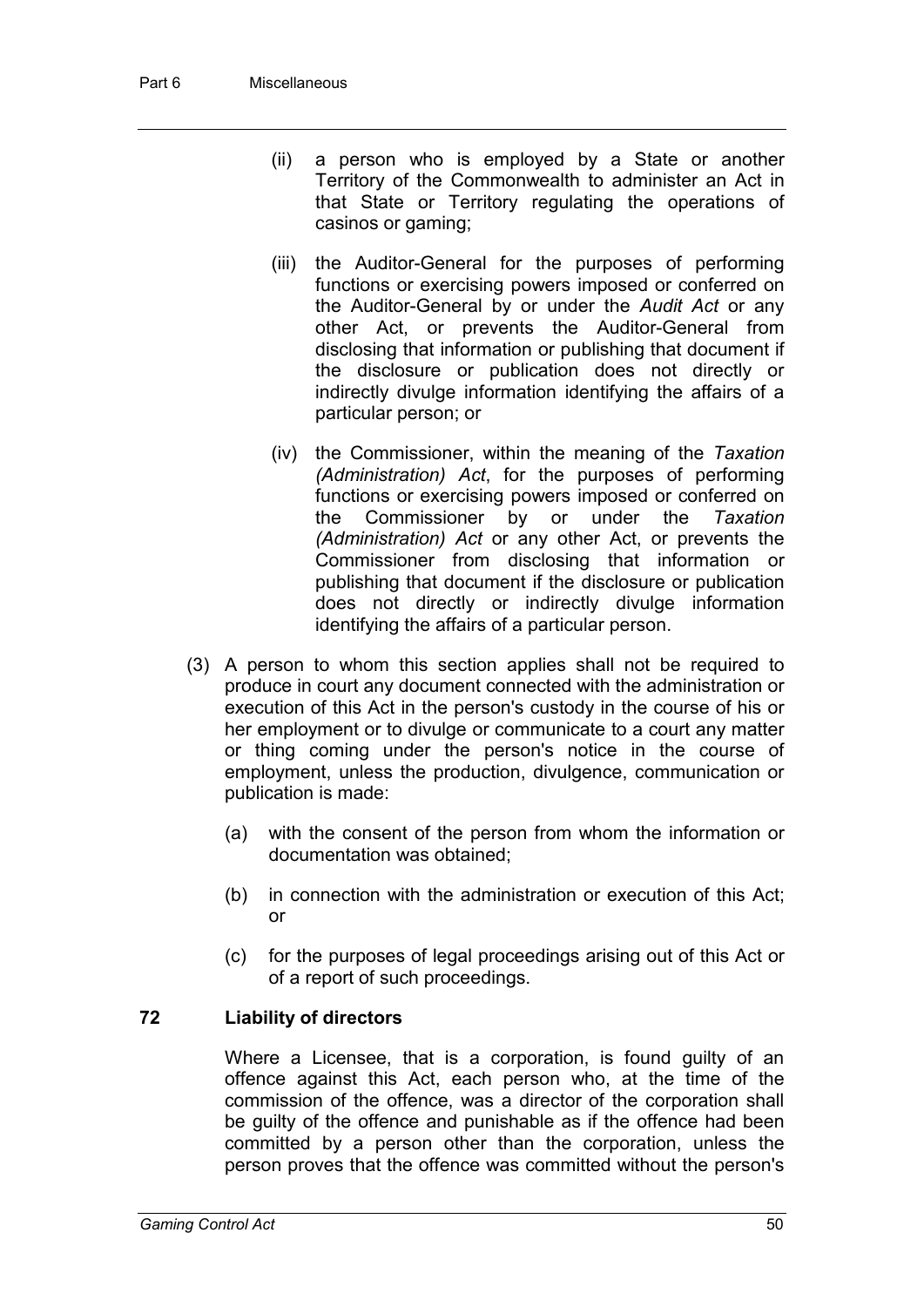(ii) a person who is employed by a State or another Territory of the Commonwealth to administer an Act in that State or Territory regulating the operations of casinos or gaming;

(iii) the Auditor-General for the purposes of performing functions or exercising powers imposed or conferred on the Auditor-General by or under the *Audit Act* or any other Act, or prevents the Auditor-General from disclosing that information or publishing that document if the disclosure or publication does not directly or indirectly divulge information identifying the affairs of a particular person; or

(iv) the Commissioner, within the meaning of the *Taxation (Administration) Act*, for the purposes of performing functions or exercising powers imposed or conferred on the Commissioner by or under the *Taxation (Administration) Act* or any other Act, or prevents the Commissioner from disclosing that information or publishing that document if the disclosure or publication does not directly or indirectly divulge information identifying the affairs of a particular person.

(3) A person to whom this section applies shall not be required to produce in court any document connected with the administration or execution of this Act in the person's custody in the course of his or her employment or to divulge or communicate to a court any matter or thing coming under the person's notice in the course of employment, unless the production, divulgence, communication or publication is made:

(a) with the consent of the person from whom the information or documentation was obtained;

(b) in connection with the administration or execution of this Act; or

(c) for the purposes of legal proceedings arising out of this Act or of a report of such proceedings.

### 72 Liability of directors

Where a Licensee, that is a corporation, is found guilty of an offence against this Act, each person who, at the time of the commission of the offence, was a director of the corporation shall be guilty of the offence and punishable as if the offence had been committed by a person other than the corporation, unless the person proves that the offence was committed without the person's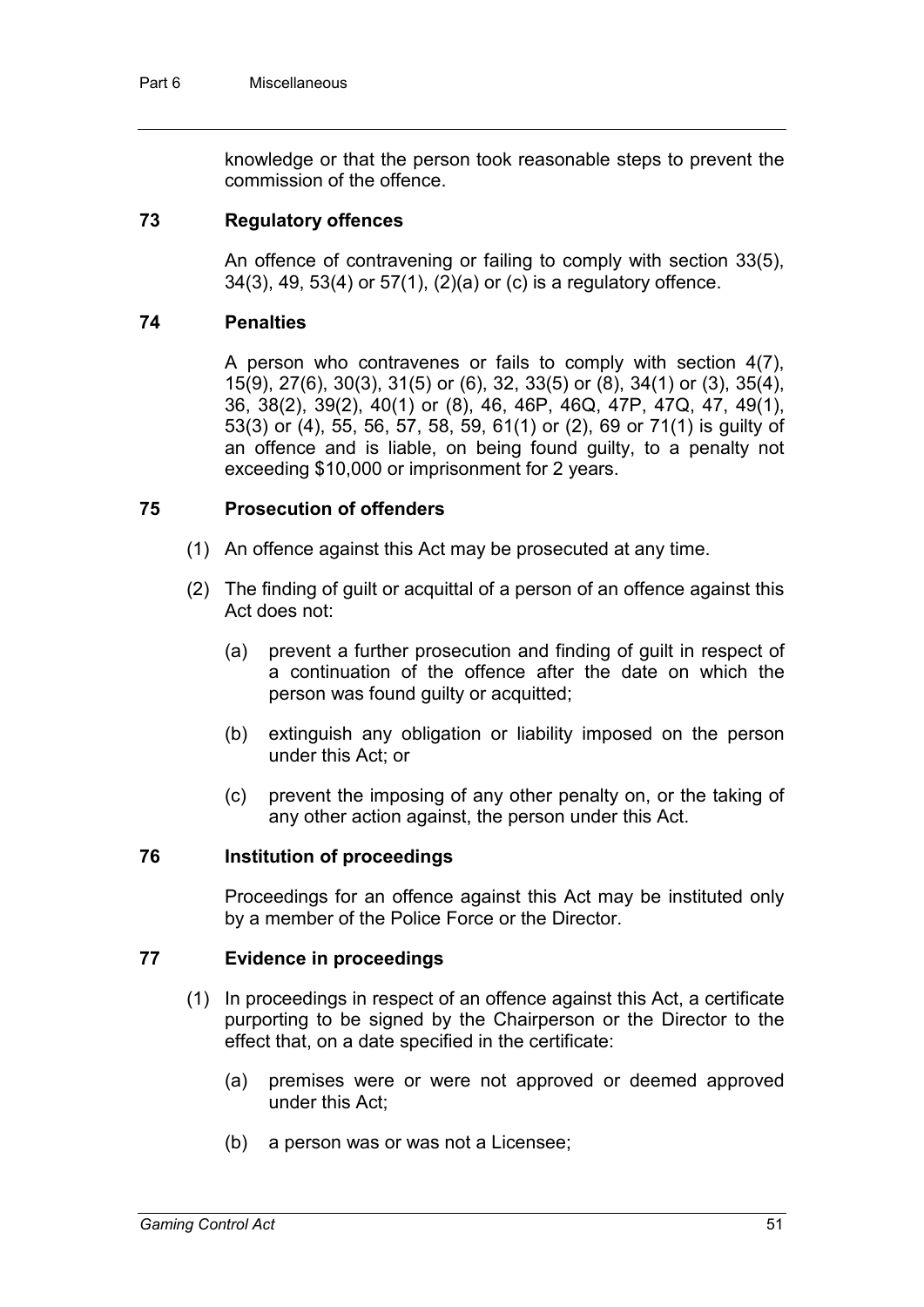knowledge or that the person took reasonable steps to prevent the commission of the offence.

### 73 Regulatory offences

An offence of contravening or failing to comply with section 33(5), 34(3), 49, 53(4) or 57(1), (2)(a) or (c) is a regulatory offence.

### 74 Penalties

A person who contravenes or fails to comply with section 4(7), 15(9), 27(6), 30(3), 31(5) or (6), 32, 33(5) or (8), 34(1) or (3), 35(4), 36, 38(2), 39(2), 40(1) or (8), 46, 46P, 46Q, 47P, 47Q, 47, 49(1), 53(3) or (4), 55, 56, 57, 58, 59, 61(1) or (2), 69 or 71(1) is guilty of an offence and is liable, on being found guilty, to a penalty not exceeding $10,000 or imprisonment for 2 years.

### 75 Prosecution of offenders

(1) An offence against this Act may be prosecuted at any time.

(2) The finding of guilt or acquittal of a person of an offence against this Act does not:

(a) prevent a further prosecution and finding of guilt in respect of a continuation of the offence after the date on which the person was found guilty or acquitted;

(b) extinguish any obligation or liability imposed on the person under this Act; or

(c) prevent the imposing of any other penalty on, or the taking of any other action against, the person under this Act.

### 76 Institution of proceedings

Proceedings for an offence against this Act may be instituted only by a member of the Police Force or the Director.

### 77 Evidence in proceedings

(1) In proceedings in respect of an offence against this Act, a certificate purporting to be signed by the Chairperson or the Director to the effect that, on a date specified in the certificate:

(a) premises were or were not approved or deemed approved under this Act;

(b) a person was or was not a Licensee;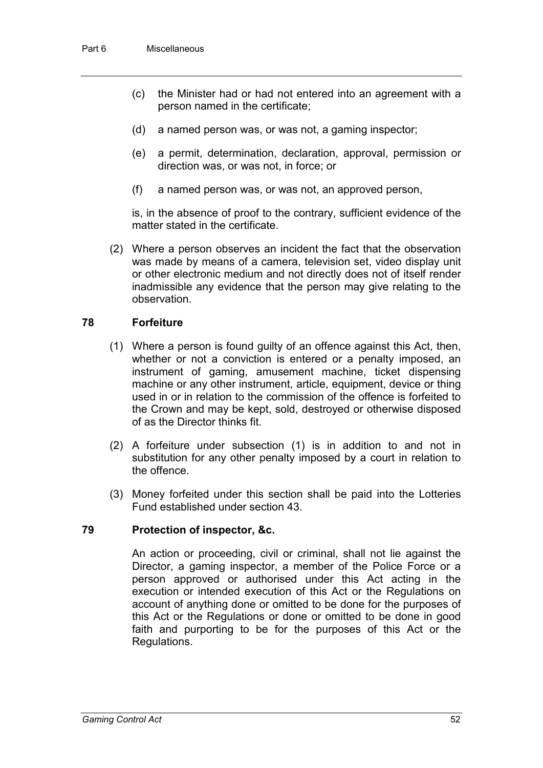(c) the Minister had or had not entered into an agreement with a person named in the certificate;

(d) a named person was, or was not, a gaming inspector;

(e) a permit, determination, declaration, approval, permission or direction was, or was not, in force; or

(f) a named person was, or was not, an approved person,

is, in the absence of proof to the contrary, sufficient evidence of the matter stated in the certificate.

(2) Where a person observes an incident the fact that the observation was made by means of a camera, television set, video display unit or other electronic medium and not directly does not of itself render inadmissible any evidence that the person may give relating to the observation.

## 78 Forfeiture

(1) Where a person is found guilty of an offence against this Act, then, whether or not a conviction is entered or a penalty imposed, an instrument of gaming, amusement machine, ticket dispensing machine or any other instrument, article, equipment, device or thing used in or in relation to the commission of the offence is forfeited to the Crown and may be kept, sold, destroyed or otherwise disposed of as the Director thinks fit.

(2) A forfeiture under subsection (1) is in addition to and not in substitution for any other penalty imposed by a court in relation to the offence.

(3) Money forfeited under this section shall be paid into the Lotteries Fund established under section 43.

## 79 Protection of inspector, &c.

An action or proceeding, civil or criminal, shall not lie against the Director, a gaming inspector, a member of the Police Force or a person approved or authorised under this Act acting in the execution or intended execution of this Act or the Regulations on account of anything done or omitted to be done for the purposes of this Act or the Regulations or done or omitted to be done in good faith and purporting to be for the purposes of this Act or the Regulations.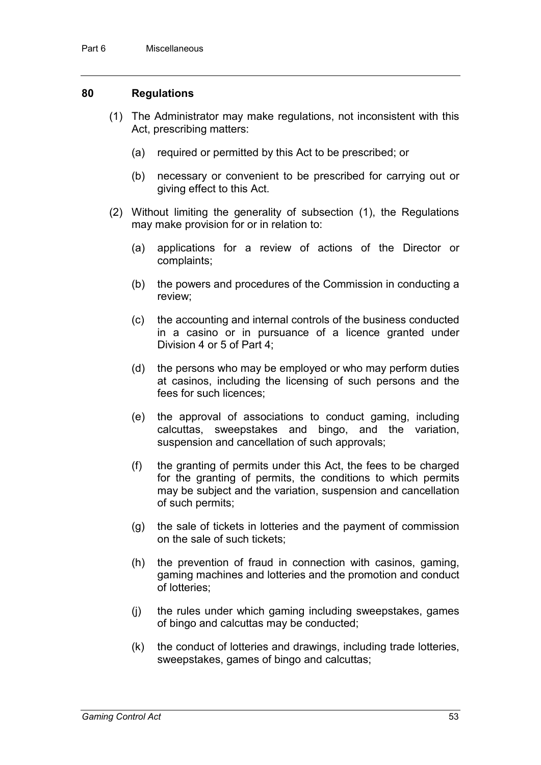## 80 Regulations

(1) The Administrator may make regulations, not inconsistent with this Act, prescribing matters:

(a) required or permitted by this Act to be prescribed; or

(b) necessary or convenient to be prescribed for carrying out or giving effect to this Act.

(2) Without limiting the generality of subsection (1), the Regulations may make provision for or in relation to:

(a) applications for a review of actions of the Director or complaints;

(b) the powers and procedures of the Commission in conducting a review;

(c) the accounting and internal controls of the business conducted in a casino or in pursuance of a licence granted under Division 4 or 5 of Part 4;

(d) the persons who may be employed or who may perform duties at casinos, including the licensing of such persons and the fees for such licences;

(e) the approval of associations to conduct gaming, including calcuttas, sweepstakes and bingo, and the variation, suspension and cancellation of such approvals;

(f) the granting of permits under this Act, the fees to be charged for the granting of permits, the conditions to which permits may be subject and the variation, suspension and cancellation of such permits;

(g) the sale of tickets in lotteries and the payment of commission on the sale of such tickets;

(h) the prevention of fraud in connection with casinos, gaming, gaming machines and lotteries and the promotion and conduct of lotteries;

(j) the rules under which gaming including sweepstakes, games of bingo and calcuttas may be conducted;

(k) the conduct of lotteries and drawings, including trade lotteries, sweepstakes, games of bingo and calcuttas;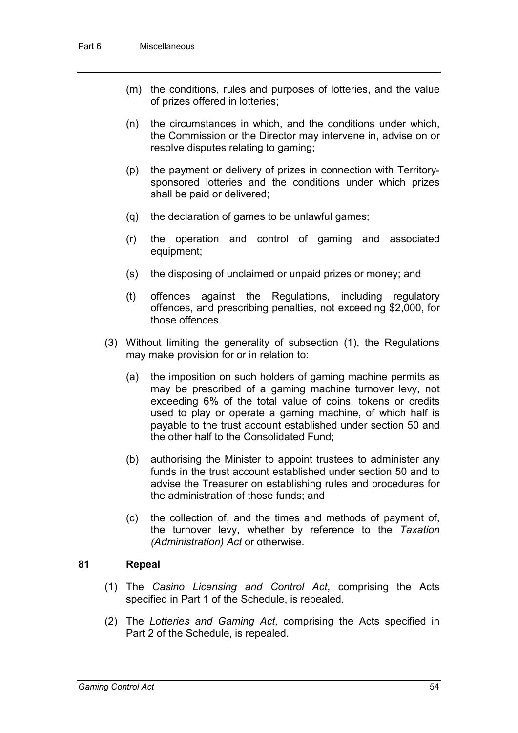(m) the conditions, rules and purposes of lotteries, and the value of prizes offered in lotteries;

(n) the circumstances in which, and the conditions under which, the Commission or the Director may intervene in, advise on or resolve disputes relating to gaming;

(p) the payment or delivery of prizes in connection with Territory-sponsored lotteries and the conditions under which prizes shall be paid or delivered;

(q) the declaration of games to be unlawful games;

(r) the operation and control of gaming and associated equipment;

(s) the disposing of unclaimed or unpaid prizes or money; and

(t) offences against the Regulations, including regulatory offences, and prescribing penalties, not exceeding $2,000, for those offences.

(3) Without limiting the generality of subsection (1), the Regulations may make provision for or in relation to:

(a) the imposition on such holders of gaming machine permits as may be prescribed of a gaming machine turnover levy, not exceeding 6% of the total value of coins, tokens or credits used to play or operate a gaming machine, of which half is payable to the trust account established under section 50 and the other half to the Consolidated Fund;

(b) authorising the Minister to appoint trustees to administer any funds in the trust account established under section 50 and to advise the Treasurer on establishing rules and procedures for the administration of those funds; and

(c) the collection of, and the times and methods of payment of, the turnover levy, whether by reference to the *Taxation (Administration) Act* or otherwise.

### 81 Repeal

(1) The *Casino Licensing and Control Act*, comprising the Acts specified in Part 1 of the Schedule, is repealed.

(2) The *Lotteries and Gaming Act*, comprising the Acts specified in Part 2 of the Schedule, is repealed.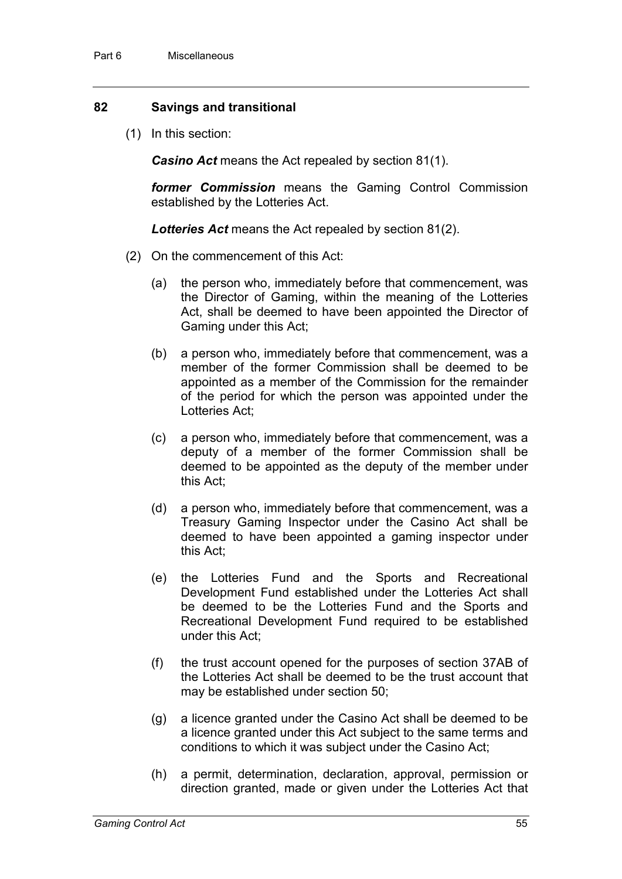### 82 Savings and transitional

(1) In this section:

***Casino Act*** means the Act repealed by section 81(1).

***former Commission*** means the Gaming Control Commission established by the Lotteries Act.

***Lotteries Act*** means the Act repealed by section 81(2).

(2) On the commencement of this Act:

(a) the person who, immediately before that commencement, was the Director of Gaming, within the meaning of the Lotteries Act, shall be deemed to have been appointed the Director of Gaming under this Act;

(b) a person who, immediately before that commencement, was a member of the former Commission shall be deemed to be appointed as a member of the Commission for the remainder of the period for which the person was appointed under the Lotteries Act;

(c) a person who, immediately before that commencement, was a deputy of a member of the former Commission shall be deemed to be appointed as the deputy of the member under this Act;

(d) a person who, immediately before that commencement, was a Treasury Gaming Inspector under the Casino Act shall be deemed to have been appointed a gaming inspector under this Act;

(e) the Lotteries Fund and the Sports and Recreational Development Fund established under the Lotteries Act shall be deemed to be the Lotteries Fund and the Sports and Recreational Development Fund required to be established under this Act;

(f) the trust account opened for the purposes of section 37AB of the Lotteries Act shall be deemed to be the trust account that may be established under section 50;

(g) a licence granted under the Casino Act shall be deemed to be a licence granted under this Act subject to the same terms and conditions to which it was subject under the Casino Act;

(h) a permit, determination, declaration, approval, permission or direction granted, made or given under the Lotteries Act that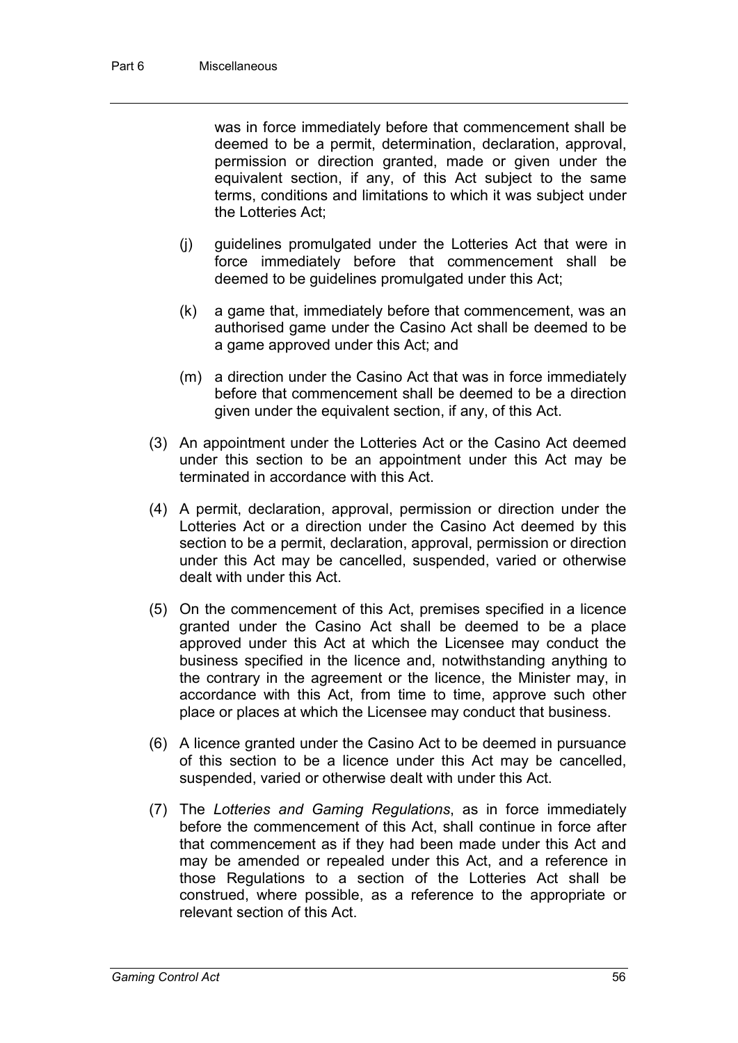was in force immediately before that commencement shall be deemed to be a permit, determination, declaration, approval, permission or direction granted, made or given under the equivalent section, if any, of this Act subject to the same terms, conditions and limitations to which it was subject under the Lotteries Act;

(j) guidelines promulgated under the Lotteries Act that were in force immediately before that commencement shall be deemed to be guidelines promulgated under this Act;

(k) a game that, immediately before that commencement, was an authorised game under the Casino Act shall be deemed to be a game approved under this Act; and

(m) a direction under the Casino Act that was in force immediately before that commencement shall be deemed to be a direction given under the equivalent section, if any, of this Act.

(3) An appointment under the Lotteries Act or the Casino Act deemed under this section to be an appointment under this Act may be terminated in accordance with this Act.

(4) A permit, declaration, approval, permission or direction under the Lotteries Act or a direction under the Casino Act deemed by this section to be a permit, declaration, approval, permission or direction under this Act may be cancelled, suspended, varied or otherwise dealt with under this Act.

(5) On the commencement of this Act, premises specified in a licence granted under the Casino Act shall be deemed to be a place approved under this Act at which the Licensee may conduct the business specified in the licence and, notwithstanding anything to the contrary in the agreement or the licence, the Minister may, in accordance with this Act, from time to time, approve such other place or places at which the Licensee may conduct that business.

(6) A licence granted under the Casino Act to be deemed in pursuance of this section to be a licence under this Act may be cancelled, suspended, varied or otherwise dealt with under this Act.

(7) The *Lotteries and Gaming Regulations*, as in force immediately before the commencement of this Act, shall continue in force after that commencement as if they had been made under this Act and may be amended or repealed under this Act, and a reference in those Regulations to a section of the Lotteries Act shall be construed, where possible, as a reference to the appropriate or relevant section of this Act.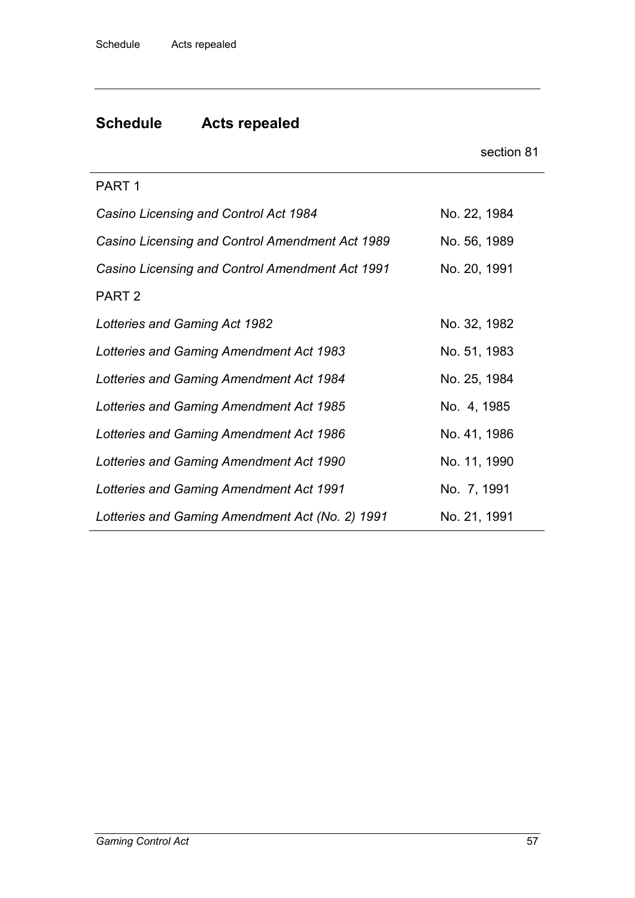# Schedule Acts repealed

section 81

| PART 1 | |
|---|---|
| *Casino Licensing and Control Act 1984* | No. 22, 1984 |
| *Casino Licensing and Control Amendment Act 1989* | No. 56, 1989 |
| *Casino Licensing and Control Amendment Act 1991* | No. 20, 1991 |
| PART 2 | |
| *Lotteries and Gaming Act 1982* | No. 32, 1982 |
| *Lotteries and Gaming Amendment Act 1983* | No. 51, 1983 |
| *Lotteries and Gaming Amendment Act 1984* | No. 25, 1984 |
| *Lotteries and Gaming Amendment Act 1985* | No. 4, 1985 |
| *Lotteries and Gaming Amendment Act 1986* | No. 41, 1986 |
| *Lotteries and Gaming Amendment Act 1990* | No. 11, 1990 |
| *Lotteries and Gaming Amendment Act 1991* | No. 7, 1991 |
| *Lotteries and Gaming Amendment Act (No. 2) 1991* | No. 21, 1991 |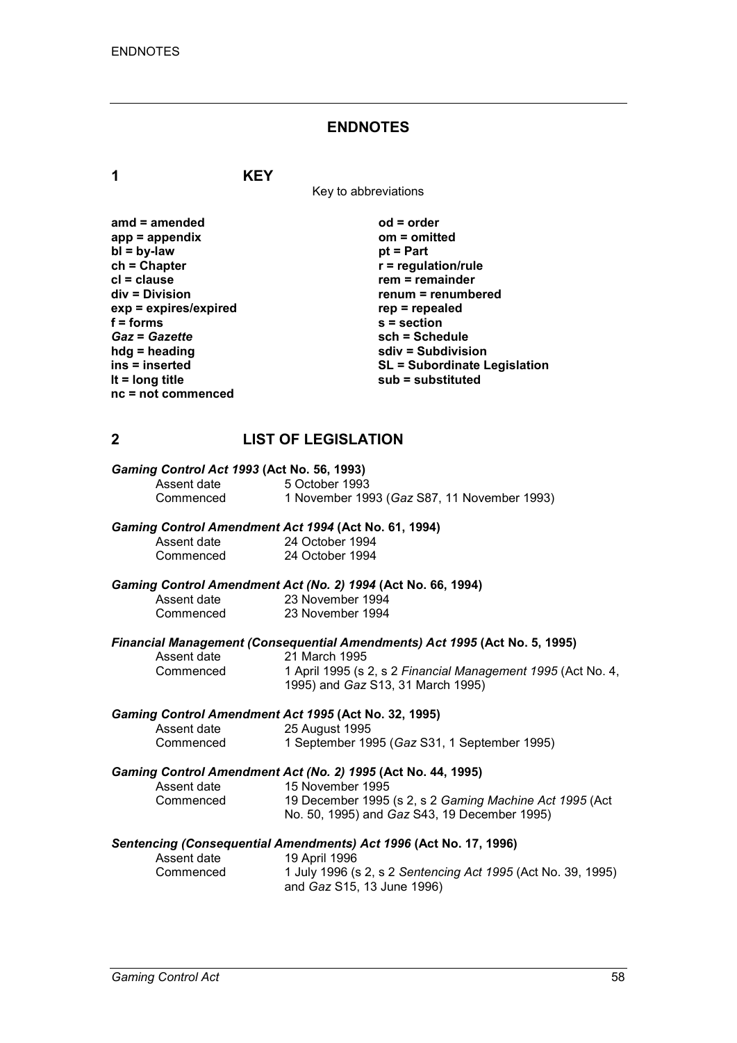## ENDNOTES

### 1 KEY

Key to abbreviations

| | |
|---|---|
| **amd = amended** | **od = order** |
| **app = appendix** | **om = omitted** |
| **bl = by-law** | **pt = Part** |
| **ch = Chapter** | **r = regulation/rule** |
| **cl = clause** | **rem = remainder** |
| **div = Division** | **renum = renumbered** |
| **exp = expires/expired** | **rep = repealed** |
| **f = forms** | **s = section** |
| ***Gaz* = *Gazette*** | **sch = Schedule** |
| **hdg = heading** | **sdiv = Subdivision** |
| **ins = inserted** | **SL = Subordinate Legislation** |
| **lt = long title** | **sub = substituted** |
| **nc = not commenced** | |

### 2 LIST OF LEGISLATION

***Gaming Control Act 1993* (Act No. 56, 1993)**

Assent date 5 October 1993
Commenced 1 November 1993 (*Gaz* S87, 11 November 1993)

***Gaming Control Amendment Act 1994* (Act No. 61, 1994)**

Assent date 24 October 1994
Commenced 24 October 1994

***Gaming Control Amendment Act (No. 2) 1994* (Act No. 66, 1994)**

Assent date 23 November 1994
Commenced 23 November 1994

***Financial Management (Consequential Amendments) Act 1995* (Act No. 5, 1995)**

Assent date 21 March 1995
Commenced 1 April 1995 (s 2, s 2 *Financial Management 1995* (Act No. 4, 1995) and *Gaz* S13, 31 March 1995)

***Gaming Control Amendment Act 1995* (Act No. 32, 1995)**

Assent date 25 August 1995
Commenced 1 September 1995 (*Gaz* S31, 1 September 1995)

***Gaming Control Amendment Act (No. 2) 1995* (Act No. 44, 1995)**

Assent date 15 November 1995
Commenced 19 December 1995 (s 2, s 2 *Gaming Machine Act 1995* (Act No. 50, 1995) and *Gaz* S43, 19 December 1995)

***Sentencing (Consequential Amendments) Act 1996* (Act No. 17, 1996)**

Assent date 19 April 1996
Commenced 1 July 1996 (s 2, s 2 *Sentencing Act 1995* (Act No. 39, 1995) and *Gaz* S15, 13 June 1996)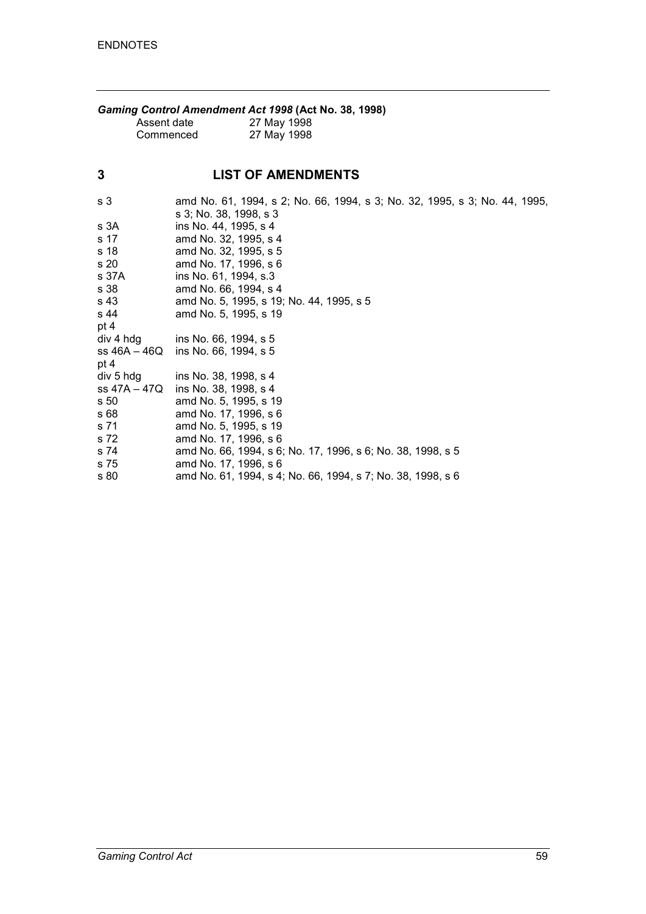***Gaming Control Amendment Act 1998* (Act No. 38, 1998)**

| | |
|---|---|
| Assent date | 27 May 1998 |
| Commenced | 27 May 1998 |

## 3 LIST OF AMENDMENTS

| | |
|---|---|
| s 3 | amd No. 61, 1994, s 2; No. 66, 1994, s 3; No. 32, 1995, s 3; No. 44, 1995, s 3; No. 38, 1998, s 3 |
| s 3A | ins No. 44, 1995, s 4 |
| s 17 | amd No. 32, 1995, s 4 |
| s 18 | amd No. 32, 1995, s 5 |
| s 20 | amd No. 17, 1996, s 6 |
| s 37A | ins No. 61, 1994, s.3 |
| s 38 | amd No. 66, 1994, s 4 |
| s 43 | amd No. 5, 1995, s 19; No. 44, 1995, s 5 |
| s 44 | amd No. 5, 1995, s 19 |
| pt 4 | |
| div 4 hdg | ins No. 66, 1994, s 5 |
| ss 46A – 46Q | ins No. 66, 1994, s 5 |
| pt 4 | |
| div 5 hdg | ins No. 38, 1998, s 4 |
| ss 47A – 47Q | ins No. 38, 1998, s 4 |
| s 50 | amd No. 5, 1995, s 19 |
| s 68 | amd No. 17, 1996, s 6 |
| s 71 | amd No. 5, 1995, s 19 |
| s 72 | amd No. 17, 1996, s 6 |
| s 74 | amd No. 66, 1994, s 6; No. 17, 1996, s 6; No. 38, 1998, s 5 |
| s 75 | amd No. 17, 1996, s 6 |
| s 80 | amd No. 61, 1994, s 4; No. 66, 1994, s 7; No. 38, 1998, s 6 |